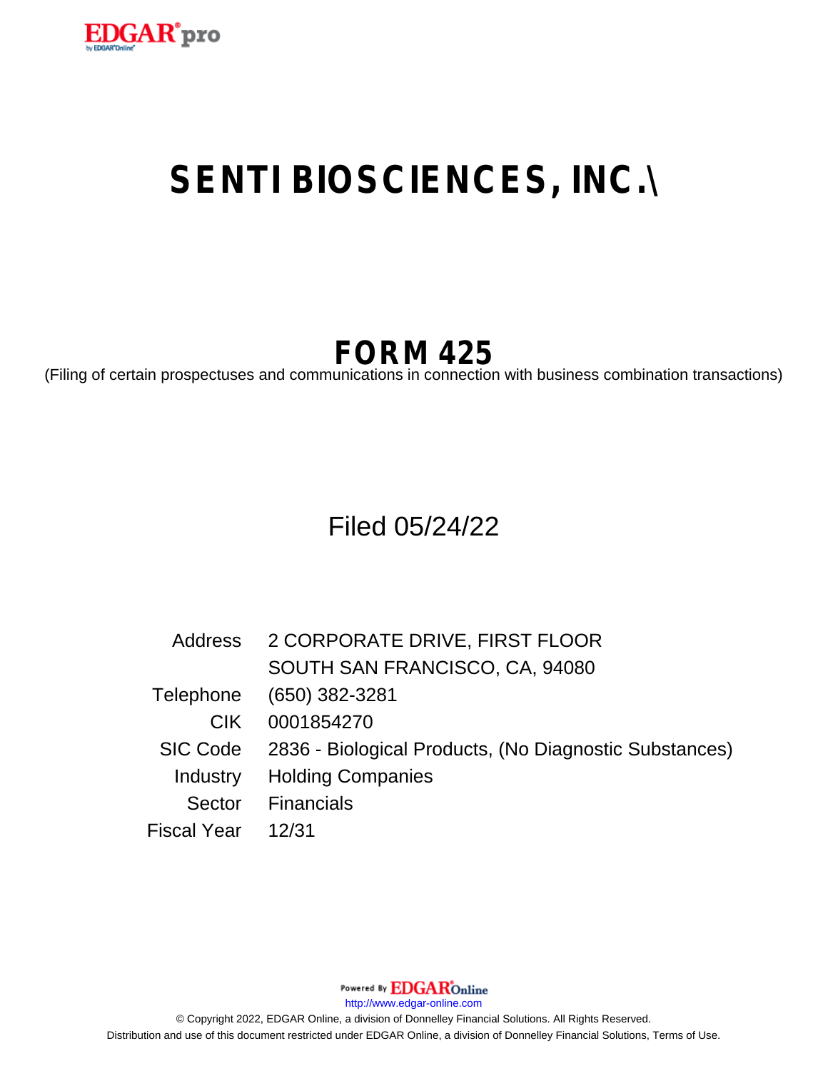# SENTI BIOSCIENCES, INC.\

## FORM 425

(Filing of certain prospectuses and communications in connection with business combination transactions)

Filed 05/24/22

| | |
|---|---|
| Address | 2 CORPORATE DRIVE, FIRST FLOOR |
| | SOUTH SAN FRANCISCO, CA, 94080 |
| Telephone | (650) 382-3281 |
| CIK | 0001854270 |
| SIC Code | 2836 - Biological Products, (No Diagnostic Substances) |
| Industry | Holding Companies |
| Sector | Financials |
| Fiscal Year | 12/31 |

Powered By EDGAROnline

http://www.edgar-online.com

© Copyright 2022, EDGAR Online, a division of Donnelley Financial Solutions. All Rights Reserved.

Distribution and use of this document restricted under EDGAR Online, a division of Donnelley Financial Solutions, Terms of Use.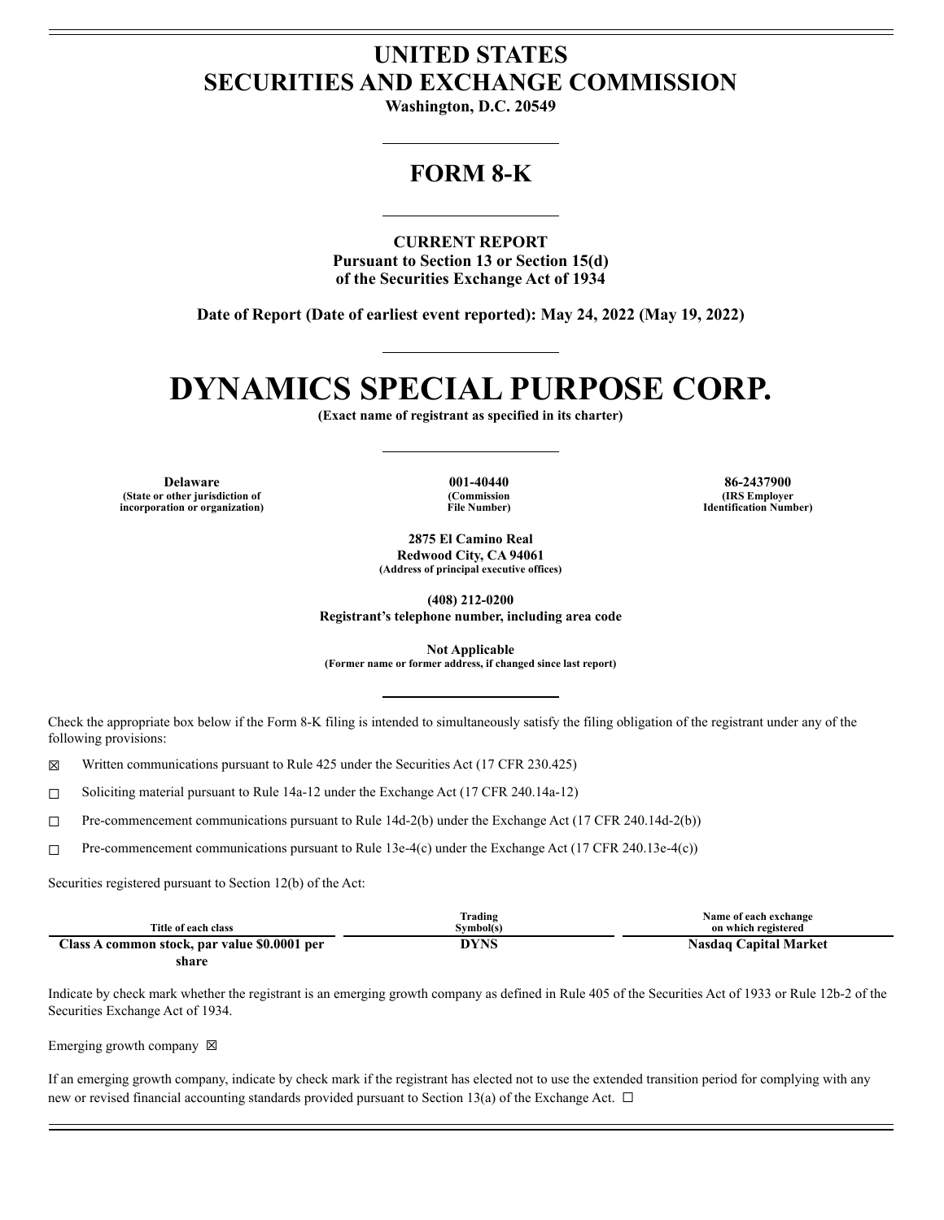# UNITED STATES
# SECURITIES AND EXCHANGE COMMISSION

**Washington, D.C. 20549**

## FORM 8-K

**CURRENT REPORT**
**Pursuant to Section 13 or Section 15(d)**
**of the Securities Exchange Act of 1934**

**Date of Report (Date of earliest event reported): May 24, 2022 (May 19, 2022)**

# DYNAMICS SPECIAL PURPOSE CORP.

**(Exact name of registrant as specified in its charter)**

| Delaware | 001-40440 | 86-2437900 |
|---|---|---|
| (State or other jurisdiction of incorporation or organization) | (Commission File Number) | (IRS Employer Identification Number) |

**2875 El Camino Real**
**Redwood City, CA 94061**
**(Address of principal executive offices)**

**(408) 212-0200**
**Registrant's telephone number, including area code**

**Not Applicable**
**(Former name or former address, if changed since last report)**

Check the appropriate box below if the Form 8-K filing is intended to simultaneously satisfy the filing obligation of the registrant under any of the following provisions:

☒ Written communications pursuant to Rule 425 under the Securities Act (17 CFR 230.425)

☐ Soliciting material pursuant to Rule 14a-12 under the Exchange Act (17 CFR 240.14a-12)

☐ Pre-commencement communications pursuant to Rule 14d-2(b) under the Exchange Act (17 CFR 240.14d-2(b))

☐ Pre-commencement communications pursuant to Rule 13e-4(c) under the Exchange Act (17 CFR 240.13e-4(c))

Securities registered pursuant to Section 12(b) of the Act:

| Title of each class | Trading Symbol(s) | Name of each exchange on which registered |
|---|---|---|
| **Class A common stock, par value $0.0001 per share** | **DYNS** | **Nasdaq Capital Market** |

Indicate by check mark whether the registrant is an emerging growth company as defined in Rule 405 of the Securities Act of 1933 or Rule 12b-2 of the Securities Exchange Act of 1934.

Emerging growth company ☒

If an emerging growth company, indicate by check mark if the registrant has elected not to use the extended transition period for complying with any new or revised financial accounting standards provided pursuant to Section 13(a) of the Exchange Act. ☐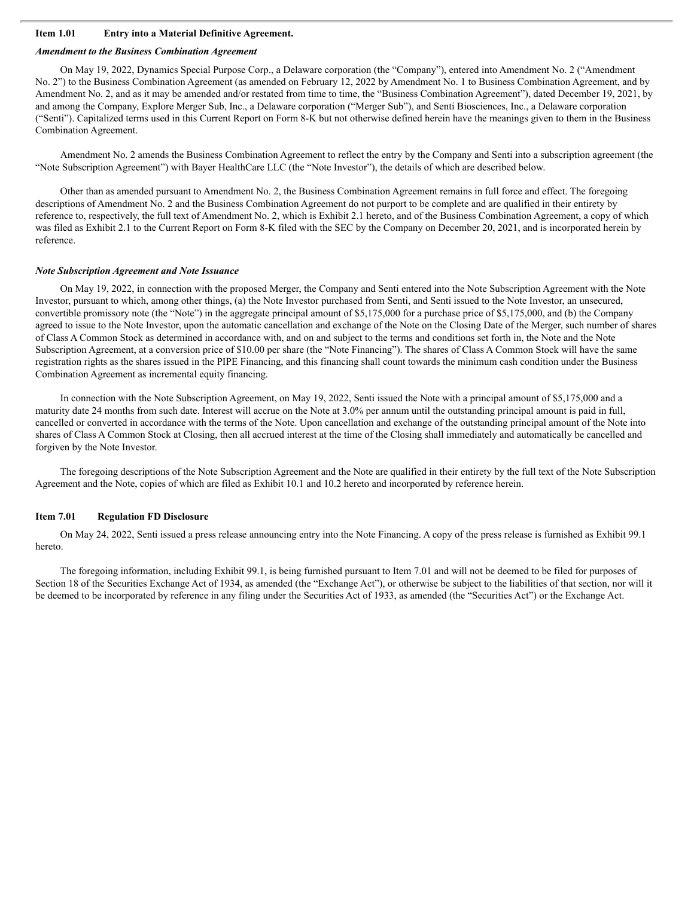### Item 1.01 Entry into a Material Definitive Agreement.

***Amendment to the Business Combination Agreement***

On May 19, 2022, Dynamics Special Purpose Corp., a Delaware corporation (the "Company"), entered into Amendment No. 2 ("Amendment No. 2") to the Business Combination Agreement (as amended on February 12, 2022 by Amendment No. 1 to Business Combination Agreement, and by Amendment No. 2, and as it may be amended and/or restated from time to time, the "Business Combination Agreement"), dated December 19, 2021, by and among the Company, Explore Merger Sub, Inc., a Delaware corporation ("Merger Sub"), and Senti Biosciences, Inc., a Delaware corporation ("Senti"). Capitalized terms used in this Current Report on Form 8-K but not otherwise defined herein have the meanings given to them in the Business Combination Agreement.

Amendment No. 2 amends the Business Combination Agreement to reflect the entry by the Company and Senti into a subscription agreement (the "Note Subscription Agreement") with Bayer HealthCare LLC (the "Note Investor"), the details of which are described below.

Other than as amended pursuant to Amendment No. 2, the Business Combination Agreement remains in full force and effect. The foregoing descriptions of Amendment No. 2 and the Business Combination Agreement do not purport to be complete and are qualified in their entirety by reference to, respectively, the full text of Amendment No. 2, which is Exhibit 2.1 hereto, and of the Business Combination Agreement, a copy of which was filed as Exhibit 2.1 to the Current Report on Form 8-K filed with the SEC by the Company on December 20, 2021, and is incorporated herein by reference.

***Note Subscription Agreement and Note Issuance***

On May 19, 2022, in connection with the proposed Merger, the Company and Senti entered into the Note Subscription Agreement with the Note Investor, pursuant to which, among other things, (a) the Note Investor purchased from Senti, and Senti issued to the Note Investor, an unsecured, convertible promissory note (the "Note") in the aggregate principal amount of $5,175,000 for a purchase price of $5,175,000, and (b) the Company agreed to issue to the Note Investor, upon the automatic cancellation and exchange of the Note on the Closing Date of the Merger, such number of shares of Class A Common Stock as determined in accordance with, and on and subject to the terms and conditions set forth in, the Note and the Note Subscription Agreement, at a conversion price of $10.00 per share (the "Note Financing"). The shares of Class A Common Stock will have the same registration rights as the shares issued in the PIPE Financing, and this financing shall count towards the minimum cash condition under the Business Combination Agreement as incremental equity financing.

In connection with the Note Subscription Agreement, on May 19, 2022, Senti issued the Note with a principal amount of $5,175,000 and a maturity date 24 months from such date. Interest will accrue on the Note at 3.0% per annum until the outstanding principal amount is paid in full, cancelled or converted in accordance with the terms of the Note. Upon cancellation and exchange of the outstanding principal amount of the Note into shares of Class A Common Stock at Closing, then all accrued interest at the time of the Closing shall immediately and automatically be cancelled and forgiven by the Note Investor.

The foregoing descriptions of the Note Subscription Agreement and the Note are qualified in their entirety by the full text of the Note Subscription Agreement and the Note, copies of which are filed as Exhibit 10.1 and 10.2 hereto and incorporated by reference herein.

### Item 7.01 Regulation FD Disclosure

On May 24, 2022, Senti issued a press release announcing entry into the Note Financing. A copy of the press release is furnished as Exhibit 99.1 hereto.

The foregoing information, including Exhibit 99.1, is being furnished pursuant to Item 7.01 and will not be deemed to be filed for purposes of Section 18 of the Securities Exchange Act of 1934, as amended (the "Exchange Act"), or otherwise be subject to the liabilities of that section, nor will it be deemed to be incorporated by reference in any filing under the Securities Act of 1933, as amended (the "Securities Act") or the Exchange Act.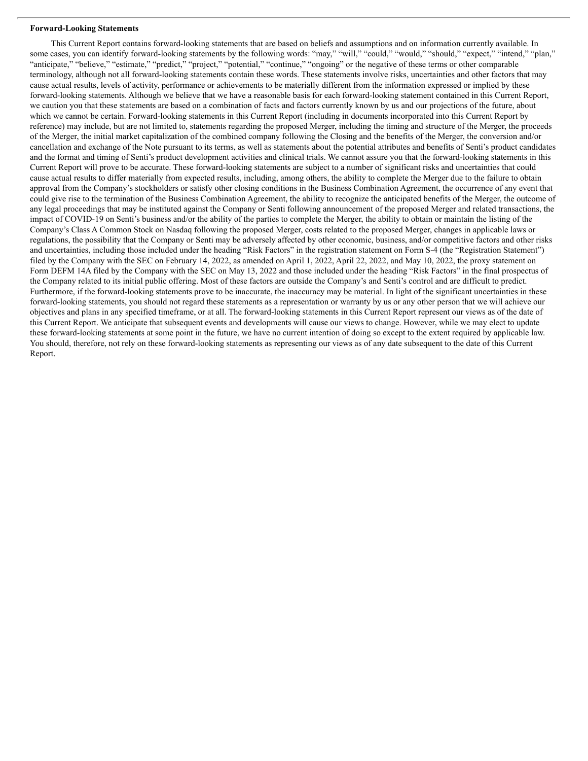**Forward-Looking Statements**

This Current Report contains forward-looking statements that are based on beliefs and assumptions and on information currently available. In some cases, you can identify forward-looking statements by the following words: "may," "will," "could," "would," "should," "expect," "intend," "plan," "anticipate," "believe," "estimate," "predict," "project," "potential," "continue," "ongoing" or the negative of these terms or other comparable terminology, although not all forward-looking statements contain these words. These statements involve risks, uncertainties and other factors that may cause actual results, levels of activity, performance or achievements to be materially different from the information expressed or implied by these forward-looking statements. Although we believe that we have a reasonable basis for each forward-looking statement contained in this Current Report, we caution you that these statements are based on a combination of facts and factors currently known by us and our projections of the future, about which we cannot be certain. Forward-looking statements in this Current Report (including in documents incorporated into this Current Report by reference) may include, but are not limited to, statements regarding the proposed Merger, including the timing and structure of the Merger, the proceeds of the Merger, the initial market capitalization of the combined company following the Closing and the benefits of the Merger, the conversion and/or cancellation and exchange of the Note pursuant to its terms, as well as statements about the potential attributes and benefits of Senti's product candidates and the format and timing of Senti's product development activities and clinical trials. We cannot assure you that the forward-looking statements in this Current Report will prove to be accurate. These forward-looking statements are subject to a number of significant risks and uncertainties that could cause actual results to differ materially from expected results, including, among others, the ability to complete the Merger due to the failure to obtain approval from the Company's stockholders or satisfy other closing conditions in the Business Combination Agreement, the occurrence of any event that could give rise to the termination of the Business Combination Agreement, the ability to recognize the anticipated benefits of the Merger, the outcome of any legal proceedings that may be instituted against the Company or Senti following announcement of the proposed Merger and related transactions, the impact of COVID-19 on Senti's business and/or the ability of the parties to complete the Merger, the ability to obtain or maintain the listing of the Company's Class A Common Stock on Nasdaq following the proposed Merger, costs related to the proposed Merger, changes in applicable laws or regulations, the possibility that the Company or Senti may be adversely affected by other economic, business, and/or competitive factors and other risks and uncertainties, including those included under the heading "Risk Factors" in the registration statement on Form S-4 (the "Registration Statement") filed by the Company with the SEC on February 14, 2022, as amended on April 1, 2022, April 22, 2022, and May 10, 2022, the proxy statement on Form DEFM 14A filed by the Company with the SEC on May 13, 2022 and those included under the heading "Risk Factors" in the final prospectus of the Company related to its initial public offering. Most of these factors are outside the Company's and Senti's control and are difficult to predict. Furthermore, if the forward-looking statements prove to be inaccurate, the inaccuracy may be material. In light of the significant uncertainties in these forward-looking statements, you should not regard these statements as a representation or warranty by us or any other person that we will achieve our objectives and plans in any specified timeframe, or at all. The forward-looking statements in this Current Report represent our views as of the date of this Current Report. We anticipate that subsequent events and developments will cause our views to change. However, while we may elect to update these forward-looking statements at some point in the future, we have no current intention of doing so except to the extent required by applicable law. You should, therefore, not rely on these forward-looking statements as representing our views as of any date subsequent to the date of this Current Report.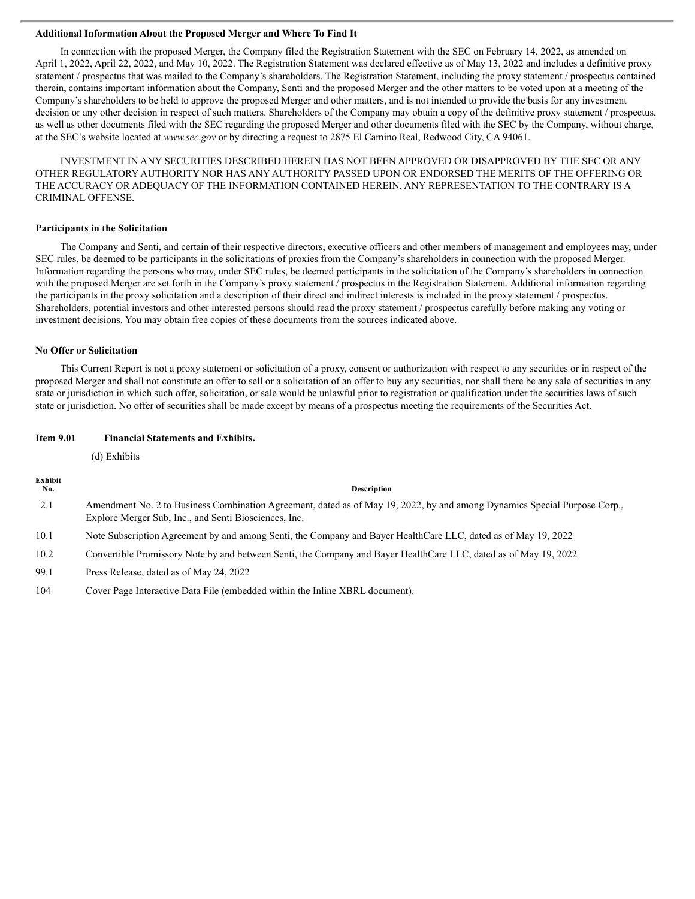**Additional Information About the Proposed Merger and Where To Find It**

In connection with the proposed Merger, the Company filed the Registration Statement with the SEC on February 14, 2022, as amended on April 1, 2022, April 22, 2022, and May 10, 2022. The Registration Statement was declared effective as of May 13, 2022 and includes a definitive proxy statement / prospectus that was mailed to the Company's shareholders. The Registration Statement, including the proxy statement / prospectus contained therein, contains important information about the Company, Senti and the proposed Merger and the other matters to be voted upon at a meeting of the Company's shareholders to be held to approve the proposed Merger and other matters, and is not intended to provide the basis for any investment decision or any other decision in respect of such matters. Shareholders of the Company may obtain a copy of the definitive proxy statement / prospectus, as well as other documents filed with the SEC regarding the proposed Merger and other documents filed with the SEC by the Company, without charge, at the SEC's website located at *www.sec.gov* or by directing a request to 2875 El Camino Real, Redwood City, CA 94061.

INVESTMENT IN ANY SECURITIES DESCRIBED HEREIN HAS NOT BEEN APPROVED OR DISAPPROVED BY THE SEC OR ANY OTHER REGULATORY AUTHORITY NOR HAS ANY AUTHORITY PASSED UPON OR ENDORSED THE MERITS OF THE OFFERING OR THE ACCURACY OR ADEQUACY OF THE INFORMATION CONTAINED HEREIN. ANY REPRESENTATION TO THE CONTRARY IS A CRIMINAL OFFENSE.

**Participants in the Solicitation**

The Company and Senti, and certain of their respective directors, executive officers and other members of management and employees may, under SEC rules, be deemed to be participants in the solicitations of proxies from the Company's shareholders in connection with the proposed Merger. Information regarding the persons who may, under SEC rules, be deemed participants in the solicitation of the Company's shareholders in connection with the proposed Merger are set forth in the Company's proxy statement / prospectus in the Registration Statement. Additional information regarding the participants in the proxy solicitation and a description of their direct and indirect interests is included in the proxy statement / prospectus. Shareholders, potential investors and other interested persons should read the proxy statement / prospectus carefully before making any voting or investment decisions. You may obtain free copies of these documents from the sources indicated above.

**No Offer or Solicitation**

This Current Report is not a proxy statement or solicitation of a proxy, consent or authorization with respect to any securities or in respect of the proposed Merger and shall not constitute an offer to sell or a solicitation of an offer to buy any securities, nor shall there be any sale of securities in any state or jurisdiction in which such offer, solicitation, or sale would be unlawful prior to registration or qualification under the securities laws of such state or jurisdiction. No offer of securities shall be made except by means of a prospectus meeting the requirements of the Securities Act.

**Item 9.01 Financial Statements and Exhibits.**

(d) Exhibits

| Exhibit No. | Description |
|---|---|
| 2.1 | Amendment No. 2 to Business Combination Agreement, dated as of May 19, 2022, by and among Dynamics Special Purpose Corp., Explore Merger Sub, Inc., and Senti Biosciences, Inc. |
| 10.1 | Note Subscription Agreement by and among Senti, the Company and Bayer HealthCare LLC, dated as of May 19, 2022 |
| 10.2 | Convertible Promissory Note by and between Senti, the Company and Bayer HealthCare LLC, dated as of May 19, 2022 |
| 99.1 | Press Release, dated as of May 24, 2022 |
| 104 | Cover Page Interactive Data File (embedded within the Inline XBRL document). |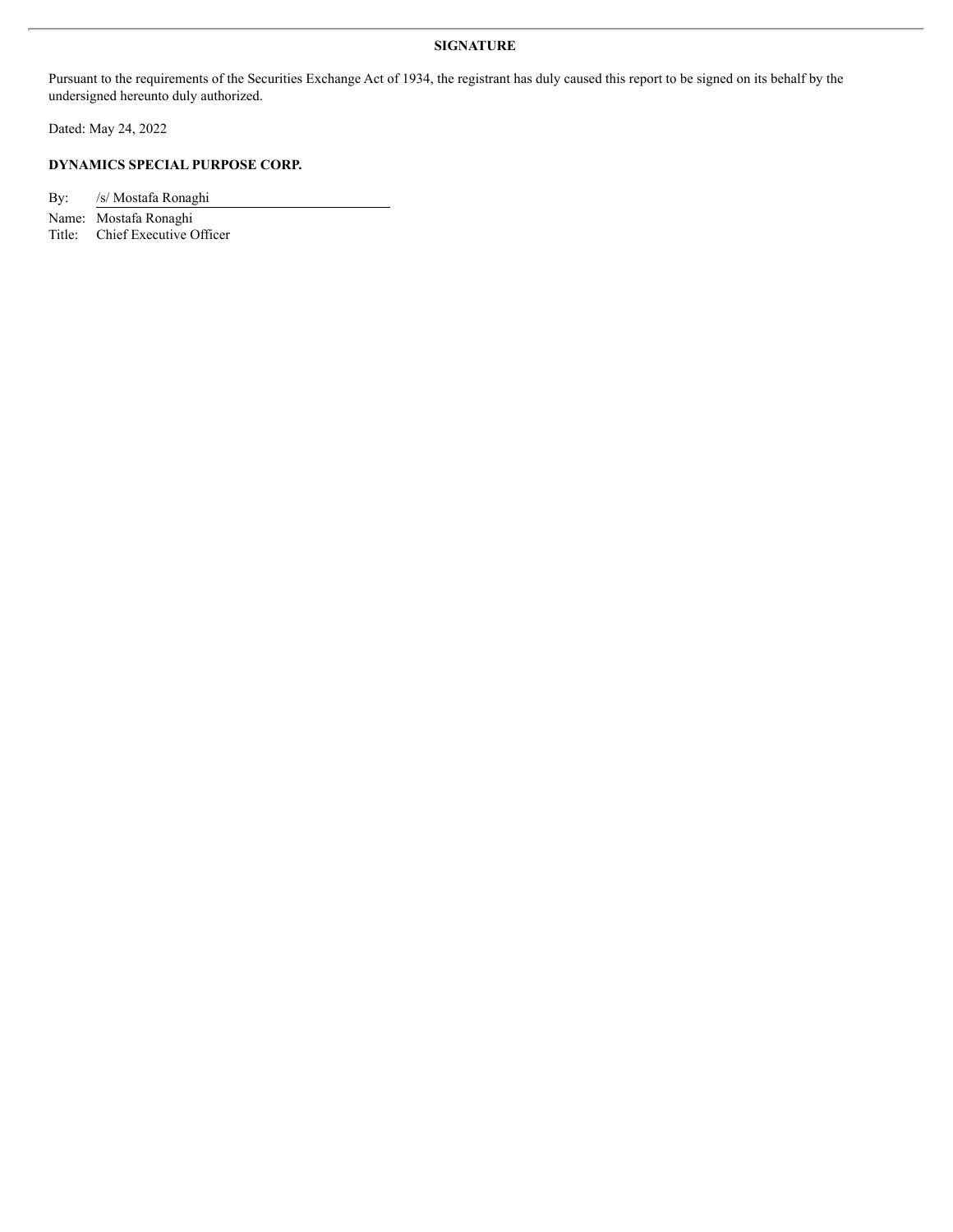**SIGNATURE**

Pursuant to the requirements of the Securities Exchange Act of 1934, the registrant has duly caused this report to be signed on its behalf by the undersigned hereunto duly authorized.

Dated: May 24, 2022

**DYNAMICS SPECIAL PURPOSE CORP.**

By: /s/ Mostafa Ronaghi

Name: Mostafa Ronaghi

Title: Chief Executive Officer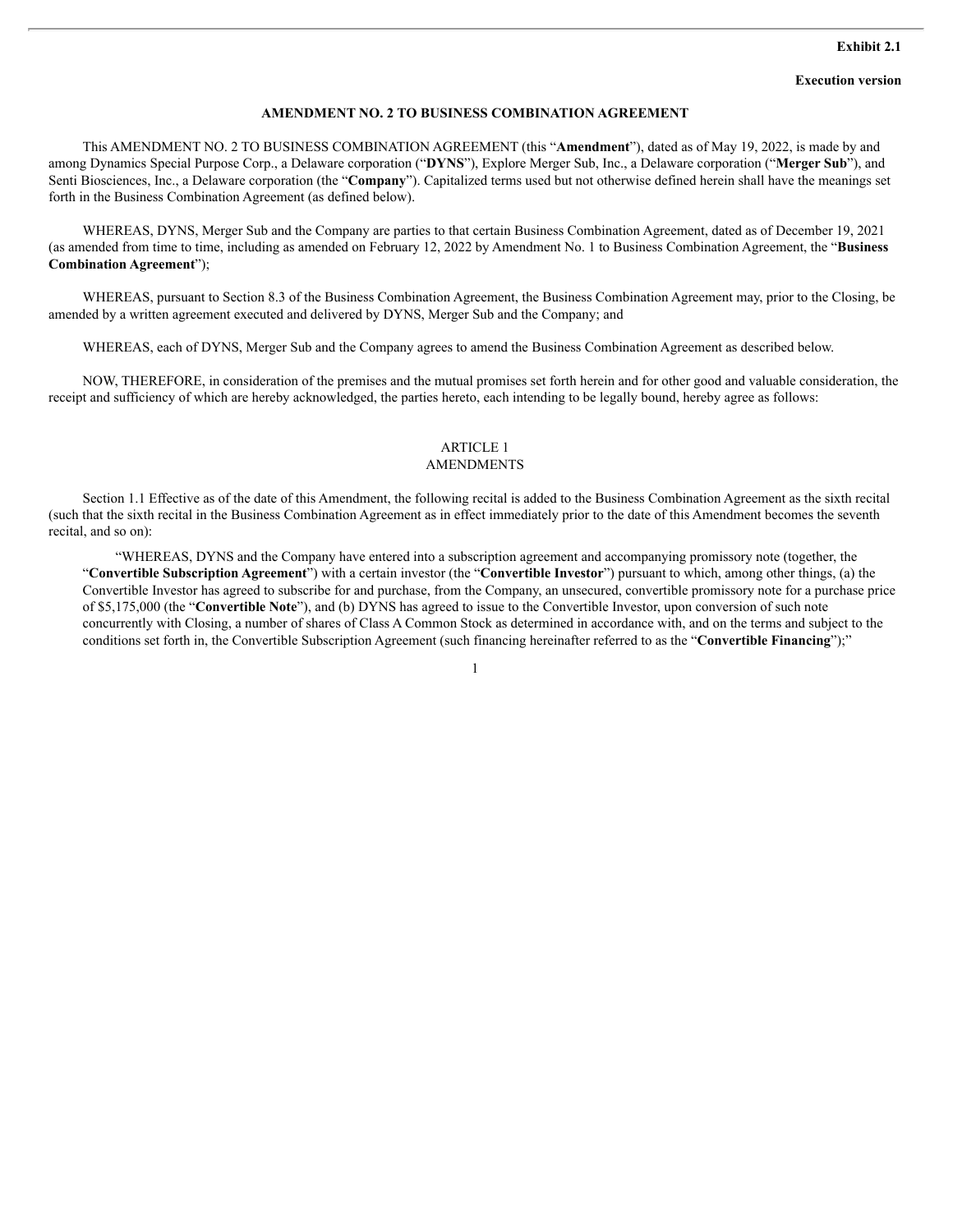**Exhibit 2.1**

**Execution version**

**AMENDMENT NO. 2 TO BUSINESS COMBINATION AGREEMENT**

This AMENDMENT NO. 2 TO BUSINESS COMBINATION AGREEMENT (this "**Amendment**"), dated as of May 19, 2022, is made by and among Dynamics Special Purpose Corp., a Delaware corporation ("**DYNS**"), Explore Merger Sub, Inc., a Delaware corporation ("**Merger Sub**"), and Senti Biosciences, Inc., a Delaware corporation (the "**Company**"). Capitalized terms used but not otherwise defined herein shall have the meanings set forth in the Business Combination Agreement (as defined below).

WHEREAS, DYNS, Merger Sub and the Company are parties to that certain Business Combination Agreement, dated as of December 19, 2021 (as amended from time to time, including as amended on February 12, 2022 by Amendment No. 1 to Business Combination Agreement, the "**Business Combination Agreement**");

WHEREAS, pursuant to Section 8.3 of the Business Combination Agreement, the Business Combination Agreement may, prior to the Closing, be amended by a written agreement executed and delivered by DYNS, Merger Sub and the Company; and

WHEREAS, each of DYNS, Merger Sub and the Company agrees to amend the Business Combination Agreement as described below.

NOW, THEREFORE, in consideration of the premises and the mutual promises set forth herein and for other good and valuable consideration, the receipt and sufficiency of which are hereby acknowledged, the parties hereto, each intending to be legally bound, hereby agree as follows:

## ARTICLE 1
## AMENDMENTS

Section 1.1 Effective as of the date of this Amendment, the following recital is added to the Business Combination Agreement as the sixth recital (such that the sixth recital in the Business Combination Agreement as in effect immediately prior to the date of this Amendment becomes the seventh recital, and so on):

"WHEREAS, DYNS and the Company have entered into a subscription agreement and accompanying promissory note (together, the "**Convertible Subscription Agreement**") with a certain investor (the "**Convertible Investor**") pursuant to which, among other things, (a) the Convertible Investor has agreed to subscribe for and purchase, from the Company, an unsecured, convertible promissory note for a purchase price of $5,175,000 (the "**Convertible Note**"), and (b) DYNS has agreed to issue to the Convertible Investor, upon conversion of such note concurrently with Closing, a number of shares of Class A Common Stock as determined in accordance with, and on the terms and subject to the conditions set forth in, the Convertible Subscription Agreement (such financing hereinafter referred to as the "**Convertible Financing**");"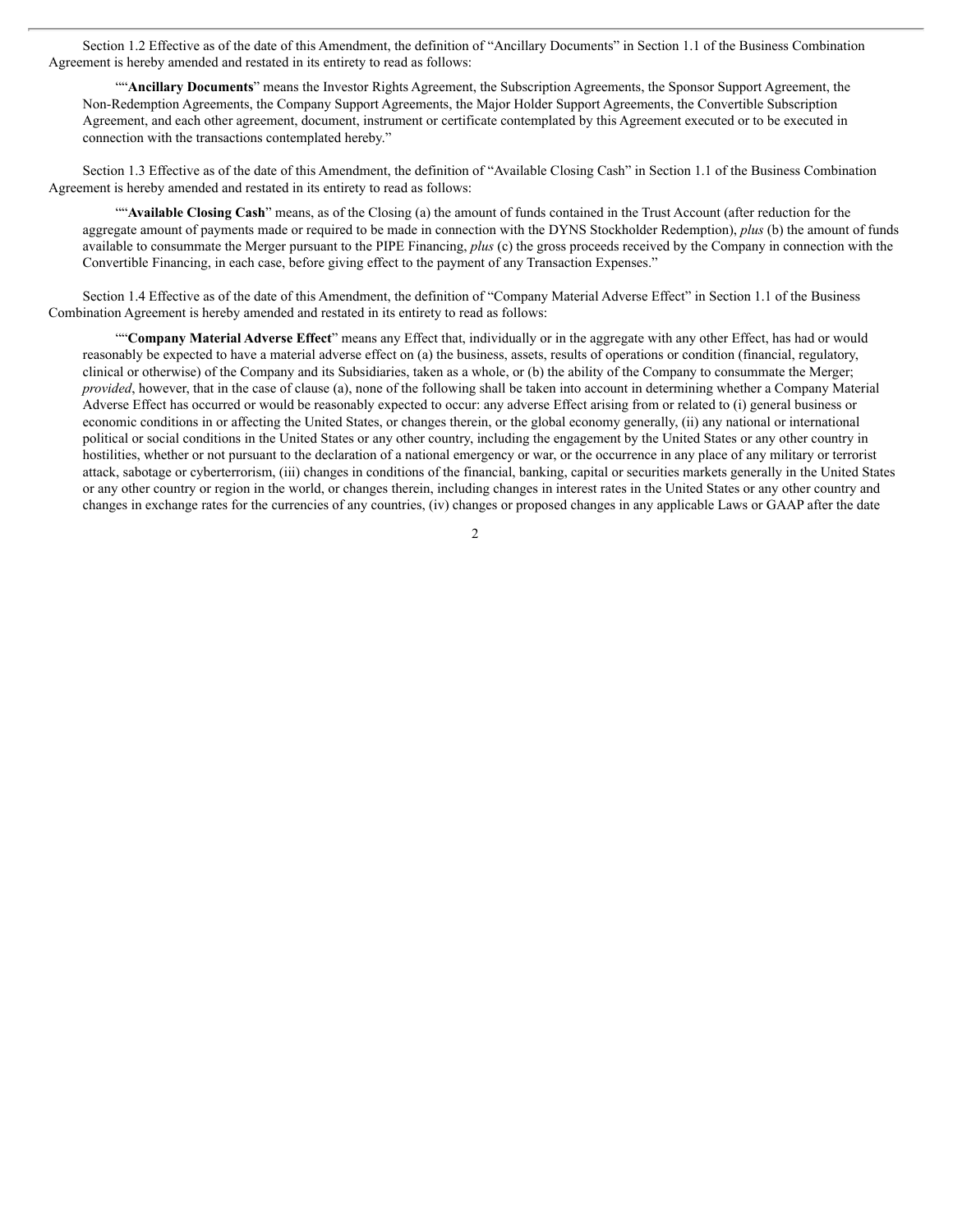Section 1.2 Effective as of the date of this Amendment, the definition of "Ancillary Documents" in Section 1.1 of the Business Combination Agreement is hereby amended and restated in its entirety to read as follows:

""**Ancillary Documents**" means the Investor Rights Agreement, the Subscription Agreements, the Sponsor Support Agreement, the Non-Redemption Agreements, the Company Support Agreements, the Major Holder Support Agreements, the Convertible Subscription Agreement, and each other agreement, document, instrument or certificate contemplated by this Agreement executed or to be executed in connection with the transactions contemplated hereby."

Section 1.3 Effective as of the date of this Amendment, the definition of "Available Closing Cash" in Section 1.1 of the Business Combination Agreement is hereby amended and restated in its entirety to read as follows:

""**Available Closing Cash**" means, as of the Closing (a) the amount of funds contained in the Trust Account (after reduction for the aggregate amount of payments made or required to be made in connection with the DYNS Stockholder Redemption), *plus* (b) the amount of funds available to consummate the Merger pursuant to the PIPE Financing, *plus* (c) the gross proceeds received by the Company in connection with the Convertible Financing, in each case, before giving effect to the payment of any Transaction Expenses."

Section 1.4 Effective as of the date of this Amendment, the definition of "Company Material Adverse Effect" in Section 1.1 of the Business Combination Agreement is hereby amended and restated in its entirety to read as follows:

""**Company Material Adverse Effect**" means any Effect that, individually or in the aggregate with any other Effect, has had or would reasonably be expected to have a material adverse effect on (a) the business, assets, results of operations or condition (financial, regulatory, clinical or otherwise) of the Company and its Subsidiaries, taken as a whole, or (b) the ability of the Company to consummate the Merger; *provided*, however, that in the case of clause (a), none of the following shall be taken into account in determining whether a Company Material Adverse Effect has occurred or would be reasonably expected to occur: any adverse Effect arising from or related to (i) general business or economic conditions in or affecting the United States, or changes therein, or the global economy generally, (ii) any national or international political or social conditions in the United States or any other country, including the engagement by the United States or any other country in hostilities, whether or not pursuant to the declaration of a national emergency or war, or the occurrence in any place of any military or terrorist attack, sabotage or cyberterrorism, (iii) changes in conditions of the financial, banking, capital or securities markets generally in the United States or any other country or region in the world, or changes therein, including changes in interest rates in the United States or any other country and changes in exchange rates for the currencies of any countries, (iv) changes or proposed changes in any applicable Laws or GAAP after the date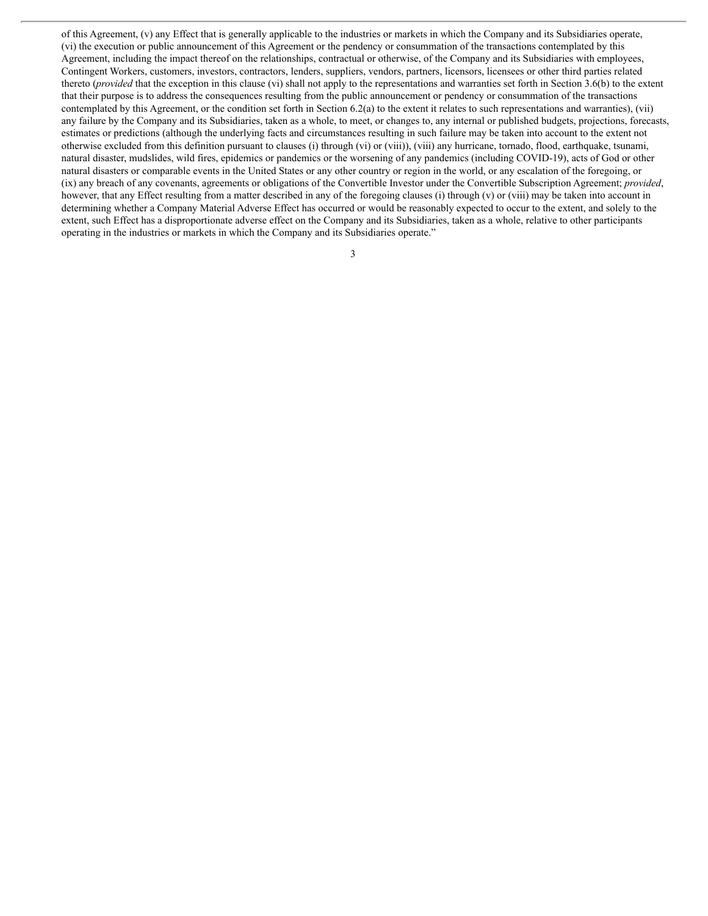of this Agreement, (v) any Effect that is generally applicable to the industries or markets in which the Company and its Subsidiaries operate, (vi) the execution or public announcement of this Agreement or the pendency or consummation of the transactions contemplated by this Agreement, including the impact thereof on the relationships, contractual or otherwise, of the Company and its Subsidiaries with employees, Contingent Workers, customers, investors, contractors, lenders, suppliers, vendors, partners, licensors, licensees or other third parties related thereto (*provided* that the exception in this clause (vi) shall not apply to the representations and warranties set forth in Section 3.6(b) to the extent that their purpose is to address the consequences resulting from the public announcement or pendency or consummation of the transactions contemplated by this Agreement, or the condition set forth in Section 6.2(a) to the extent it relates to such representations and warranties), (vii) any failure by the Company and its Subsidiaries, taken as a whole, to meet, or changes to, any internal or published budgets, projections, forecasts, estimates or predictions (although the underlying facts and circumstances resulting in such failure may be taken into account to the extent not otherwise excluded from this definition pursuant to clauses (i) through (vi) or (viii)), (viii) any hurricane, tornado, flood, earthquake, tsunami, natural disaster, mudslides, wild fires, epidemics or pandemics or the worsening of any pandemics (including COVID-19), acts of God or other natural disasters or comparable events in the United States or any other country or region in the world, or any escalation of the foregoing, or (ix) any breach of any covenants, agreements or obligations of the Convertible Investor under the Convertible Subscription Agreement; *provided*, however, that any Effect resulting from a matter described in any of the foregoing clauses (i) through (v) or (viii) may be taken into account in determining whether a Company Material Adverse Effect has occurred or would be reasonably expected to occur to the extent, and solely to the extent, such Effect has a disproportionate adverse effect on the Company and its Subsidiaries, taken as a whole, relative to other participants operating in the industries or markets in which the Company and its Subsidiaries operate."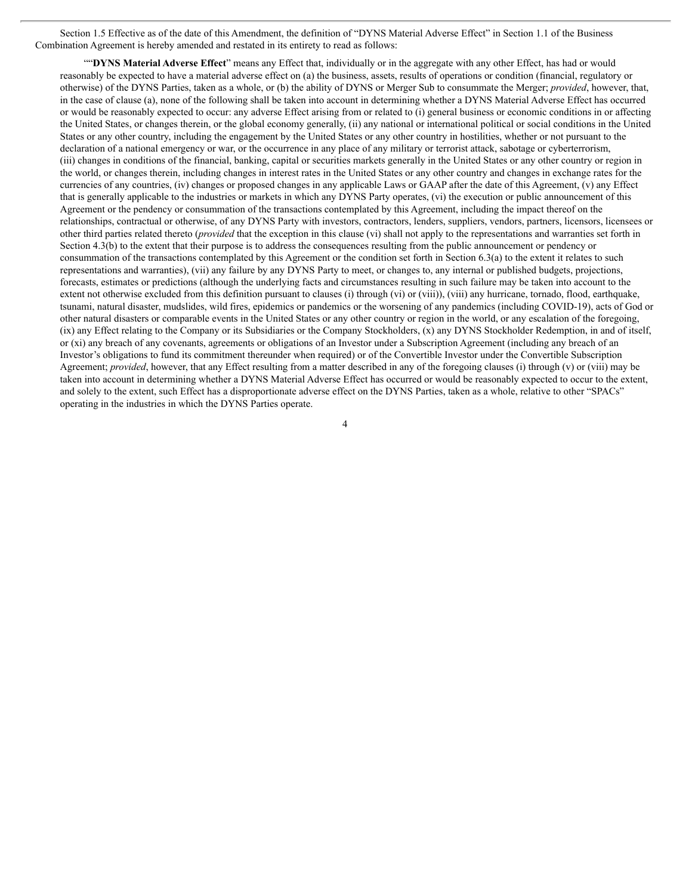Section 1.5 Effective as of the date of this Amendment, the definition of "DYNS Material Adverse Effect" in Section 1.1 of the Business Combination Agreement is hereby amended and restated in its entirety to read as follows:

""**DYNS Material Adverse Effect**" means any Effect that, individually or in the aggregate with any other Effect, has had or would reasonably be expected to have a material adverse effect on (a) the business, assets, results of operations or condition (financial, regulatory or otherwise) of the DYNS Parties, taken as a whole, or (b) the ability of DYNS or Merger Sub to consummate the Merger; *provided*, however, that, in the case of clause (a), none of the following shall be taken into account in determining whether a DYNS Material Adverse Effect has occurred or would be reasonably expected to occur: any adverse Effect arising from or related to (i) general business or economic conditions in or affecting the United States, or changes therein, or the global economy generally, (ii) any national or international political or social conditions in the United States or any other country, including the engagement by the United States or any other country in hostilities, whether or not pursuant to the declaration of a national emergency or war, or the occurrence in any place of any military or terrorist attack, sabotage or cyberterrorism, (iii) changes in conditions of the financial, banking, capital or securities markets generally in the United States or any other country or region in the world, or changes therein, including changes in interest rates in the United States or any other country and changes in exchange rates for the currencies of any countries, (iv) changes or proposed changes in any applicable Laws or GAAP after the date of this Agreement, (v) any Effect that is generally applicable to the industries or markets in which any DYNS Party operates, (vi) the execution or public announcement of this Agreement or the pendency or consummation of the transactions contemplated by this Agreement, including the impact thereof on the relationships, contractual or otherwise, of any DYNS Party with investors, contractors, lenders, suppliers, vendors, partners, licensors, licensees or other third parties related thereto (*provided* that the exception in this clause (vi) shall not apply to the representations and warranties set forth in Section 4.3(b) to the extent that their purpose is to address the consequences resulting from the public announcement or pendency or consummation of the transactions contemplated by this Agreement or the condition set forth in Section 6.3(a) to the extent it relates to such representations and warranties), (vii) any failure by any DYNS Party to meet, or changes to, any internal or published budgets, projections, forecasts, estimates or predictions (although the underlying facts and circumstances resulting in such failure may be taken into account to the extent not otherwise excluded from this definition pursuant to clauses (i) through (vi) or (viii)), (viii) any hurricane, tornado, flood, earthquake, tsunami, natural disaster, mudslides, wild fires, epidemics or pandemics or the worsening of any pandemics (including COVID-19), acts of God or other natural disasters or comparable events in the United States or any other country or region in the world, or any escalation of the foregoing, (ix) any Effect relating to the Company or its Subsidiaries or the Company Stockholders, (x) any DYNS Stockholder Redemption, in and of itself, or (xi) any breach of any covenants, agreements or obligations of an Investor under a Subscription Agreement (including any breach of an Investor's obligations to fund its commitment thereunder when required) or of the Convertible Investor under the Convertible Subscription Agreement; *provided*, however, that any Effect resulting from a matter described in any of the foregoing clauses (i) through (v) or (viii) may be taken into account in determining whether a DYNS Material Adverse Effect has occurred or would be reasonably expected to occur to the extent, and solely to the extent, such Effect has a disproportionate adverse effect on the DYNS Parties, taken as a whole, relative to other "SPACs" operating in the industries in which the DYNS Parties operate.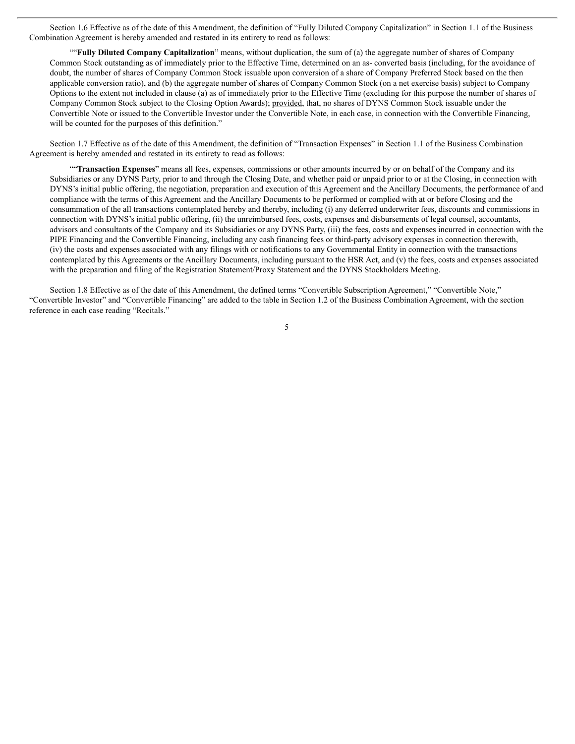Section 1.6 Effective as of the date of this Amendment, the definition of "Fully Diluted Company Capitalization" in Section 1.1 of the Business Combination Agreement is hereby amended and restated in its entirety to read as follows:

""**Fully Diluted Company Capitalization**" means, without duplication, the sum of (a) the aggregate number of shares of Company Common Stock outstanding as of immediately prior to the Effective Time, determined on an as- converted basis (including, for the avoidance of doubt, the number of shares of Company Common Stock issuable upon conversion of a share of Company Preferred Stock based on the then applicable conversion ratio), and (b) the aggregate number of shares of Company Common Stock (on a net exercise basis) subject to Company Options to the extent not included in clause (a) as of immediately prior to the Effective Time (excluding for this purpose the number of shares of Company Common Stock subject to the Closing Option Awards); provided, that, no shares of DYNS Common Stock issuable under the Convertible Note or issued to the Convertible Investor under the Convertible Note, in each case, in connection with the Convertible Financing, will be counted for the purposes of this definition."

Section 1.7 Effective as of the date of this Amendment, the definition of "Transaction Expenses" in Section 1.1 of the Business Combination Agreement is hereby amended and restated in its entirety to read as follows:

""**Transaction Expenses**" means all fees, expenses, commissions or other amounts incurred by or on behalf of the Company and its Subsidiaries or any DYNS Party, prior to and through the Closing Date, and whether paid or unpaid prior to or at the Closing, in connection with DYNS's initial public offering, the negotiation, preparation and execution of this Agreement and the Ancillary Documents, the performance of and compliance with the terms of this Agreement and the Ancillary Documents to be performed or complied with at or before Closing and the consummation of the all transactions contemplated hereby and thereby, including (i) any deferred underwriter fees, discounts and commissions in connection with DYNS's initial public offering, (ii) the unreimbursed fees, costs, expenses and disbursements of legal counsel, accountants, advisors and consultants of the Company and its Subsidiaries or any DYNS Party, (iii) the fees, costs and expenses incurred in connection with the PIPE Financing and the Convertible Financing, including any cash financing fees or third-party advisory expenses in connection therewith, (iv) the costs and expenses associated with any filings with or notifications to any Governmental Entity in connection with the transactions contemplated by this Agreements or the Ancillary Documents, including pursuant to the HSR Act, and (v) the fees, costs and expenses associated with the preparation and filing of the Registration Statement/Proxy Statement and the DYNS Stockholders Meeting.

Section 1.8 Effective as of the date of this Amendment, the defined terms "Convertible Subscription Agreement," "Convertible Note," "Convertible Investor" and "Convertible Financing" are added to the table in Section 1.2 of the Business Combination Agreement, with the section reference in each case reading "Recitals."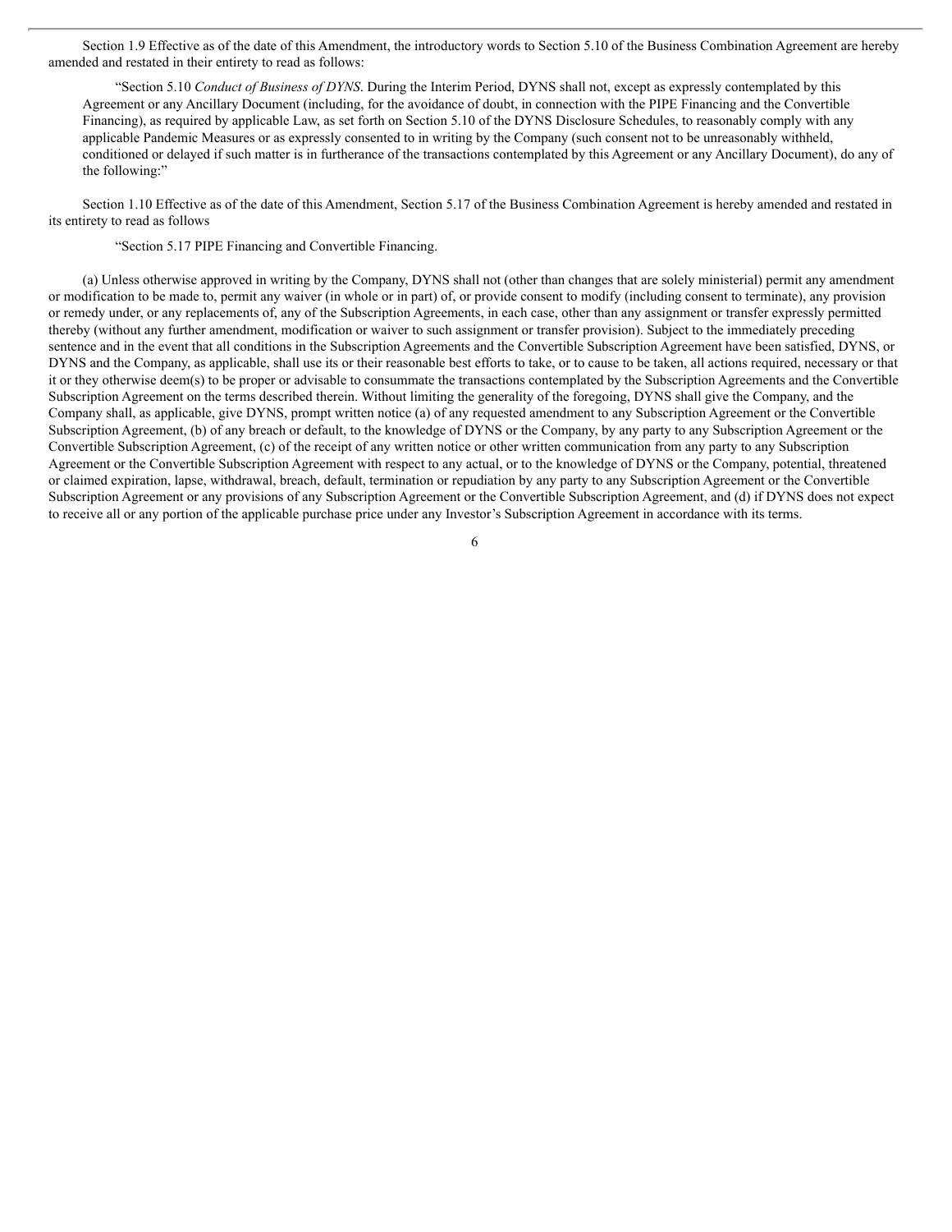Section 1.9 Effective as of the date of this Amendment, the introductory words to Section 5.10 of the Business Combination Agreement are hereby amended and restated in their entirety to read as follows:

> "Section 5.10 *Conduct of Business of DYNS*. During the Interim Period, DYNS shall not, except as expressly contemplated by this Agreement or any Ancillary Document (including, for the avoidance of doubt, in connection with the PIPE Financing and the Convertible Financing), as required by applicable Law, as set forth on Section 5.10 of the DYNS Disclosure Schedules, to reasonably comply with any applicable Pandemic Measures or as expressly consented to in writing by the Company (such consent not to be unreasonably withheld, conditioned or delayed if such matter is in furtherance of the transactions contemplated by this Agreement or any Ancillary Document), do any of the following:"

Section 1.10 Effective as of the date of this Amendment, Section 5.17 of the Business Combination Agreement is hereby amended and restated in its entirety to read as follows

> "Section 5.17 PIPE Financing and Convertible Financing.

(a) Unless otherwise approved in writing by the Company, DYNS shall not (other than changes that are solely ministerial) permit any amendment or modification to be made to, permit any waiver (in whole or in part) of, or provide consent to modify (including consent to terminate), any provision or remedy under, or any replacements of, any of the Subscription Agreements, in each case, other than any assignment or transfer expressly permitted thereby (without any further amendment, modification or waiver to such assignment or transfer provision). Subject to the immediately preceding sentence and in the event that all conditions in the Subscription Agreements and the Convertible Subscription Agreement have been satisfied, DYNS, or DYNS and the Company, as applicable, shall use its or their reasonable best efforts to take, or to cause to be taken, all actions required, necessary or that it or they otherwise deem(s) to be proper or advisable to consummate the transactions contemplated by the Subscription Agreements and the Convertible Subscription Agreement on the terms described therein. Without limiting the generality of the foregoing, DYNS shall give the Company, and the Company shall, as applicable, give DYNS, prompt written notice (a) of any requested amendment to any Subscription Agreement or the Convertible Subscription Agreement, (b) of any breach or default, to the knowledge of DYNS or the Company, by any party to any Subscription Agreement or the Convertible Subscription Agreement, (c) of the receipt of any written notice or other written communication from any party to any Subscription Agreement or the Convertible Subscription Agreement with respect to any actual, or to the knowledge of DYNS or the Company, potential, threatened or claimed expiration, lapse, withdrawal, breach, default, termination or repudiation by any party to any Subscription Agreement or the Convertible Subscription Agreement or any provisions of any Subscription Agreement or the Convertible Subscription Agreement, and (d) if DYNS does not expect to receive all or any portion of the applicable purchase price under any Investor's Subscription Agreement in accordance with its terms.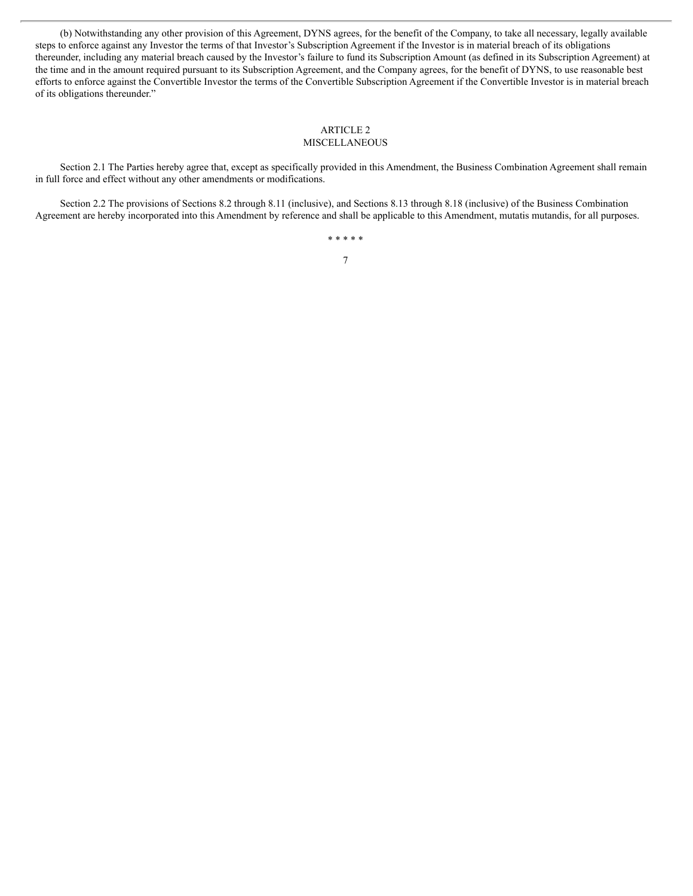(b) Notwithstanding any other provision of this Agreement, DYNS agrees, for the benefit of the Company, to take all necessary, legally available steps to enforce against any Investor the terms of that Investor's Subscription Agreement if the Investor is in material breach of its obligations thereunder, including any material breach caused by the Investor's failure to fund its Subscription Amount (as defined in its Subscription Agreement) at the time and in the amount required pursuant to its Subscription Agreement, and the Company agrees, for the benefit of DYNS, to use reasonable best efforts to enforce against the Convertible Investor the terms of the Convertible Subscription Agreement if the Convertible Investor is in material breach of its obligations thereunder."

## ARTICLE 2
## MISCELLANEOUS

Section 2.1 The Parties hereby agree that, except as specifically provided in this Amendment, the Business Combination Agreement shall remain in full force and effect without any other amendments or modifications.

Section 2.2 The provisions of Sections 8.2 through 8.11 (inclusive), and Sections 8.13 through 8.18 (inclusive) of the Business Combination Agreement are hereby incorporated into this Amendment by reference and shall be applicable to this Amendment, mutatis mutandis, for all purposes.

\* \* \* \* \*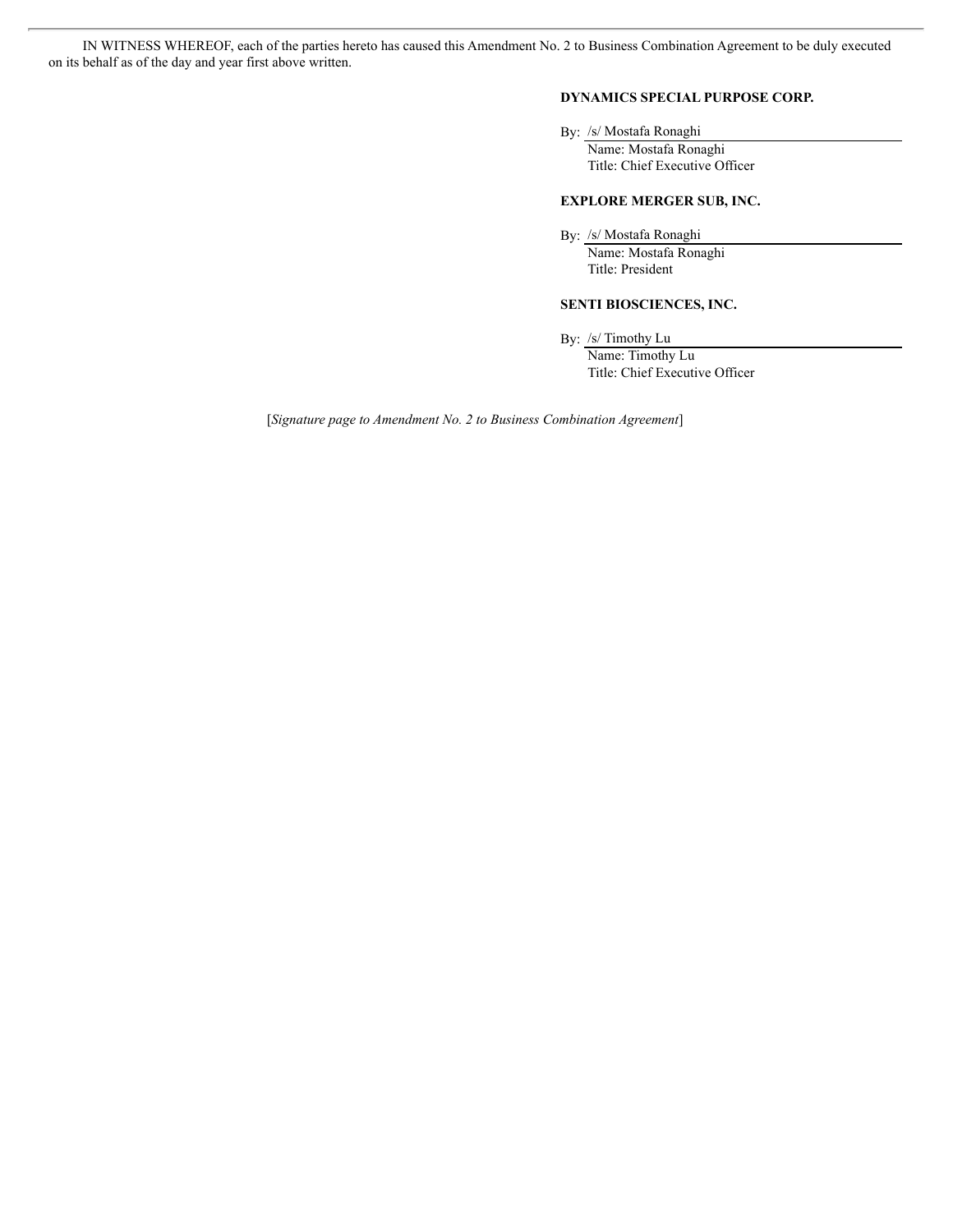IN WITNESS WHEREOF, each of the parties hereto has caused this Amendment No. 2 to Business Combination Agreement to be duly executed on its behalf as of the day and year first above written.

**DYNAMICS SPECIAL PURPOSE CORP.**

By: /s/ Mostafa Ronaghi
Name: Mostafa Ronaghi
Title: Chief Executive Officer

**EXPLORE MERGER SUB, INC.**

By: /s/ Mostafa Ronaghi
Name: Mostafa Ronaghi
Title: President

**SENTI BIOSCIENCES, INC.**

By: /s/ Timothy Lu
Name: Timothy Lu
Title: Chief Executive Officer

[*Signature page to Amendment No. 2 to Business Combination Agreement*]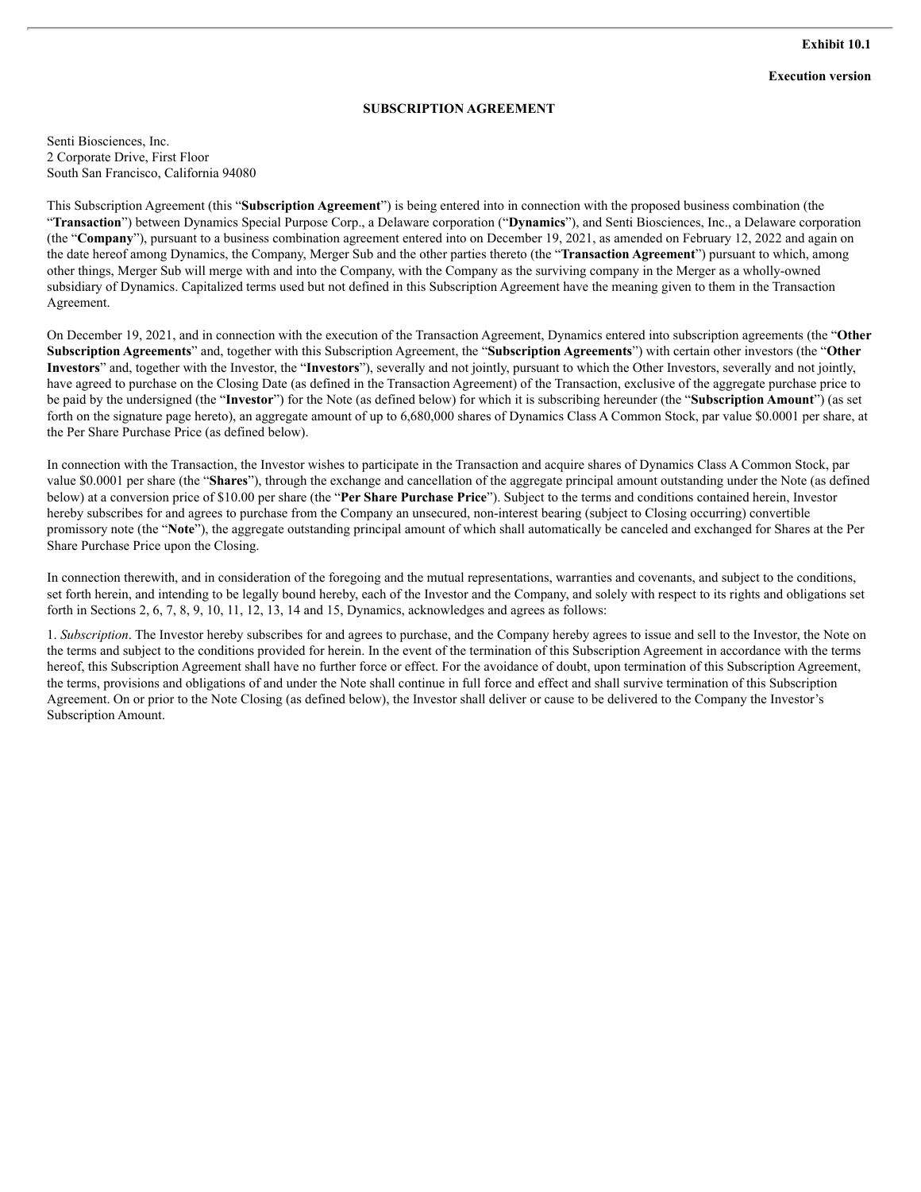**Exhibit 10.1**

**Execution version**

**SUBSCRIPTION AGREEMENT**

Senti Biosciences, Inc.
2 Corporate Drive, First Floor
South San Francisco, California 94080

This Subscription Agreement (this "**Subscription Agreement**") is being entered into in connection with the proposed business combination (the "**Transaction**") between Dynamics Special Purpose Corp., a Delaware corporation ("**Dynamics**"), and Senti Biosciences, Inc., a Delaware corporation (the "**Company**"), pursuant to a business combination agreement entered into on December 19, 2021, as amended on February 12, 2022 and again on the date hereof among Dynamics, the Company, Merger Sub and the other parties thereto (the "**Transaction Agreement**") pursuant to which, among other things, Merger Sub will merge with and into the Company, with the Company as the surviving company in the Merger as a wholly-owned subsidiary of Dynamics. Capitalized terms used but not defined in this Subscription Agreement have the meaning given to them in the Transaction Agreement.

On December 19, 2021, and in connection with the execution of the Transaction Agreement, Dynamics entered into subscription agreements (the "**Other Subscription Agreements**" and, together with this Subscription Agreement, the "**Subscription Agreements**") with certain other investors (the "**Other Investors**" and, together with the Investor, the "**Investors**"), severally and not jointly, pursuant to which the Other Investors, severally and not jointly, have agreed to purchase on the Closing Date (as defined in the Transaction Agreement) of the Transaction, exclusive of the aggregate purchase price to be paid by the undersigned (the "**Investor**") for the Note (as defined below) for which it is subscribing hereunder (the "**Subscription Amount**") (as set forth on the signature page hereto), an aggregate amount of up to 6,680,000 shares of Dynamics Class A Common Stock, par value $0.0001 per share, at the Per Share Purchase Price (as defined below).

In connection with the Transaction, the Investor wishes to participate in the Transaction and acquire shares of Dynamics Class A Common Stock, par value $0.0001 per share (the "**Shares**"), through the exchange and cancellation of the aggregate principal amount outstanding under the Note (as defined below) at a conversion price of $10.00 per share (the "**Per Share Purchase Price**"). Subject to the terms and conditions contained herein, Investor hereby subscribes for and agrees to purchase from the Company an unsecured, non-interest bearing (subject to Closing occurring) convertible promissory note (the "**Note**"), the aggregate outstanding principal amount of which shall automatically be canceled and exchanged for Shares at the Per Share Purchase Price upon the Closing.

In connection therewith, and in consideration of the foregoing and the mutual representations, warranties and covenants, and subject to the conditions, set forth herein, and intending to be legally bound hereby, each of the Investor and the Company, and solely with respect to its rights and obligations set forth in Sections 2, 6, 7, 8, 9, 10, 11, 12, 13, 14 and 15, Dynamics, acknowledges and agrees as follows:

1. *Subscription*. The Investor hereby subscribes for and agrees to purchase, and the Company hereby agrees to issue and sell to the Investor, the Note on the terms and subject to the conditions provided for herein. In the event of the termination of this Subscription Agreement in accordance with the terms hereof, this Subscription Agreement shall have no further force or effect. For the avoidance of doubt, upon termination of this Subscription Agreement, the terms, provisions and obligations of and under the Note shall continue in full force and effect and shall survive termination of this Subscription Agreement. On or prior to the Note Closing (as defined below), the Investor shall deliver or cause to be delivered to the Company the Investor's Subscription Amount.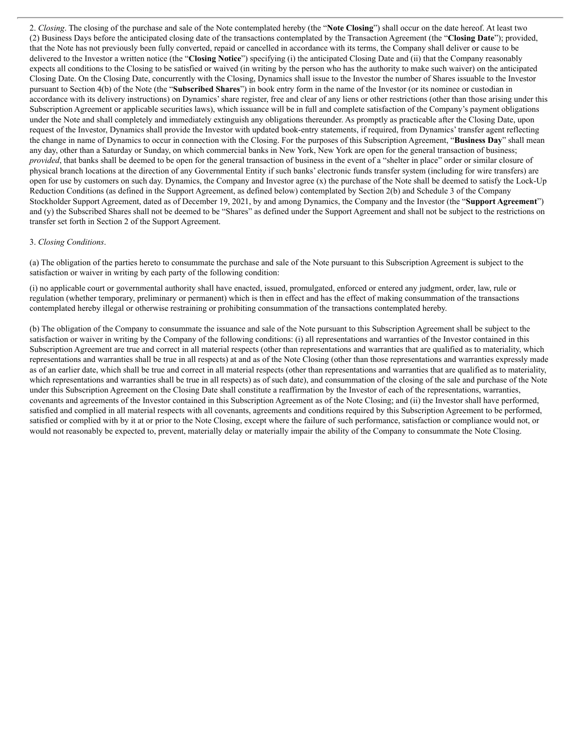2. *Closing*. The closing of the purchase and sale of the Note contemplated hereby (the "**Note Closing**") shall occur on the date hereof. At least two (2) Business Days before the anticipated closing date of the transactions contemplated by the Transaction Agreement (the "**Closing Date**"); provided, that the Note has not previously been fully converted, repaid or cancelled in accordance with its terms, the Company shall deliver or cause to be delivered to the Investor a written notice (the "**Closing Notice**") specifying (i) the anticipated Closing Date and (ii) that the Company reasonably expects all conditions to the Closing to be satisfied or waived (in writing by the person who has the authority to make such waiver) on the anticipated Closing Date. On the Closing Date, concurrently with the Closing, Dynamics shall issue to the Investor the number of Shares issuable to the Investor pursuant to Section 4(b) of the Note (the "**Subscribed Shares**") in book entry form in the name of the Investor (or its nominee or custodian in accordance with its delivery instructions) on Dynamics' share register, free and clear of any liens or other restrictions (other than those arising under this Subscription Agreement or applicable securities laws), which issuance will be in full and complete satisfaction of the Company's payment obligations under the Note and shall completely and immediately extinguish any obligations thereunder. As promptly as practicable after the Closing Date, upon request of the Investor, Dynamics shall provide the Investor with updated book-entry statements, if required, from Dynamics' transfer agent reflecting the change in name of Dynamics to occur in connection with the Closing. For the purposes of this Subscription Agreement, "**Business Day**" shall mean any day, other than a Saturday or Sunday, on which commercial banks in New York, New York are open for the general transaction of business; *provided*, that banks shall be deemed to be open for the general transaction of business in the event of a "shelter in place" order or similar closure of physical branch locations at the direction of any Governmental Entity if such banks' electronic funds transfer system (including for wire transfers) are open for use by customers on such day. Dynamics, the Company and Investor agree (x) the purchase of the Note shall be deemed to satisfy the Lock-Up Reduction Conditions (as defined in the Support Agreement, as defined below) contemplated by Section 2(b) and Schedule 3 of the Company Stockholder Support Agreement, dated as of December 19, 2021, by and among Dynamics, the Company and the Investor (the "**Support Agreement**") and (y) the Subscribed Shares shall not be deemed to be "Shares" as defined under the Support Agreement and shall not be subject to the restrictions on transfer set forth in Section 2 of the Support Agreement.

3. *Closing Conditions*.

(a) The obligation of the parties hereto to consummate the purchase and sale of the Note pursuant to this Subscription Agreement is subject to the satisfaction or waiver in writing by each party of the following condition:

(i) no applicable court or governmental authority shall have enacted, issued, promulgated, enforced or entered any judgment, order, law, rule or regulation (whether temporary, preliminary or permanent) which is then in effect and has the effect of making consummation of the transactions contemplated hereby illegal or otherwise restraining or prohibiting consummation of the transactions contemplated hereby.

(b) The obligation of the Company to consummate the issuance and sale of the Note pursuant to this Subscription Agreement shall be subject to the satisfaction or waiver in writing by the Company of the following conditions: (i) all representations and warranties of the Investor contained in this Subscription Agreement are true and correct in all material respects (other than representations and warranties that are qualified as to materiality, which representations and warranties shall be true in all respects) at and as of the Note Closing (other than those representations and warranties expressly made as of an earlier date, which shall be true and correct in all material respects (other than representations and warranties that are qualified as to materiality, which representations and warranties shall be true in all respects) as of such date), and consummation of the closing of the sale and purchase of the Note under this Subscription Agreement on the Closing Date shall constitute a reaffirmation by the Investor of each of the representations, warranties, covenants and agreements of the Investor contained in this Subscription Agreement as of the Note Closing; and (ii) the Investor shall have performed, satisfied and complied in all material respects with all covenants, agreements and conditions required by this Subscription Agreement to be performed, satisfied or complied with by it at or prior to the Note Closing, except where the failure of such performance, satisfaction or compliance would not, or would not reasonably be expected to, prevent, materially delay or materially impair the ability of the Company to consummate the Note Closing.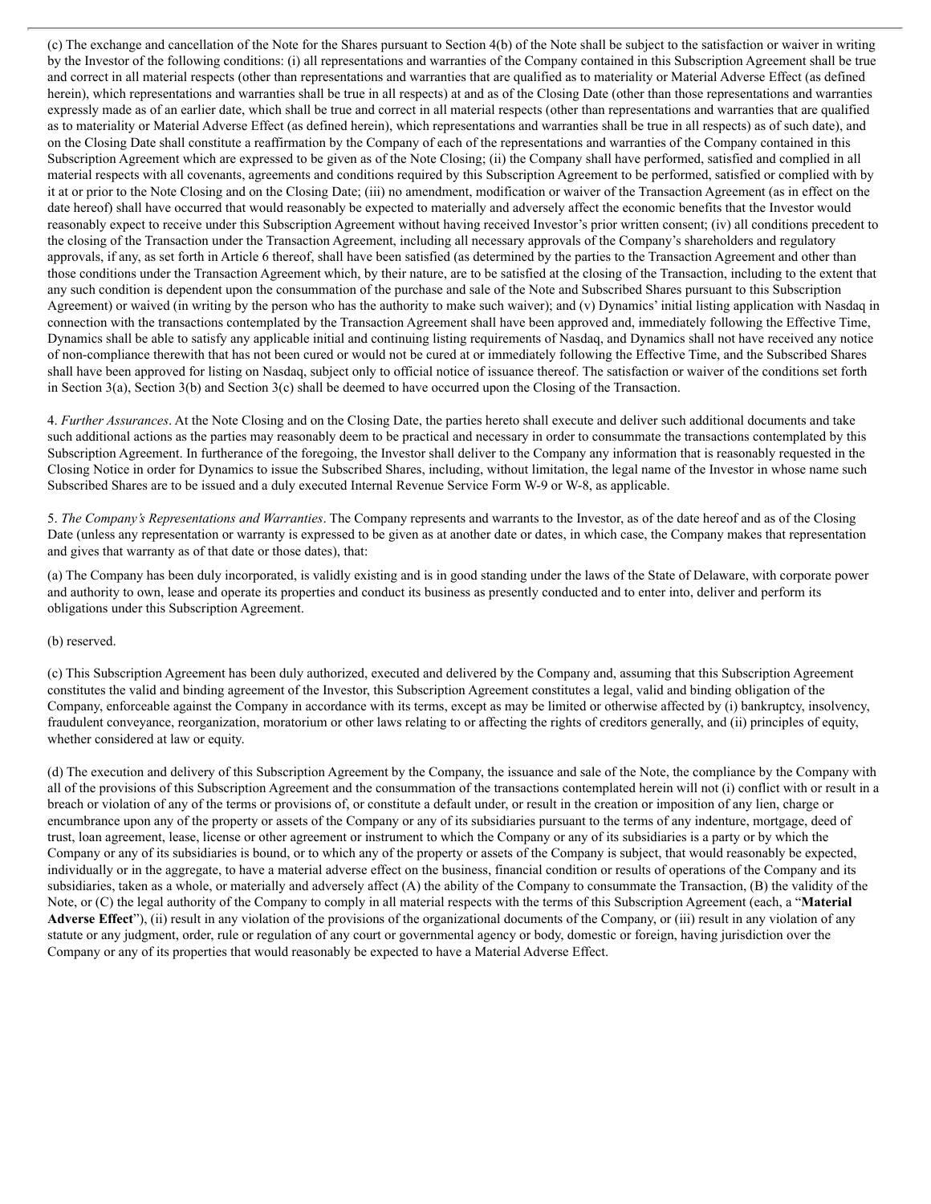(c) The exchange and cancellation of the Note for the Shares pursuant to Section 4(b) of the Note shall be subject to the satisfaction or waiver in writing by the Investor of the following conditions: (i) all representations and warranties of the Company contained in this Subscription Agreement shall be true and correct in all material respects (other than representations and warranties that are qualified as to materiality or Material Adverse Effect (as defined herein), which representations and warranties shall be true in all respects) at and as of the Closing Date (other than those representations and warranties expressly made as of an earlier date, which shall be true and correct in all material respects (other than representations and warranties that are qualified as to materiality or Material Adverse Effect (as defined herein), which representations and warranties shall be true in all respects) as of such date), and on the Closing Date shall constitute a reaffirmation by the Company of each of the representations and warranties of the Company contained in this Subscription Agreement which are expressed to be given as of the Note Closing; (ii) the Company shall have performed, satisfied and complied in all material respects with all covenants, agreements and conditions required by this Subscription Agreement to be performed, satisfied or complied with by it at or prior to the Note Closing and on the Closing Date; (iii) no amendment, modification or waiver of the Transaction Agreement (as in effect on the date hereof) shall have occurred that would reasonably be expected to materially and adversely affect the economic benefits that the Investor would reasonably expect to receive under this Subscription Agreement without having received Investor's prior written consent; (iv) all conditions precedent to the closing of the Transaction under the Transaction Agreement, including all necessary approvals of the Company's shareholders and regulatory approvals, if any, as set forth in Article 6 thereof, shall have been satisfied (as determined by the parties to the Transaction Agreement and other than those conditions under the Transaction Agreement which, by their nature, are to be satisfied at the closing of the Transaction, including to the extent that any such condition is dependent upon the consummation of the purchase and sale of the Note and Subscribed Shares pursuant to this Subscription Agreement) or waived (in writing by the person who has the authority to make such waiver); and (v) Dynamics' initial listing application with Nasdaq in connection with the transactions contemplated by the Transaction Agreement shall have been approved and, immediately following the Effective Time, Dynamics shall be able to satisfy any applicable initial and continuing listing requirements of Nasdaq, and Dynamics shall not have received any notice of non-compliance therewith that has not been cured or would not be cured at or immediately following the Effective Time, and the Subscribed Shares shall have been approved for listing on Nasdaq, subject only to official notice of issuance thereof. The satisfaction or waiver of the conditions set forth in Section 3(a), Section 3(b) and Section 3(c) shall be deemed to have occurred upon the Closing of the Transaction.

4. *Further Assurances*. At the Note Closing and on the Closing Date, the parties hereto shall execute and deliver such additional documents and take such additional actions as the parties may reasonably deem to be practical and necessary in order to consummate the transactions contemplated by this Subscription Agreement. In furtherance of the foregoing, the Investor shall deliver to the Company any information that is reasonably requested in the Closing Notice in order for Dynamics to issue the Subscribed Shares, including, without limitation, the legal name of the Investor in whose name such Subscribed Shares are to be issued and a duly executed Internal Revenue Service Form W-9 or W-8, as applicable.

5. *The Company's Representations and Warranties*. The Company represents and warrants to the Investor, as of the date hereof and as of the Closing Date (unless any representation or warranty is expressed to be given as at another date or dates, in which case, the Company makes that representation and gives that warranty as of that date or those dates), that:

(a) The Company has been duly incorporated, is validly existing and is in good standing under the laws of the State of Delaware, with corporate power and authority to own, lease and operate its properties and conduct its business as presently conducted and to enter into, deliver and perform its obligations under this Subscription Agreement.

(b) reserved.

(c) This Subscription Agreement has been duly authorized, executed and delivered by the Company and, assuming that this Subscription Agreement constitutes the valid and binding agreement of the Investor, this Subscription Agreement constitutes a legal, valid and binding obligation of the Company, enforceable against the Company in accordance with its terms, except as may be limited or otherwise affected by (i) bankruptcy, insolvency, fraudulent conveyance, reorganization, moratorium or other laws relating to or affecting the rights of creditors generally, and (ii) principles of equity, whether considered at law or equity.

(d) The execution and delivery of this Subscription Agreement by the Company, the issuance and sale of the Note, the compliance by the Company with all of the provisions of this Subscription Agreement and the consummation of the transactions contemplated herein will not (i) conflict with or result in a breach or violation of any of the terms or provisions of, or constitute a default under, or result in the creation or imposition of any lien, charge or encumbrance upon any of the property or assets of the Company or any of its subsidiaries pursuant to the terms of any indenture, mortgage, deed of trust, loan agreement, lease, license or other agreement or instrument to which the Company or any of its subsidiaries is a party or by which the Company or any of its subsidiaries is bound, or to which any of the property or assets of the Company is subject, that would reasonably be expected, individually or in the aggregate, to have a material adverse effect on the business, financial condition or results of operations of the Company and its subsidiaries, taken as a whole, or materially and adversely affect (A) the ability of the Company to consummate the Transaction, (B) the validity of the Note, or (C) the legal authority of the Company to comply in all material respects with the terms of this Subscription Agreement (each, a "**Material Adverse Effect**"), (ii) result in any violation of the provisions of the organizational documents of the Company, or (iii) result in any violation of any statute or any judgment, order, rule or regulation of any court or governmental agency or body, domestic or foreign, having jurisdiction over the Company or any of its properties that would reasonably be expected to have a Material Adverse Effect.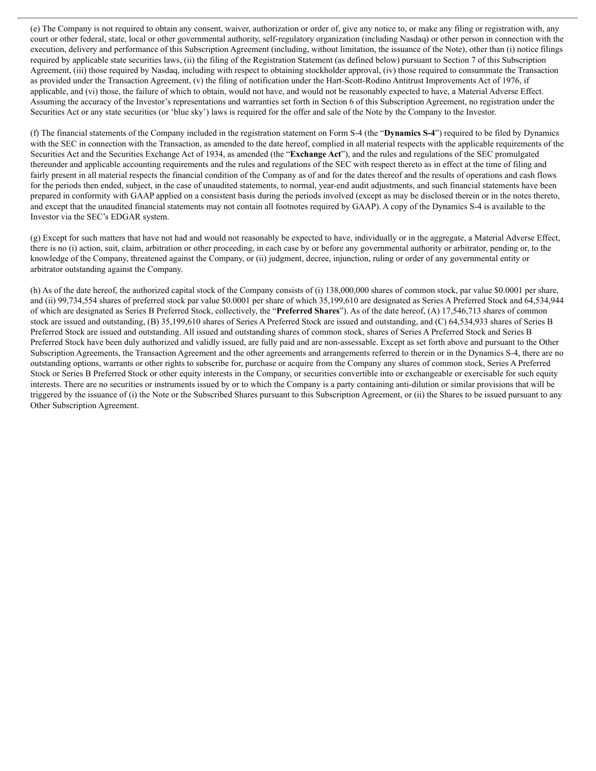(e) The Company is not required to obtain any consent, waiver, authorization or order of, give any notice to, or make any filing or registration with, any court or other federal, state, local or other governmental authority, self-regulatory organization (including Nasdaq) or other person in connection with the execution, delivery and performance of this Subscription Agreement (including, without limitation, the issuance of the Note), other than (i) notice filings required by applicable state securities laws, (ii) the filing of the Registration Statement (as defined below) pursuant to Section 7 of this Subscription Agreement, (iii) those required by Nasdaq, including with respect to obtaining stockholder approval, (iv) those required to consummate the Transaction as provided under the Transaction Agreement, (v) the filing of notification under the Hart-Scott-Rodino Antitrust Improvements Act of 1976, if applicable, and (vi) those, the failure of which to obtain, would not have, and would not be reasonably expected to have, a Material Adverse Effect. Assuming the accuracy of the Investor's representations and warranties set forth in Section 6 of this Subscription Agreement, no registration under the Securities Act or any state securities (or 'blue sky') laws is required for the offer and sale of the Note by the Company to the Investor.

(f) The financial statements of the Company included in the registration statement on Form S-4 (the "**Dynamics S-4**") required to be filed by Dynamics with the SEC in connection with the Transaction, as amended to the date hereof, complied in all material respects with the applicable requirements of the Securities Act and the Securities Exchange Act of 1934, as amended (the "**Exchange Act**"), and the rules and regulations of the SEC promulgated thereunder and applicable accounting requirements and the rules and regulations of the SEC with respect thereto as in effect at the time of filing and fairly present in all material respects the financial condition of the Company as of and for the dates thereof and the results of operations and cash flows for the periods then ended, subject, in the case of unaudited statements, to normal, year-end audit adjustments, and such financial statements have been prepared in conformity with GAAP applied on a consistent basis during the periods involved (except as may be disclosed therein or in the notes thereto, and except that the unaudited financial statements may not contain all footnotes required by GAAP). A copy of the Dynamics S-4 is available to the Investor via the SEC's EDGAR system.

(g) Except for such matters that have not had and would not reasonably be expected to have, individually or in the aggregate, a Material Adverse Effect, there is no (i) action, suit, claim, arbitration or other proceeding, in each case by or before any governmental authority or arbitrator, pending or, to the knowledge of the Company, threatened against the Company, or (ii) judgment, decree, injunction, ruling or order of any governmental entity or arbitrator outstanding against the Company.

(h) As of the date hereof, the authorized capital stock of the Company consists of (i) 138,000,000 shares of common stock, par value $0.0001 per share, and (ii) 99,734,554 shares of preferred stock par value $0.0001 per share of which 35,199,610 are designated as Series A Preferred Stock and 64,534,944 of which are designated as Series B Preferred Stock, collectively, the "**Preferred Shares**"). As of the date hereof, (A) 17,546,713 shares of common stock are issued and outstanding, (B) 35,199,610 shares of Series A Preferred Stock are issued and outstanding, and (C) 64,534,933 shares of Series B Preferred Stock are issued and outstanding. All issued and outstanding shares of common stock, shares of Series A Preferred Stock and Series B Preferred Stock have been duly authorized and validly issued, are fully paid and are non-assessable. Except as set forth above and pursuant to the Other Subscription Agreements, the Transaction Agreement and the other agreements and arrangements referred to therein or in the Dynamics S-4, there are no outstanding options, warrants or other rights to subscribe for, purchase or acquire from the Company any shares of common stock, Series A Preferred Stock or Series B Preferred Stock or other equity interests in the Company, or securities convertible into or exchangeable or exercisable for such equity interests. There are no securities or instruments issued by or to which the Company is a party containing anti-dilution or similar provisions that will be triggered by the issuance of (i) the Note or the Subscribed Shares pursuant to this Subscription Agreement, or (ii) the Shares to be issued pursuant to any Other Subscription Agreement.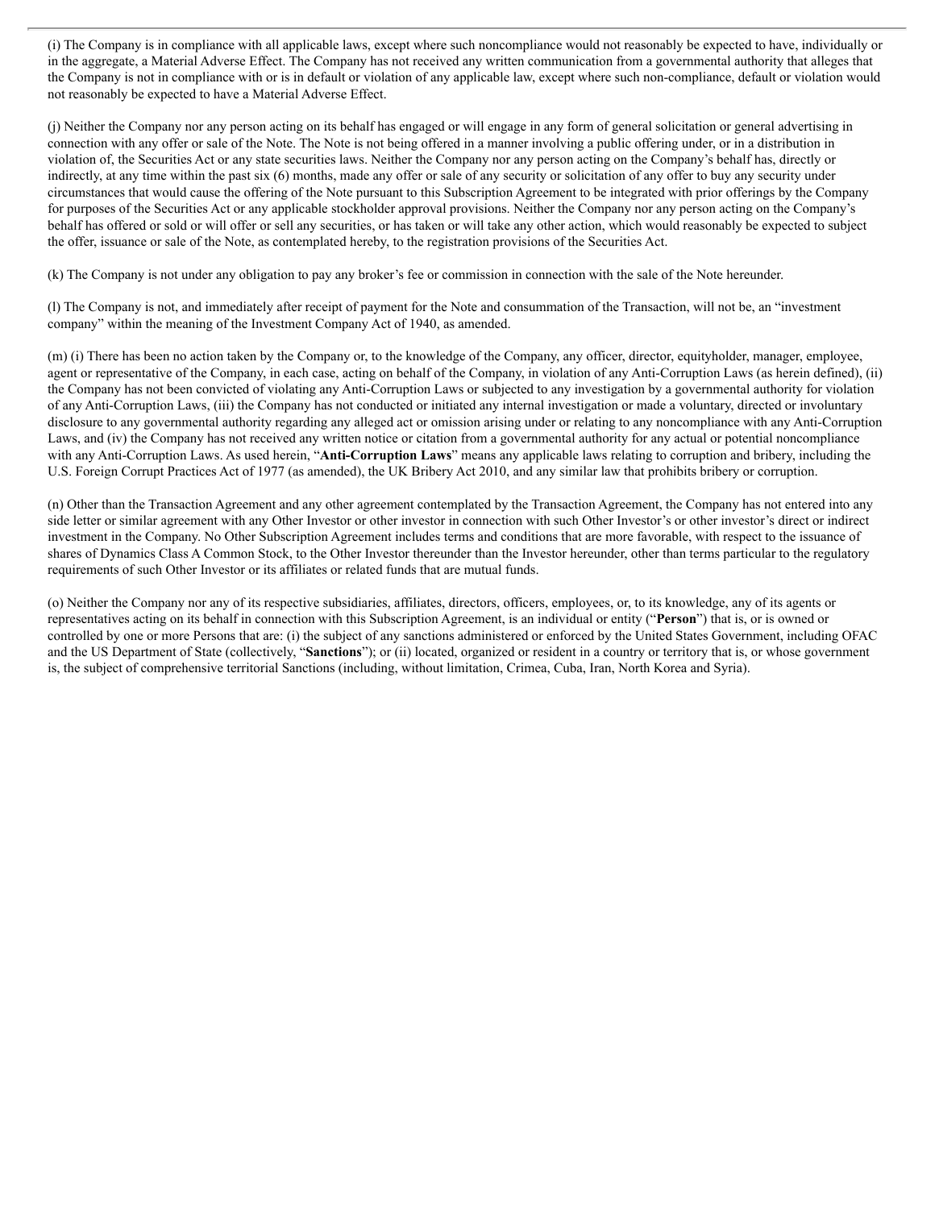(i) The Company is in compliance with all applicable laws, except where such noncompliance would not reasonably be expected to have, individually or in the aggregate, a Material Adverse Effect. The Company has not received any written communication from a governmental authority that alleges that the Company is not in compliance with or is in default or violation of any applicable law, except where such non-compliance, default or violation would not reasonably be expected to have a Material Adverse Effect.

(j) Neither the Company nor any person acting on its behalf has engaged or will engage in any form of general solicitation or general advertising in connection with any offer or sale of the Note. The Note is not being offered in a manner involving a public offering under, or in a distribution in violation of, the Securities Act or any state securities laws. Neither the Company nor any person acting on the Company's behalf has, directly or indirectly, at any time within the past six (6) months, made any offer or sale of any security or solicitation of any offer to buy any security under circumstances that would cause the offering of the Note pursuant to this Subscription Agreement to be integrated with prior offerings by the Company for purposes of the Securities Act or any applicable stockholder approval provisions. Neither the Company nor any person acting on the Company's behalf has offered or sold or will offer or sell any securities, or has taken or will take any other action, which would reasonably be expected to subject the offer, issuance or sale of the Note, as contemplated hereby, to the registration provisions of the Securities Act.

(k) The Company is not under any obligation to pay any broker's fee or commission in connection with the sale of the Note hereunder.

(l) The Company is not, and immediately after receipt of payment for the Note and consummation of the Transaction, will not be, an "investment company" within the meaning of the Investment Company Act of 1940, as amended.

(m) (i) There has been no action taken by the Company or, to the knowledge of the Company, any officer, director, equityholder, manager, employee, agent or representative of the Company, in each case, acting on behalf of the Company, in violation of any Anti-Corruption Laws (as herein defined), (ii) the Company has not been convicted of violating any Anti-Corruption Laws or subjected to any investigation by a governmental authority for violation of any Anti-Corruption Laws, (iii) the Company has not conducted or initiated any internal investigation or made a voluntary, directed or involuntary disclosure to any governmental authority regarding any alleged act or omission arising under or relating to any noncompliance with any Anti-Corruption Laws, and (iv) the Company has not received any written notice or citation from a governmental authority for any actual or potential noncompliance with any Anti-Corruption Laws. As used herein, "**Anti-Corruption Laws**" means any applicable laws relating to corruption and bribery, including the U.S. Foreign Corrupt Practices Act of 1977 (as amended), the UK Bribery Act 2010, and any similar law that prohibits bribery or corruption.

(n) Other than the Transaction Agreement and any other agreement contemplated by the Transaction Agreement, the Company has not entered into any side letter or similar agreement with any Other Investor or other investor in connection with such Other Investor's or other investor's direct or indirect investment in the Company. No Other Subscription Agreement includes terms and conditions that are more favorable, with respect to the issuance of shares of Dynamics Class A Common Stock, to the Other Investor thereunder than the Investor hereunder, other than terms particular to the regulatory requirements of such Other Investor or its affiliates or related funds that are mutual funds.

(o) Neither the Company nor any of its respective subsidiaries, affiliates, directors, officers, employees, or, to its knowledge, any of its agents or representatives acting on its behalf in connection with this Subscription Agreement, is an individual or entity ("**Person**") that is, or is owned or controlled by one or more Persons that are: (i) the subject of any sanctions administered or enforced by the United States Government, including OFAC and the US Department of State (collectively, "**Sanctions**"); or (ii) located, organized or resident in a country or territory that is, or whose government is, the subject of comprehensive territorial Sanctions (including, without limitation, Crimea, Cuba, Iran, North Korea and Syria).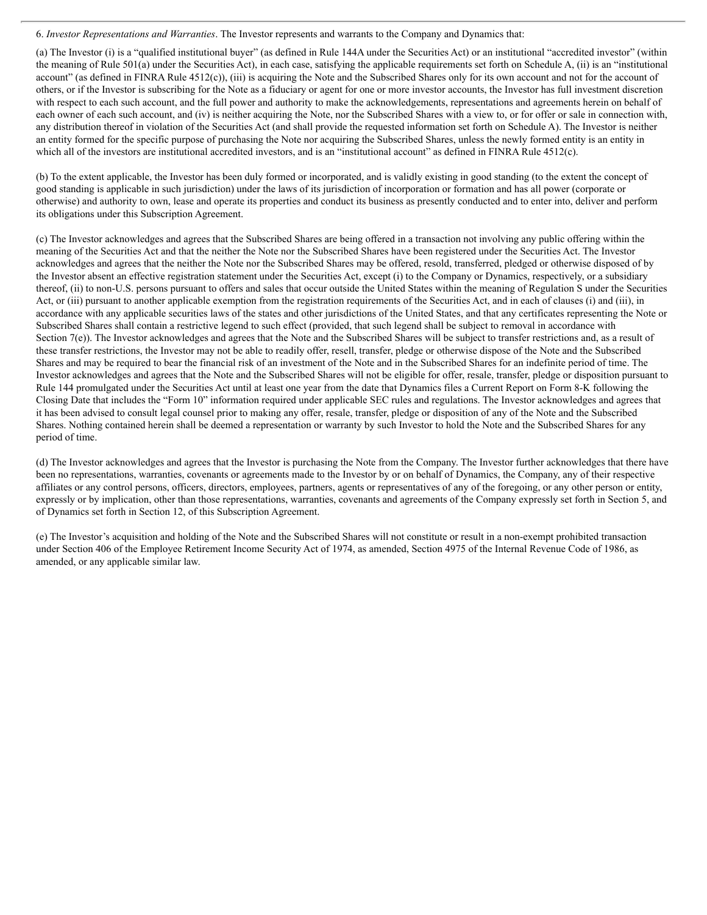6. *Investor Representations and Warranties*. The Investor represents and warrants to the Company and Dynamics that:

(a) The Investor (i) is a "qualified institutional buyer" (as defined in Rule 144A under the Securities Act) or an institutional "accredited investor" (within the meaning of Rule 501(a) under the Securities Act), in each case, satisfying the applicable requirements set forth on Schedule A, (ii) is an "institutional account" (as defined in FINRA Rule 4512(c)), (iii) is acquiring the Note and the Subscribed Shares only for its own account and not for the account of others, or if the Investor is subscribing for the Note as a fiduciary or agent for one or more investor accounts, the Investor has full investment discretion with respect to each such account, and the full power and authority to make the acknowledgements, representations and agreements herein on behalf of each owner of each such account, and (iv) is neither acquiring the Note, nor the Subscribed Shares with a view to, or for offer or sale in connection with, any distribution thereof in violation of the Securities Act (and shall provide the requested information set forth on Schedule A). The Investor is neither an entity formed for the specific purpose of purchasing the Note nor acquiring the Subscribed Shares, unless the newly formed entity is an entity in which all of the investors are institutional accredited investors, and is an "institutional account" as defined in FINRA Rule 4512(c).

(b) To the extent applicable, the Investor has been duly formed or incorporated, and is validly existing in good standing (to the extent the concept of good standing is applicable in such jurisdiction) under the laws of its jurisdiction of incorporation or formation and has all power (corporate or otherwise) and authority to own, lease and operate its properties and conduct its business as presently conducted and to enter into, deliver and perform its obligations under this Subscription Agreement.

(c) The Investor acknowledges and agrees that the Subscribed Shares are being offered in a transaction not involving any public offering within the meaning of the Securities Act and that the neither the Note nor the Subscribed Shares have been registered under the Securities Act. The Investor acknowledges and agrees that the neither the Note nor the Subscribed Shares may be offered, resold, transferred, pledged or otherwise disposed of by the Investor absent an effective registration statement under the Securities Act, except (i) to the Company or Dynamics, respectively, or a subsidiary thereof, (ii) to non-U.S. persons pursuant to offers and sales that occur outside the United States within the meaning of Regulation S under the Securities Act, or (iii) pursuant to another applicable exemption from the registration requirements of the Securities Act, and in each of clauses (i) and (iii), in accordance with any applicable securities laws of the states and other jurisdictions of the United States, and that any certificates representing the Note or Subscribed Shares shall contain a restrictive legend to such effect (provided, that such legend shall be subject to removal in accordance with Section 7(e)). The Investor acknowledges and agrees that the Note and the Subscribed Shares will be subject to transfer restrictions and, as a result of these transfer restrictions, the Investor may not be able to readily offer, resell, transfer, pledge or otherwise dispose of the Note and the Subscribed Shares and may be required to bear the financial risk of an investment of the Note and in the Subscribed Shares for an indefinite period of time. The Investor acknowledges and agrees that the Note and the Subscribed Shares will not be eligible for offer, resale, transfer, pledge or disposition pursuant to Rule 144 promulgated under the Securities Act until at least one year from the date that Dynamics files a Current Report on Form 8-K following the Closing Date that includes the "Form 10" information required under applicable SEC rules and regulations. The Investor acknowledges and agrees that it has been advised to consult legal counsel prior to making any offer, resale, transfer, pledge or disposition of any of the Note and the Subscribed Shares. Nothing contained herein shall be deemed a representation or warranty by such Investor to hold the Note and the Subscribed Shares for any period of time.

(d) The Investor acknowledges and agrees that the Investor is purchasing the Note from the Company. The Investor further acknowledges that there have been no representations, warranties, covenants or agreements made to the Investor by or on behalf of Dynamics, the Company, any of their respective affiliates or any control persons, officers, directors, employees, partners, agents or representatives of any of the foregoing, or any other person or entity, expressly or by implication, other than those representations, warranties, covenants and agreements of the Company expressly set forth in Section 5, and of Dynamics set forth in Section 12, of this Subscription Agreement.

(e) The Investor's acquisition and holding of the Note and the Subscribed Shares will not constitute or result in a non-exempt prohibited transaction under Section 406 of the Employee Retirement Income Security Act of 1974, as amended, Section 4975 of the Internal Revenue Code of 1986, as amended, or any applicable similar law.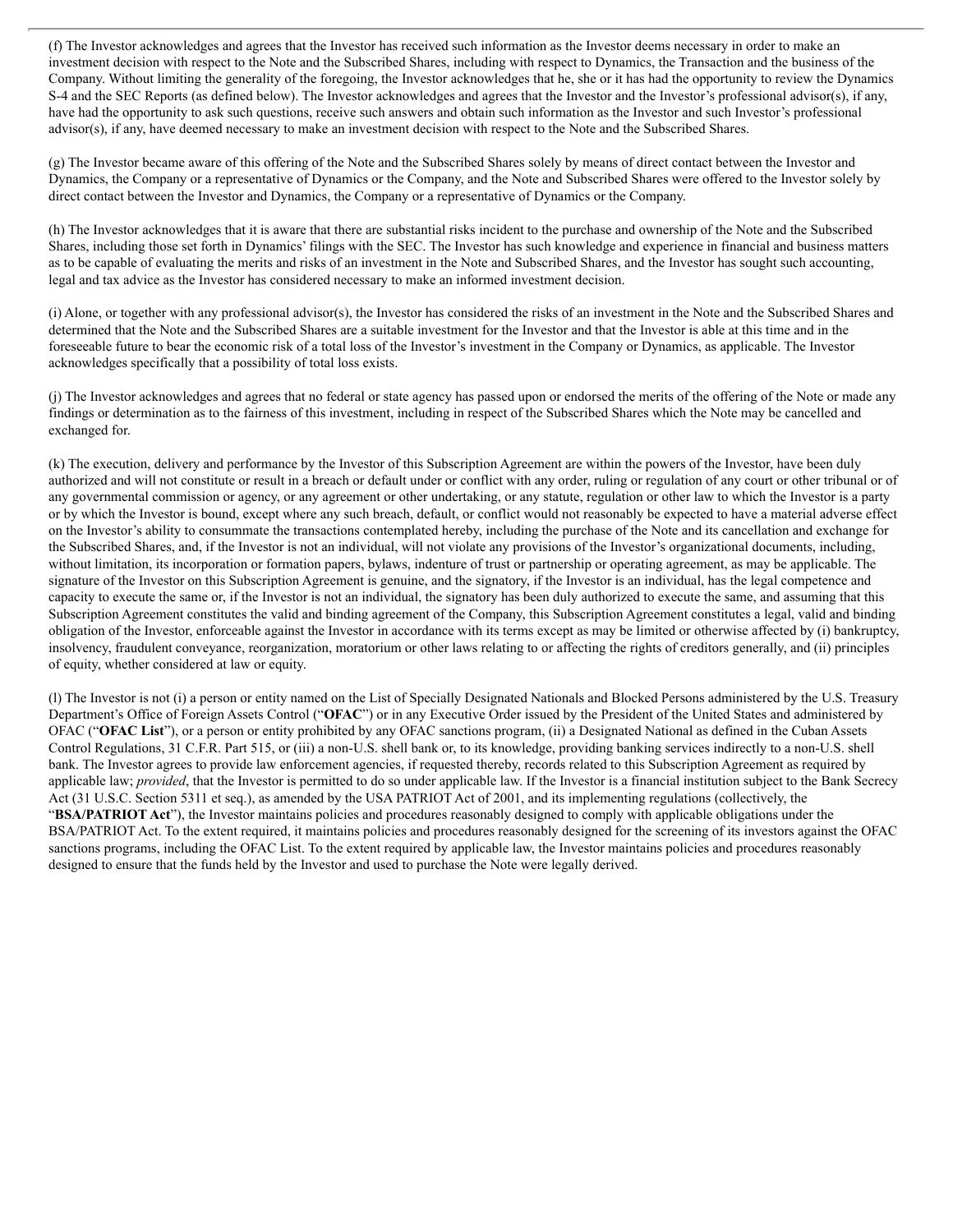(f) The Investor acknowledges and agrees that the Investor has received such information as the Investor deems necessary in order to make an investment decision with respect to the Note and the Subscribed Shares, including with respect to Dynamics, the Transaction and the business of the Company. Without limiting the generality of the foregoing, the Investor acknowledges that he, she or it has had the opportunity to review the Dynamics S-4 and the SEC Reports (as defined below). The Investor acknowledges and agrees that the Investor and the Investor's professional advisor(s), if any, have had the opportunity to ask such questions, receive such answers and obtain such information as the Investor and such Investor's professional advisor(s), if any, have deemed necessary to make an investment decision with respect to the Note and the Subscribed Shares.

(g) The Investor became aware of this offering of the Note and the Subscribed Shares solely by means of direct contact between the Investor and Dynamics, the Company or a representative of Dynamics or the Company, and the Note and Subscribed Shares were offered to the Investor solely by direct contact between the Investor and Dynamics, the Company or a representative of Dynamics or the Company.

(h) The Investor acknowledges that it is aware that there are substantial risks incident to the purchase and ownership of the Note and the Subscribed Shares, including those set forth in Dynamics' filings with the SEC. The Investor has such knowledge and experience in financial and business matters as to be capable of evaluating the merits and risks of an investment in the Note and Subscribed Shares, and the Investor has sought such accounting, legal and tax advice as the Investor has considered necessary to make an informed investment decision.

(i) Alone, or together with any professional advisor(s), the Investor has considered the risks of an investment in the Note and the Subscribed Shares and determined that the Note and the Subscribed Shares are a suitable investment for the Investor and that the Investor is able at this time and in the foreseeable future to bear the economic risk of a total loss of the Investor's investment in the Company or Dynamics, as applicable. The Investor acknowledges specifically that a possibility of total loss exists.

(j) The Investor acknowledges and agrees that no federal or state agency has passed upon or endorsed the merits of the offering of the Note or made any findings or determination as to the fairness of this investment, including in respect of the Subscribed Shares which the Note may be cancelled and exchanged for.

(k) The execution, delivery and performance by the Investor of this Subscription Agreement are within the powers of the Investor, have been duly authorized and will not constitute or result in a breach or default under or conflict with any order, ruling or regulation of any court or other tribunal or of any governmental commission or agency, or any agreement or other undertaking, or any statute, regulation or other law to which the Investor is a party or by which the Investor is bound, except where any such breach, default, or conflict would not reasonably be expected to have a material adverse effect on the Investor's ability to consummate the transactions contemplated hereby, including the purchase of the Note and its cancellation and exchange for the Subscribed Shares, and, if the Investor is not an individual, will not violate any provisions of the Investor's organizational documents, including, without limitation, its incorporation or formation papers, bylaws, indenture of trust or partnership or operating agreement, as may be applicable. The signature of the Investor on this Subscription Agreement is genuine, and the signatory, if the Investor is an individual, has the legal competence and capacity to execute the same or, if the Investor is not an individual, the signatory has been duly authorized to execute the same, and assuming that this Subscription Agreement constitutes the valid and binding agreement of the Company, this Subscription Agreement constitutes a legal, valid and binding obligation of the Investor, enforceable against the Investor in accordance with its terms except as may be limited or otherwise affected by (i) bankruptcy, insolvency, fraudulent conveyance, reorganization, moratorium or other laws relating to or affecting the rights of creditors generally, and (ii) principles of equity, whether considered at law or equity.

(l) The Investor is not (i) a person or entity named on the List of Specially Designated Nationals and Blocked Persons administered by the U.S. Treasury Department's Office of Foreign Assets Control ("**OFAC**") or in any Executive Order issued by the President of the United States and administered by OFAC ("**OFAC List**"), or a person or entity prohibited by any OFAC sanctions program, (ii) a Designated National as defined in the Cuban Assets Control Regulations, 31 C.F.R. Part 515, or (iii) a non-U.S. shell bank or, to its knowledge, providing banking services indirectly to a non-U.S. shell bank. The Investor agrees to provide law enforcement agencies, if requested thereby, records related to this Subscription Agreement as required by applicable law; *provided*, that the Investor is permitted to do so under applicable law. If the Investor is a financial institution subject to the Bank Secrecy Act (31 U.S.C. Section 5311 et seq.), as amended by the USA PATRIOT Act of 2001, and its implementing regulations (collectively, the "**BSA/PATRIOT Act**"), the Investor maintains policies and procedures reasonably designed to comply with applicable obligations under the BSA/PATRIOT Act. To the extent required, it maintains policies and procedures reasonably designed for the screening of its investors against the OFAC sanctions programs, including the OFAC List. To the extent required by applicable law, the Investor maintains policies and procedures reasonably designed to ensure that the funds held by the Investor and used to purchase the Note were legally derived.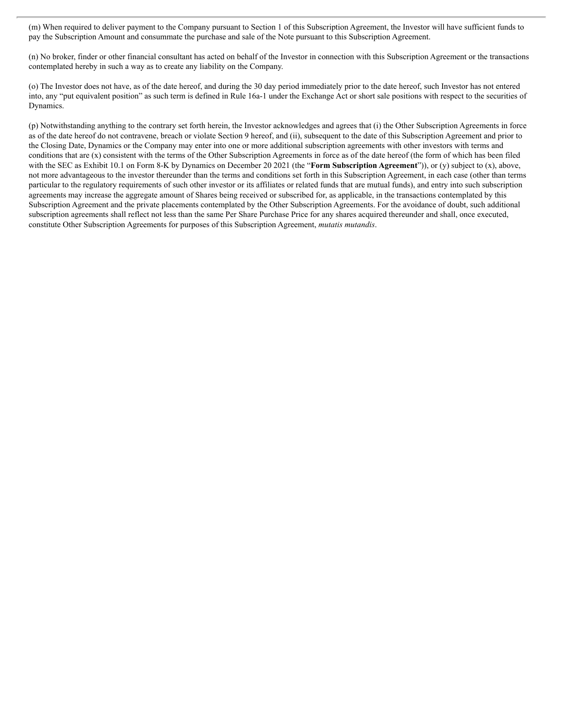(m) When required to deliver payment to the Company pursuant to Section 1 of this Subscription Agreement, the Investor will have sufficient funds to pay the Subscription Amount and consummate the purchase and sale of the Note pursuant to this Subscription Agreement.

(n) No broker, finder or other financial consultant has acted on behalf of the Investor in connection with this Subscription Agreement or the transactions contemplated hereby in such a way as to create any liability on the Company.

(o) The Investor does not have, as of the date hereof, and during the 30 day period immediately prior to the date hereof, such Investor has not entered into, any "put equivalent position" as such term is defined in Rule 16a-1 under the Exchange Act or short sale positions with respect to the securities of Dynamics.

(p) Notwithstanding anything to the contrary set forth herein, the Investor acknowledges and agrees that (i) the Other Subscription Agreements in force as of the date hereof do not contravene, breach or violate Section 9 hereof, and (ii), subsequent to the date of this Subscription Agreement and prior to the Closing Date, Dynamics or the Company may enter into one or more additional subscription agreements with other investors with terms and conditions that are (x) consistent with the terms of the Other Subscription Agreements in force as of the date hereof (the form of which has been filed with the SEC as Exhibit 10.1 on Form 8-K by Dynamics on December 20 2021 (the "**Form Subscription Agreement**")), or (y) subject to (x), above, not more advantageous to the investor thereunder than the terms and conditions set forth in this Subscription Agreement, in each case (other than terms particular to the regulatory requirements of such other investor or its affiliates or related funds that are mutual funds), and entry into such subscription agreements may increase the aggregate amount of Shares being received or subscribed for, as applicable, in the transactions contemplated by this Subscription Agreement and the private placements contemplated by the Other Subscription Agreements. For the avoidance of doubt, such additional subscription agreements shall reflect not less than the same Per Share Purchase Price for any shares acquired thereunder and shall, once executed, constitute Other Subscription Agreements for purposes of this Subscription Agreement, *mutatis mutandis*.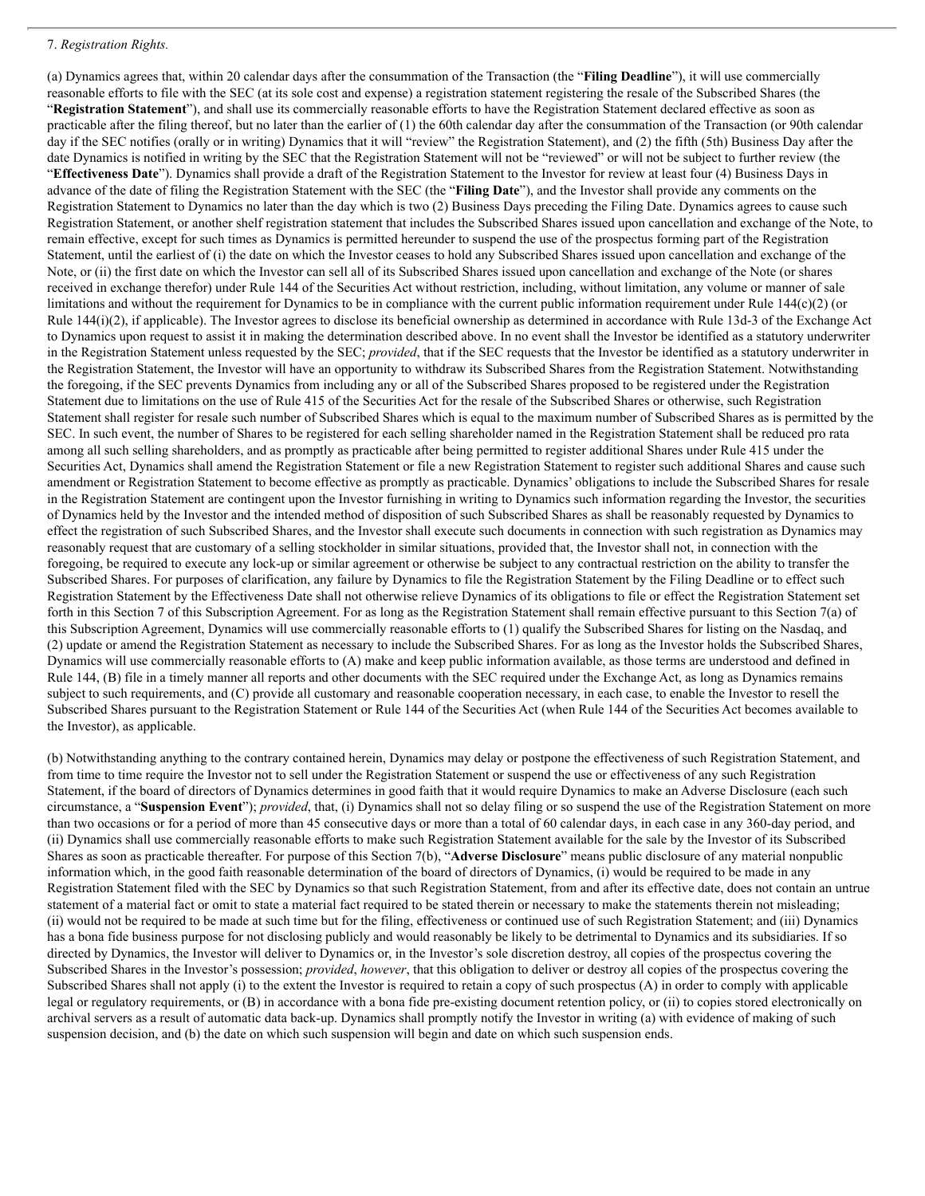7. *Registration Rights.*

(a) Dynamics agrees that, within 20 calendar days after the consummation of the Transaction (the "**Filing Deadline**"), it will use commercially reasonable efforts to file with the SEC (at its sole cost and expense) a registration statement registering the resale of the Subscribed Shares (the "**Registration Statement**"), and shall use its commercially reasonable efforts to have the Registration Statement declared effective as soon as practicable after the filing thereof, but no later than the earlier of (1) the 60th calendar day after the consummation of the Transaction (or 90th calendar day if the SEC notifies (orally or in writing) Dynamics that it will "review" the Registration Statement), and (2) the fifth (5th) Business Day after the date Dynamics is notified in writing by the SEC that the Registration Statement will not be "reviewed" or will not be subject to further review (the "**Effectiveness Date**"). Dynamics shall provide a draft of the Registration Statement to the Investor for review at least four (4) Business Days in advance of the date of filing the Registration Statement with the SEC (the "**Filing Date**"), and the Investor shall provide any comments on the Registration Statement to Dynamics no later than the day which is two (2) Business Days preceding the Filing Date. Dynamics agrees to cause such Registration Statement, or another shelf registration statement that includes the Subscribed Shares issued upon cancellation and exchange of the Note, to remain effective, except for such times as Dynamics is permitted hereunder to suspend the use of the prospectus forming part of the Registration Statement, until the earliest of (i) the date on which the Investor ceases to hold any Subscribed Shares issued upon cancellation and exchange of the Note, or (ii) the first date on which the Investor can sell all of its Subscribed Shares issued upon cancellation and exchange of the Note (or shares received in exchange therefor) under Rule 144 of the Securities Act without restriction, including, without limitation, any volume or manner of sale limitations and without the requirement for Dynamics to be in compliance with the current public information requirement under Rule 144(c)(2) (or Rule 144(i)(2), if applicable). The Investor agrees to disclose its beneficial ownership as determined in accordance with Rule 13d-3 of the Exchange Act to Dynamics upon request to assist it in making the determination described above. In no event shall the Investor be identified as a statutory underwriter in the Registration Statement unless requested by the SEC; *provided*, that if the SEC requests that the Investor be identified as a statutory underwriter in the Registration Statement, the Investor will have an opportunity to withdraw its Subscribed Shares from the Registration Statement. Notwithstanding the foregoing, if the SEC prevents Dynamics from including any or all of the Subscribed Shares proposed to be registered under the Registration Statement due to limitations on the use of Rule 415 of the Securities Act for the resale of the Subscribed Shares or otherwise, such Registration Statement shall register for resale such number of Subscribed Shares which is equal to the maximum number of Subscribed Shares as is permitted by the SEC. In such event, the number of Shares to be registered for each selling shareholder named in the Registration Statement shall be reduced pro rata among all such selling shareholders, and as promptly as practicable after being permitted to register additional Shares under Rule 415 under the Securities Act, Dynamics shall amend the Registration Statement or file a new Registration Statement to register such additional Shares and cause such amendment or Registration Statement to become effective as promptly as practicable. Dynamics' obligations to include the Subscribed Shares for resale in the Registration Statement are contingent upon the Investor furnishing in writing to Dynamics such information regarding the Investor, the securities of Dynamics held by the Investor and the intended method of disposition of such Subscribed Shares as shall be reasonably requested by Dynamics to effect the registration of such Subscribed Shares, and the Investor shall execute such documents in connection with such registration as Dynamics may reasonably request that are customary of a selling stockholder in similar situations, provided that, the Investor shall not, in connection with the foregoing, be required to execute any lock-up or similar agreement or otherwise be subject to any contractual restriction on the ability to transfer the Subscribed Shares. For purposes of clarification, any failure by Dynamics to file the Registration Statement by the Filing Deadline or to effect such Registration Statement by the Effectiveness Date shall not otherwise relieve Dynamics of its obligations to file or effect the Registration Statement set forth in this Section 7 of this Subscription Agreement. For as long as the Registration Statement shall remain effective pursuant to this Section 7(a) of this Subscription Agreement, Dynamics will use commercially reasonable efforts to (1) qualify the Subscribed Shares for listing on the Nasdaq, and (2) update or amend the Registration Statement as necessary to include the Subscribed Shares. For as long as the Investor holds the Subscribed Shares, Dynamics will use commercially reasonable efforts to (A) make and keep public information available, as those terms are understood and defined in Rule 144, (B) file in a timely manner all reports and other documents with the SEC required under the Exchange Act, as long as Dynamics remains subject to such requirements, and (C) provide all customary and reasonable cooperation necessary, in each case, to enable the Investor to resell the Subscribed Shares pursuant to the Registration Statement or Rule 144 of the Securities Act (when Rule 144 of the Securities Act becomes available to the Investor), as applicable.

(b) Notwithstanding anything to the contrary contained herein, Dynamics may delay or postpone the effectiveness of such Registration Statement, and from time to time require the Investor not to sell under the Registration Statement or suspend the use or effectiveness of any such Registration Statement, if the board of directors of Dynamics determines in good faith that it would require Dynamics to make an Adverse Disclosure (each such circumstance, a "**Suspension Event**"); *provided*, that, (i) Dynamics shall not so delay filing or so suspend the use of the Registration Statement on more than two occasions or for a period of more than 45 consecutive days or more than a total of 60 calendar days, in each case in any 360-day period, and (ii) Dynamics shall use commercially reasonable efforts to make such Registration Statement available for the sale by the Investor of its Subscribed Shares as soon as practicable thereafter. For purpose of this Section 7(b), "**Adverse Disclosure**" means public disclosure of any material nonpublic information which, in the good faith reasonable determination of the board of directors of Dynamics, (i) would be required to be made in any Registration Statement filed with the SEC by Dynamics so that such Registration Statement, from and after its effective date, does not contain an untrue statement of a material fact or omit to state a material fact required to be stated therein or necessary to make the statements therein not misleading; (ii) would not be required to be made at such time but for the filing, effectiveness or continued use of such Registration Statement; and (iii) Dynamics has a bona fide business purpose for not disclosing publicly and would reasonably be likely to be detrimental to Dynamics and its subsidiaries. If so directed by Dynamics, the Investor will deliver to Dynamics or, in the Investor's sole discretion destroy, all copies of the prospectus covering the Subscribed Shares in the Investor's possession; *provided*, *however*, that this obligation to deliver or destroy all copies of the prospectus covering the Subscribed Shares shall not apply (i) to the extent the Investor is required to retain a copy of such prospectus (A) in order to comply with applicable legal or regulatory requirements, or (B) in accordance with a bona fide pre-existing document retention policy, or (ii) to copies stored electronically on archival servers as a result of automatic data back-up. Dynamics shall promptly notify the Investor in writing (a) with evidence of making of such suspension decision, and (b) the date on which such suspension will begin and date on which such suspension ends.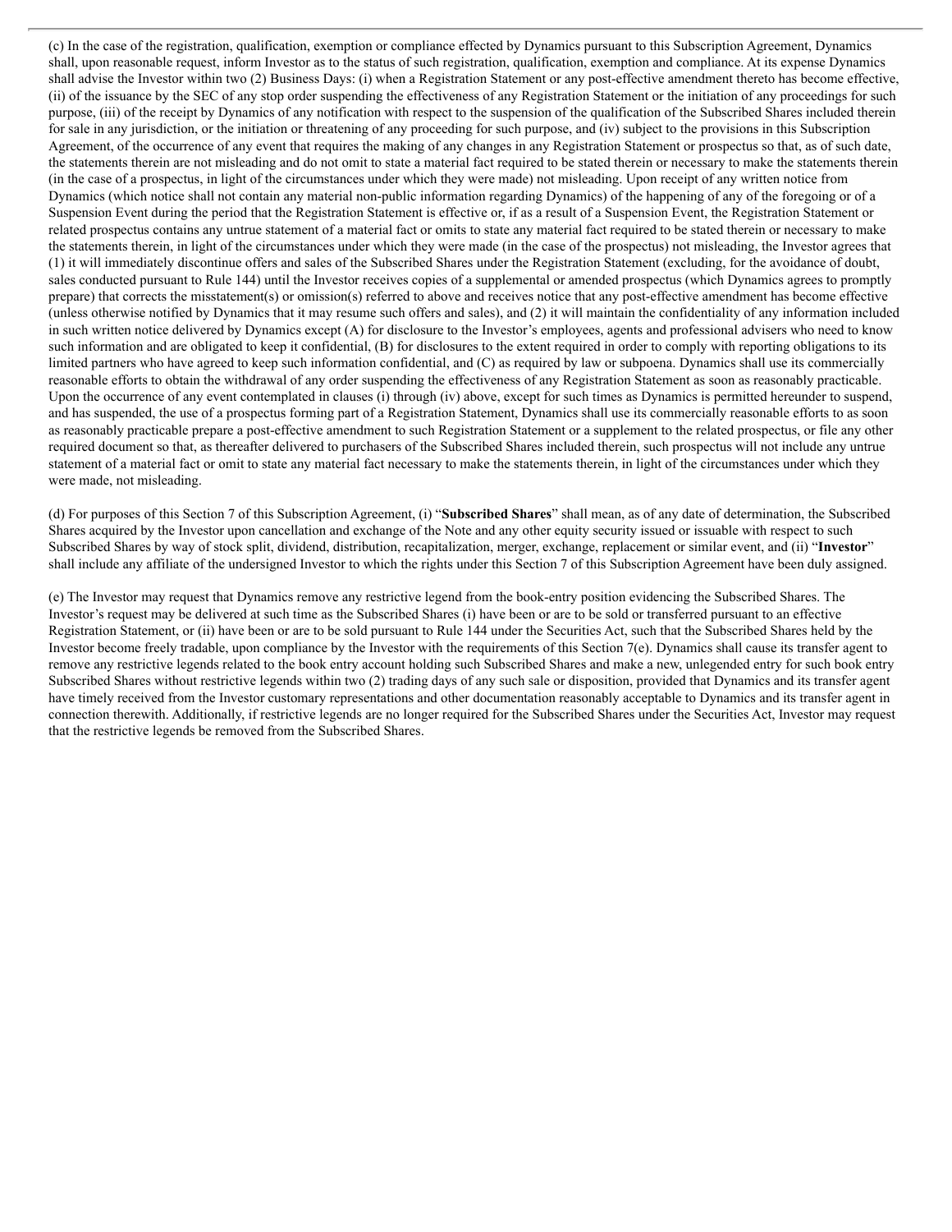(c) In the case of the registration, qualification, exemption or compliance effected by Dynamics pursuant to this Subscription Agreement, Dynamics shall, upon reasonable request, inform Investor as to the status of such registration, qualification, exemption and compliance. At its expense Dynamics shall advise the Investor within two (2) Business Days: (i) when a Registration Statement or any post-effective amendment thereto has become effective, (ii) of the issuance by the SEC of any stop order suspending the effectiveness of any Registration Statement or the initiation of any proceedings for such purpose, (iii) of the receipt by Dynamics of any notification with respect to the suspension of the qualification of the Subscribed Shares included therein for sale in any jurisdiction, or the initiation or threatening of any proceeding for such purpose, and (iv) subject to the provisions in this Subscription Agreement, of the occurrence of any event that requires the making of any changes in any Registration Statement or prospectus so that, as of such date, the statements therein are not misleading and do not omit to state a material fact required to be stated therein or necessary to make the statements therein (in the case of a prospectus, in light of the circumstances under which they were made) not misleading. Upon receipt of any written notice from Dynamics (which notice shall not contain any material non-public information regarding Dynamics) of the happening of any of the foregoing or of a Suspension Event during the period that the Registration Statement is effective or, if as a result of a Suspension Event, the Registration Statement or related prospectus contains any untrue statement of a material fact or omits to state any material fact required to be stated therein or necessary to make the statements therein, in light of the circumstances under which they were made (in the case of the prospectus) not misleading, the Investor agrees that (1) it will immediately discontinue offers and sales of the Subscribed Shares under the Registration Statement (excluding, for the avoidance of doubt, sales conducted pursuant to Rule 144) until the Investor receives copies of a supplemental or amended prospectus (which Dynamics agrees to promptly prepare) that corrects the misstatement(s) or omission(s) referred to above and receives notice that any post-effective amendment has become effective (unless otherwise notified by Dynamics that it may resume such offers and sales), and (2) it will maintain the confidentiality of any information included in such written notice delivered by Dynamics except (A) for disclosure to the Investor's employees, agents and professional advisers who need to know such information and are obligated to keep it confidential, (B) for disclosures to the extent required in order to comply with reporting obligations to its limited partners who have agreed to keep such information confidential, and (C) as required by law or subpoena. Dynamics shall use its commercially reasonable efforts to obtain the withdrawal of any order suspending the effectiveness of any Registration Statement as soon as reasonably practicable. Upon the occurrence of any event contemplated in clauses (i) through (iv) above, except for such times as Dynamics is permitted hereunder to suspend, and has suspended, the use of a prospectus forming part of a Registration Statement, Dynamics shall use its commercially reasonable efforts to as soon as reasonably practicable prepare a post-effective amendment to such Registration Statement or a supplement to the related prospectus, or file any other required document so that, as thereafter delivered to purchasers of the Subscribed Shares included therein, such prospectus will not include any untrue statement of a material fact or omit to state any material fact necessary to make the statements therein, in light of the circumstances under which they were made, not misleading.

(d) For purposes of this Section 7 of this Subscription Agreement, (i) "**Subscribed Shares**" shall mean, as of any date of determination, the Subscribed Shares acquired by the Investor upon cancellation and exchange of the Note and any other equity security issued or issuable with respect to such Subscribed Shares by way of stock split, dividend, distribution, recapitalization, merger, exchange, replacement or similar event, and (ii) "**Investor**" shall include any affiliate of the undersigned Investor to which the rights under this Section 7 of this Subscription Agreement have been duly assigned.

(e) The Investor may request that Dynamics remove any restrictive legend from the book-entry position evidencing the Subscribed Shares. The Investor's request may be delivered at such time as the Subscribed Shares (i) have been or are to be sold or transferred pursuant to an effective Registration Statement, or (ii) have been or are to be sold pursuant to Rule 144 under the Securities Act, such that the Subscribed Shares held by the Investor become freely tradable, upon compliance by the Investor with the requirements of this Section 7(e). Dynamics shall cause its transfer agent to remove any restrictive legends related to the book entry account holding such Subscribed Shares and make a new, unlegended entry for such book entry Subscribed Shares without restrictive legends within two (2) trading days of any such sale or disposition, provided that Dynamics and its transfer agent have timely received from the Investor customary representations and other documentation reasonably acceptable to Dynamics and its transfer agent in connection therewith. Additionally, if restrictive legends are no longer required for the Subscribed Shares under the Securities Act, Investor may request that the restrictive legends be removed from the Subscribed Shares.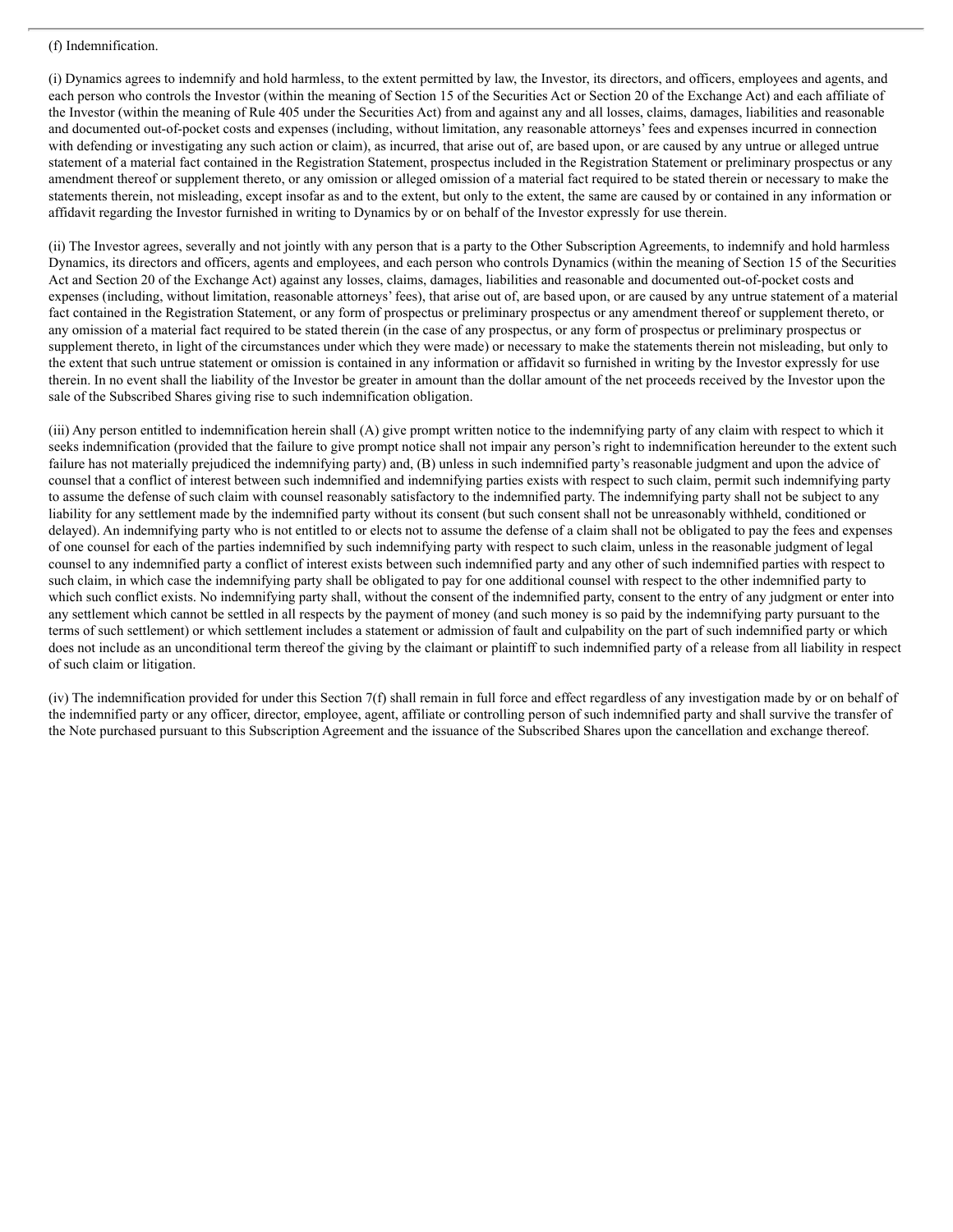(f) Indemnification.

(i) Dynamics agrees to indemnify and hold harmless, to the extent permitted by law, the Investor, its directors, and officers, employees and agents, and each person who controls the Investor (within the meaning of Section 15 of the Securities Act or Section 20 of the Exchange Act) and each affiliate of the Investor (within the meaning of Rule 405 under the Securities Act) from and against any and all losses, claims, damages, liabilities and reasonable and documented out-of-pocket costs and expenses (including, without limitation, any reasonable attorneys' fees and expenses incurred in connection with defending or investigating any such action or claim), as incurred, that arise out of, are based upon, or are caused by any untrue or alleged untrue statement of a material fact contained in the Registration Statement, prospectus included in the Registration Statement or preliminary prospectus or any amendment thereof or supplement thereto, or any omission or alleged omission of a material fact required to be stated therein or necessary to make the statements therein, not misleading, except insofar as and to the extent, but only to the extent, the same are caused by or contained in any information or affidavit regarding the Investor furnished in writing to Dynamics by or on behalf of the Investor expressly for use therein.

(ii) The Investor agrees, severally and not jointly with any person that is a party to the Other Subscription Agreements, to indemnify and hold harmless Dynamics, its directors and officers, agents and employees, and each person who controls Dynamics (within the meaning of Section 15 of the Securities Act and Section 20 of the Exchange Act) against any losses, claims, damages, liabilities and reasonable and documented out-of-pocket costs and expenses (including, without limitation, reasonable attorneys' fees), that arise out of, are based upon, or are caused by any untrue statement of a material fact contained in the Registration Statement, or any form of prospectus or preliminary prospectus or any amendment thereof or supplement thereto, or any omission of a material fact required to be stated therein (in the case of any prospectus, or any form of prospectus or preliminary prospectus or supplement thereto, in light of the circumstances under which they were made) or necessary to make the statements therein not misleading, but only to the extent that such untrue statement or omission is contained in any information or affidavit so furnished in writing by the Investor expressly for use therein. In no event shall the liability of the Investor be greater in amount than the dollar amount of the net proceeds received by the Investor upon the sale of the Subscribed Shares giving rise to such indemnification obligation.

(iii) Any person entitled to indemnification herein shall (A) give prompt written notice to the indemnifying party of any claim with respect to which it seeks indemnification (provided that the failure to give prompt notice shall not impair any person's right to indemnification hereunder to the extent such failure has not materially prejudiced the indemnifying party) and, (B) unless in such indemnified party's reasonable judgment and upon the advice of counsel that a conflict of interest between such indemnified and indemnifying parties exists with respect to such claim, permit such indemnifying party to assume the defense of such claim with counsel reasonably satisfactory to the indemnified party. The indemnifying party shall not be subject to any liability for any settlement made by the indemnified party without its consent (but such consent shall not be unreasonably withheld, conditioned or delayed). An indemnifying party who is not entitled to or elects not to assume the defense of a claim shall not be obligated to pay the fees and expenses of one counsel for each of the parties indemnified by such indemnifying party with respect to such claim, unless in the reasonable judgment of legal counsel to any indemnified party a conflict of interest exists between such indemnified party and any other of such indemnified parties with respect to such claim, in which case the indemnifying party shall be obligated to pay for one additional counsel with respect to the other indemnified party to which such conflict exists. No indemnifying party shall, without the consent of the indemnified party, consent to the entry of any judgment or enter into any settlement which cannot be settled in all respects by the payment of money (and such money is so paid by the indemnifying party pursuant to the terms of such settlement) or which settlement includes a statement or admission of fault and culpability on the part of such indemnified party or which does not include as an unconditional term thereof the giving by the claimant or plaintiff to such indemnified party of a release from all liability in respect of such claim or litigation.

(iv) The indemnification provided for under this Section 7(f) shall remain in full force and effect regardless of any investigation made by or on behalf of the indemnified party or any officer, director, employee, agent, affiliate or controlling person of such indemnified party and shall survive the transfer of the Note purchased pursuant to this Subscription Agreement and the issuance of the Subscribed Shares upon the cancellation and exchange thereof.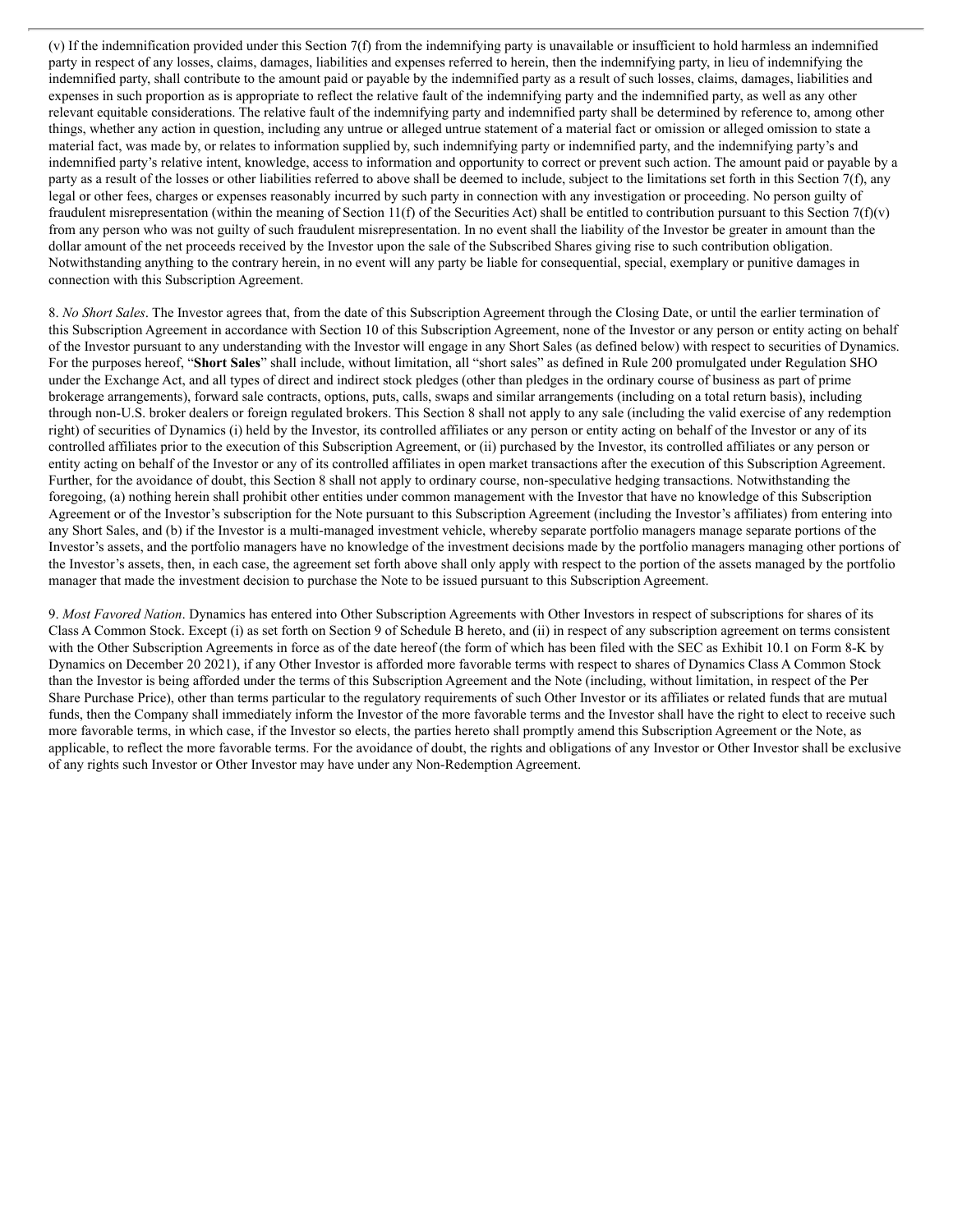(v) If the indemnification provided under this Section 7(f) from the indemnifying party is unavailable or insufficient to hold harmless an indemnified party in respect of any losses, claims, damages, liabilities and expenses referred to herein, then the indemnifying party, in lieu of indemnifying the indemnified party, shall contribute to the amount paid or payable by the indemnified party as a result of such losses, claims, damages, liabilities and expenses in such proportion as is appropriate to reflect the relative fault of the indemnifying party and the indemnified party, as well as any other relevant equitable considerations. The relative fault of the indemnifying party and indemnified party shall be determined by reference to, among other things, whether any action in question, including any untrue or alleged untrue statement of a material fact or omission or alleged omission to state a material fact, was made by, or relates to information supplied by, such indemnifying party or indemnified party, and the indemnifying party's and indemnified party's relative intent, knowledge, access to information and opportunity to correct or prevent such action. The amount paid or payable by a party as a result of the losses or other liabilities referred to above shall be deemed to include, subject to the limitations set forth in this Section 7(f), any legal or other fees, charges or expenses reasonably incurred by such party in connection with any investigation or proceeding. No person guilty of fraudulent misrepresentation (within the meaning of Section 11(f) of the Securities Act) shall be entitled to contribution pursuant to this Section 7(f)(v) from any person who was not guilty of such fraudulent misrepresentation. In no event shall the liability of the Investor be greater in amount than the dollar amount of the net proceeds received by the Investor upon the sale of the Subscribed Shares giving rise to such contribution obligation. Notwithstanding anything to the contrary herein, in no event will any party be liable for consequential, special, exemplary or punitive damages in connection with this Subscription Agreement.

8. *No Short Sales*. The Investor agrees that, from the date of this Subscription Agreement through the Closing Date, or until the earlier termination of this Subscription Agreement in accordance with Section 10 of this Subscription Agreement, none of the Investor or any person or entity acting on behalf of the Investor pursuant to any understanding with the Investor will engage in any Short Sales (as defined below) with respect to securities of Dynamics. For the purposes hereof, "**Short Sales**" shall include, without limitation, all "short sales" as defined in Rule 200 promulgated under Regulation SHO under the Exchange Act, and all types of direct and indirect stock pledges (other than pledges in the ordinary course of business as part of prime brokerage arrangements), forward sale contracts, options, puts, calls, swaps and similar arrangements (including on a total return basis), including through non-U.S. broker dealers or foreign regulated brokers. This Section 8 shall not apply to any sale (including the valid exercise of any redemption right) of securities of Dynamics (i) held by the Investor, its controlled affiliates or any person or entity acting on behalf of the Investor or any of its controlled affiliates prior to the execution of this Subscription Agreement, or (ii) purchased by the Investor, its controlled affiliates or any person or entity acting on behalf of the Investor or any of its controlled affiliates in open market transactions after the execution of this Subscription Agreement. Further, for the avoidance of doubt, this Section 8 shall not apply to ordinary course, non-speculative hedging transactions. Notwithstanding the foregoing, (a) nothing herein shall prohibit other entities under common management with the Investor that have no knowledge of this Subscription Agreement or of the Investor's subscription for the Note pursuant to this Subscription Agreement (including the Investor's affiliates) from entering into any Short Sales, and (b) if the Investor is a multi-managed investment vehicle, whereby separate portfolio managers manage separate portions of the Investor's assets, and the portfolio managers have no knowledge of the investment decisions made by the portfolio managers managing other portions of the Investor's assets, then, in each case, the agreement set forth above shall only apply with respect to the portion of the assets managed by the portfolio manager that made the investment decision to purchase the Note to be issued pursuant to this Subscription Agreement.

9. *Most Favored Nation*. Dynamics has entered into Other Subscription Agreements with Other Investors in respect of subscriptions for shares of its Class A Common Stock. Except (i) as set forth on Section 9 of Schedule B hereto, and (ii) in respect of any subscription agreement on terms consistent with the Other Subscription Agreements in force as of the date hereof (the form of which has been filed with the SEC as Exhibit 10.1 on Form 8-K by Dynamics on December 20 2021), if any Other Investor is afforded more favorable terms with respect to shares of Dynamics Class A Common Stock than the Investor is being afforded under the terms of this Subscription Agreement and the Note (including, without limitation, in respect of the Per Share Purchase Price), other than terms particular to the regulatory requirements of such Other Investor or its affiliates or related funds that are mutual funds, then the Company shall immediately inform the Investor of the more favorable terms and the Investor shall have the right to elect to receive such more favorable terms, in which case, if the Investor so elects, the parties hereto shall promptly amend this Subscription Agreement or the Note, as applicable, to reflect the more favorable terms. For the avoidance of doubt, the rights and obligations of any Investor or Other Investor shall be exclusive of any rights such Investor or Other Investor may have under any Non-Redemption Agreement.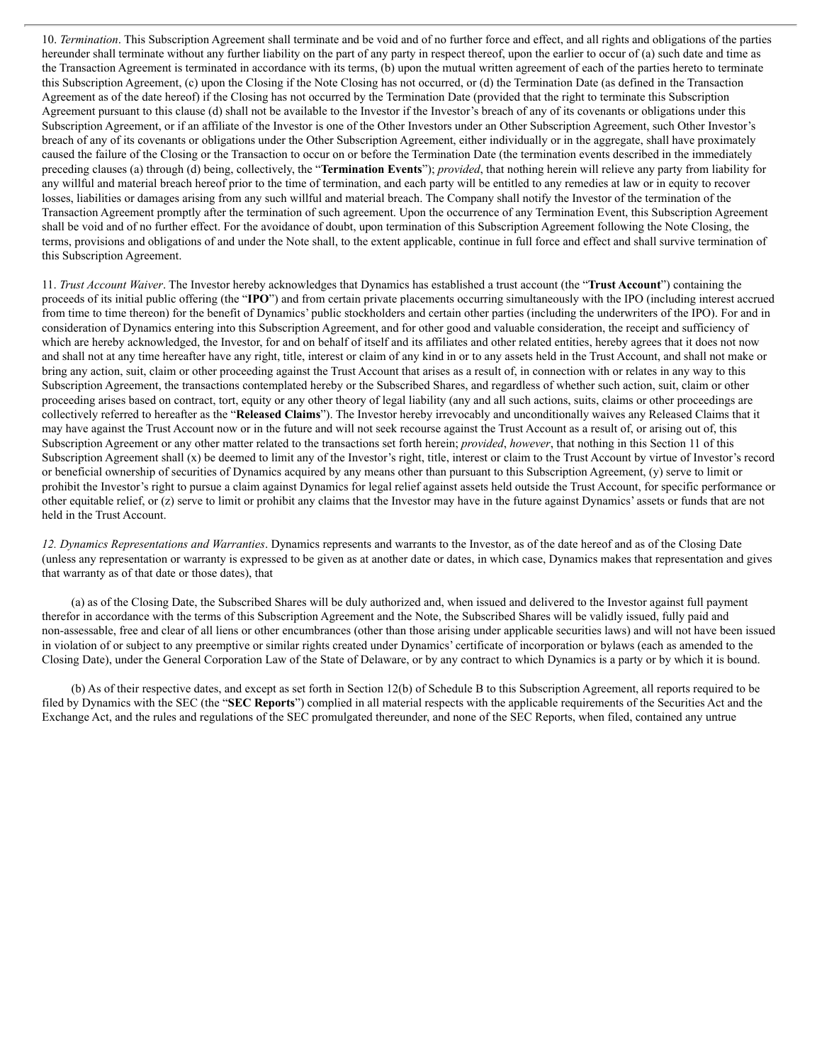10. *Termination*. This Subscription Agreement shall terminate and be void and of no further force and effect, and all rights and obligations of the parties hereunder shall terminate without any further liability on the part of any party in respect thereof, upon the earlier to occur of (a) such date and time as the Transaction Agreement is terminated in accordance with its terms, (b) upon the mutual written agreement of each of the parties hereto to terminate this Subscription Agreement, (c) upon the Closing if the Note Closing has not occurred, or (d) the Termination Date (as defined in the Transaction Agreement as of the date hereof) if the Closing has not occurred by the Termination Date (provided that the right to terminate this Subscription Agreement pursuant to this clause (d) shall not be available to the Investor if the Investor's breach of any of its covenants or obligations under this Subscription Agreement, or if an affiliate of the Investor is one of the Other Investors under an Other Subscription Agreement, such Other Investor's breach of any of its covenants or obligations under the Other Subscription Agreement, either individually or in the aggregate, shall have proximately caused the failure of the Closing or the Transaction to occur on or before the Termination Date (the termination events described in the immediately preceding clauses (a) through (d) being, collectively, the "**Termination Events**"); *provided*, that nothing herein will relieve any party from liability for any willful and material breach hereof prior to the time of termination, and each party will be entitled to any remedies at law or in equity to recover losses, liabilities or damages arising from any such willful and material breach. The Company shall notify the Investor of the termination of the Transaction Agreement promptly after the termination of such agreement. Upon the occurrence of any Termination Event, this Subscription Agreement shall be void and of no further effect. For the avoidance of doubt, upon termination of this Subscription Agreement following the Note Closing, the terms, provisions and obligations of and under the Note shall, to the extent applicable, continue in full force and effect and shall survive termination of this Subscription Agreement.

11. *Trust Account Waiver*. The Investor hereby acknowledges that Dynamics has established a trust account (the "**Trust Account**") containing the proceeds of its initial public offering (the "**IPO**") and from certain private placements occurring simultaneously with the IPO (including interest accrued from time to time thereon) for the benefit of Dynamics' public stockholders and certain other parties (including the underwriters of the IPO). For and in consideration of Dynamics entering into this Subscription Agreement, and for other good and valuable consideration, the receipt and sufficiency of which are hereby acknowledged, the Investor, for and on behalf of itself and its affiliates and other related entities, hereby agrees that it does not now and shall not at any time hereafter have any right, title, interest or claim of any kind in or to any assets held in the Trust Account, and shall not make or bring any action, suit, claim or other proceeding against the Trust Account that arises as a result of, in connection with or relates in any way to this Subscription Agreement, the transactions contemplated hereby or the Subscribed Shares, and regardless of whether such action, suit, claim or other proceeding arises based on contract, tort, equity or any other theory of legal liability (any and all such actions, suits, claims or other proceedings are collectively referred to hereafter as the "**Released Claims**"). The Investor hereby irrevocably and unconditionally waives any Released Claims that it may have against the Trust Account now or in the future and will not seek recourse against the Trust Account as a result of, or arising out of, this Subscription Agreement or any other matter related to the transactions set forth herein; *provided*, *however*, that nothing in this Section 11 of this Subscription Agreement shall (x) be deemed to limit any of the Investor's right, title, interest or claim to the Trust Account by virtue of Investor's record or beneficial ownership of securities of Dynamics acquired by any means other than pursuant to this Subscription Agreement, (y) serve to limit or prohibit the Investor's right to pursue a claim against Dynamics for legal relief against assets held outside the Trust Account, for specific performance or other equitable relief, or (z) serve to limit or prohibit any claims that the Investor may have in the future against Dynamics' assets or funds that are not held in the Trust Account.

*12. Dynamics Representations and Warranties*. Dynamics represents and warrants to the Investor, as of the date hereof and as of the Closing Date (unless any representation or warranty is expressed to be given as at another date or dates, in which case, Dynamics makes that representation and gives that warranty as of that date or those dates), that

(a) as of the Closing Date, the Subscribed Shares will be duly authorized and, when issued and delivered to the Investor against full payment therefor in accordance with the terms of this Subscription Agreement and the Note, the Subscribed Shares will be validly issued, fully paid and non-assessable, free and clear of all liens or other encumbrances (other than those arising under applicable securities laws) and will not have been issued in violation of or subject to any preemptive or similar rights created under Dynamics' certificate of incorporation or bylaws (each as amended to the Closing Date), under the General Corporation Law of the State of Delaware, or by any contract to which Dynamics is a party or by which it is bound.

(b) As of their respective dates, and except as set forth in Section 12(b) of Schedule B to this Subscription Agreement, all reports required to be filed by Dynamics with the SEC (the "**SEC Reports**") complied in all material respects with the applicable requirements of the Securities Act and the Exchange Act, and the rules and regulations of the SEC promulgated thereunder, and none of the SEC Reports, when filed, contained any untrue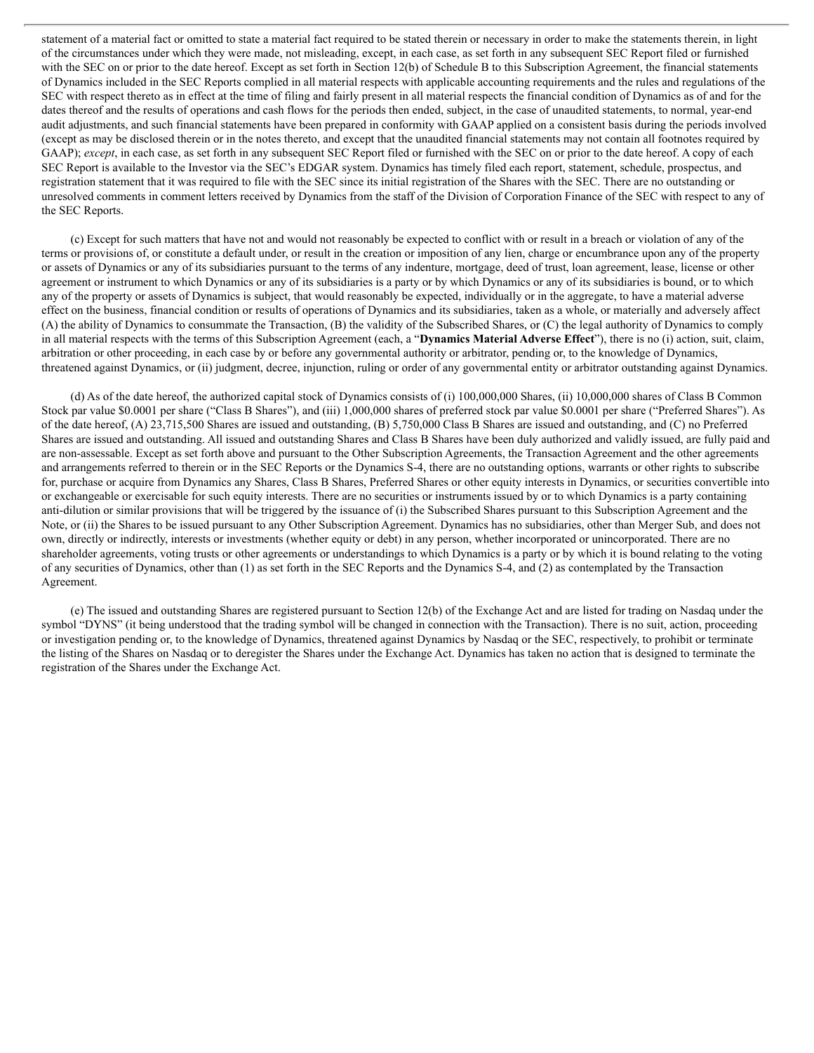statement of a material fact or omitted to state a material fact required to be stated therein or necessary in order to make the statements therein, in light of the circumstances under which they were made, not misleading, except, in each case, as set forth in any subsequent SEC Report filed or furnished with the SEC on or prior to the date hereof. Except as set forth in Section 12(b) of Schedule B to this Subscription Agreement, the financial statements of Dynamics included in the SEC Reports complied in all material respects with applicable accounting requirements and the rules and regulations of the SEC with respect thereto as in effect at the time of filing and fairly present in all material respects the financial condition of Dynamics as of and for the dates thereof and the results of operations and cash flows for the periods then ended, subject, in the case of unaudited statements, to normal, year-end audit adjustments, and such financial statements have been prepared in conformity with GAAP applied on a consistent basis during the periods involved (except as may be disclosed therein or in the notes thereto, and except that the unaudited financial statements may not contain all footnotes required by GAAP); *except*, in each case, as set forth in any subsequent SEC Report filed or furnished with the SEC on or prior to the date hereof. A copy of each SEC Report is available to the Investor via the SEC's EDGAR system. Dynamics has timely filed each report, statement, schedule, prospectus, and registration statement that it was required to file with the SEC since its initial registration of the Shares with the SEC. There are no outstanding or unresolved comments in comment letters received by Dynamics from the staff of the Division of Corporation Finance of the SEC with respect to any of the SEC Reports.

(c) Except for such matters that have not and would not reasonably be expected to conflict with or result in a breach or violation of any of the terms or provisions of, or constitute a default under, or result in the creation or imposition of any lien, charge or encumbrance upon any of the property or assets of Dynamics or any of its subsidiaries pursuant to the terms of any indenture, mortgage, deed of trust, loan agreement, lease, license or other agreement or instrument to which Dynamics or any of its subsidiaries is a party or by which Dynamics or any of its subsidiaries is bound, or to which any of the property or assets of Dynamics is subject, that would reasonably be expected, individually or in the aggregate, to have a material adverse effect on the business, financial condition or results of operations of Dynamics and its subsidiaries, taken as a whole, or materially and adversely affect (A) the ability of Dynamics to consummate the Transaction, (B) the validity of the Subscribed Shares, or (C) the legal authority of Dynamics to comply in all material respects with the terms of this Subscription Agreement (each, a "**Dynamics Material Adverse Effect**"), there is no (i) action, suit, claim, arbitration or other proceeding, in each case by or before any governmental authority or arbitrator, pending or, to the knowledge of Dynamics, threatened against Dynamics, or (ii) judgment, decree, injunction, ruling or order of any governmental entity or arbitrator outstanding against Dynamics.

(d) As of the date hereof, the authorized capital stock of Dynamics consists of (i) 100,000,000 Shares, (ii) 10,000,000 shares of Class B Common Stock par value $0.0001 per share ("Class B Shares"), and (iii) 1,000,000 shares of preferred stock par value $0.0001 per share ("Preferred Shares"). As of the date hereof, (A) 23,715,500 Shares are issued and outstanding, (B) 5,750,000 Class B Shares are issued and outstanding, and (C) no Preferred Shares are issued and outstanding. All issued and outstanding Shares and Class B Shares have been duly authorized and validly issued, are fully paid and are non-assessable. Except as set forth above and pursuant to the Other Subscription Agreements, the Transaction Agreement and the other agreements and arrangements referred to therein or in the SEC Reports or the Dynamics S-4, there are no outstanding options, warrants or other rights to subscribe for, purchase or acquire from Dynamics any Shares, Class B Shares, Preferred Shares or other equity interests in Dynamics, or securities convertible into or exchangeable or exercisable for such equity interests. There are no securities or instruments issued by or to which Dynamics is a party containing anti-dilution or similar provisions that will be triggered by the issuance of (i) the Subscribed Shares pursuant to this Subscription Agreement and the Note, or (ii) the Shares to be issued pursuant to any Other Subscription Agreement. Dynamics has no subsidiaries, other than Merger Sub, and does not own, directly or indirectly, interests or investments (whether equity or debt) in any person, whether incorporated or unincorporated. There are no shareholder agreements, voting trusts or other agreements or understandings to which Dynamics is a party or by which it is bound relating to the voting of any securities of Dynamics, other than (1) as set forth in the SEC Reports and the Dynamics S-4, and (2) as contemplated by the Transaction Agreement.

(e) The issued and outstanding Shares are registered pursuant to Section 12(b) of the Exchange Act and are listed for trading on Nasdaq under the symbol "DYNS" (it being understood that the trading symbol will be changed in connection with the Transaction). There is no suit, action, proceeding or investigation pending or, to the knowledge of Dynamics, threatened against Dynamics by Nasdaq or the SEC, respectively, to prohibit or terminate the listing of the Shares on Nasdaq or to deregister the Shares under the Exchange Act. Dynamics has taken no action that is designed to terminate the registration of the Shares under the Exchange Act.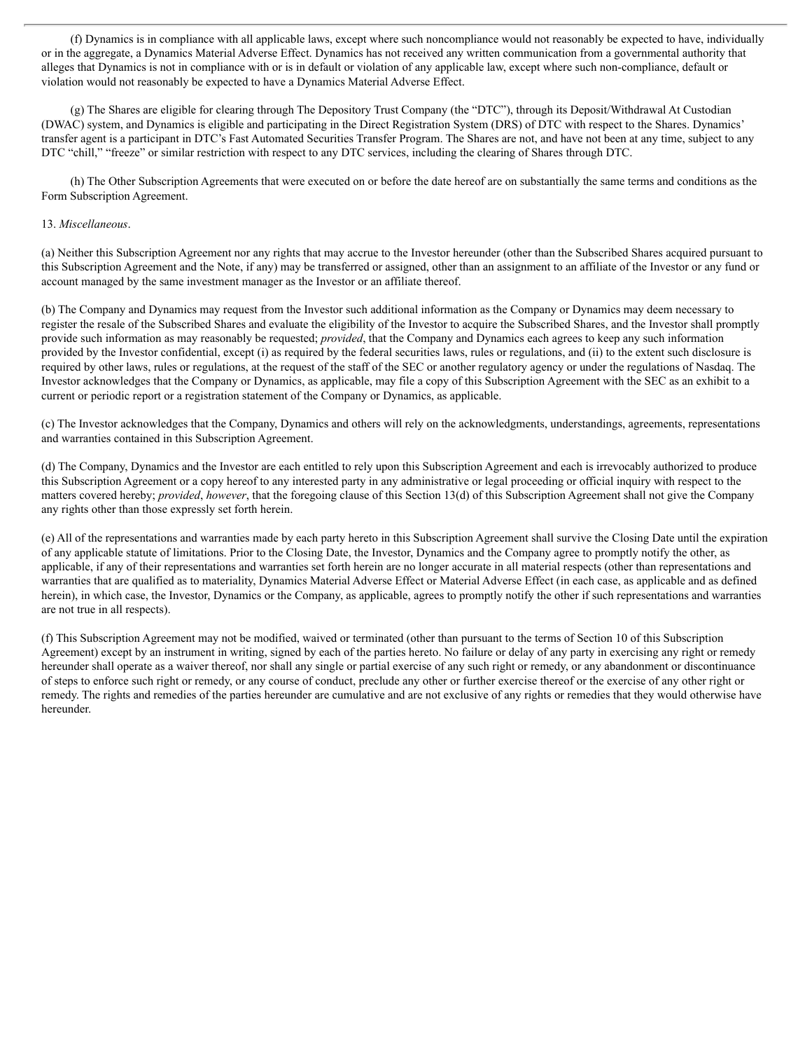(f) Dynamics is in compliance with all applicable laws, except where such noncompliance would not reasonably be expected to have, individually or in the aggregate, a Dynamics Material Adverse Effect. Dynamics has not received any written communication from a governmental authority that alleges that Dynamics is not in compliance with or is in default or violation of any applicable law, except where such non-compliance, default or violation would not reasonably be expected to have a Dynamics Material Adverse Effect.

(g) The Shares are eligible for clearing through The Depository Trust Company (the "DTC"), through its Deposit/Withdrawal At Custodian (DWAC) system, and Dynamics is eligible and participating in the Direct Registration System (DRS) of DTC with respect to the Shares. Dynamics' transfer agent is a participant in DTC's Fast Automated Securities Transfer Program. The Shares are not, and have not been at any time, subject to any DTC "chill," "freeze" or similar restriction with respect to any DTC services, including the clearing of Shares through DTC.

(h) The Other Subscription Agreements that were executed on or before the date hereof are on substantially the same terms and conditions as the Form Subscription Agreement.

13. *Miscellaneous*.

(a) Neither this Subscription Agreement nor any rights that may accrue to the Investor hereunder (other than the Subscribed Shares acquired pursuant to this Subscription Agreement and the Note, if any) may be transferred or assigned, other than an assignment to an affiliate of the Investor or any fund or account managed by the same investment manager as the Investor or an affiliate thereof.

(b) The Company and Dynamics may request from the Investor such additional information as the Company or Dynamics may deem necessary to register the resale of the Subscribed Shares and evaluate the eligibility of the Investor to acquire the Subscribed Shares, and the Investor shall promptly provide such information as may reasonably be requested; *provided*, that the Company and Dynamics each agrees to keep any such information provided by the Investor confidential, except (i) as required by the federal securities laws, rules or regulations, and (ii) to the extent such disclosure is required by other laws, rules or regulations, at the request of the staff of the SEC or another regulatory agency or under the regulations of Nasdaq. The Investor acknowledges that the Company or Dynamics, as applicable, may file a copy of this Subscription Agreement with the SEC as an exhibit to a current or periodic report or a registration statement of the Company or Dynamics, as applicable.

(c) The Investor acknowledges that the Company, Dynamics and others will rely on the acknowledgments, understandings, agreements, representations and warranties contained in this Subscription Agreement.

(d) The Company, Dynamics and the Investor are each entitled to rely upon this Subscription Agreement and each is irrevocably authorized to produce this Subscription Agreement or a copy hereof to any interested party in any administrative or legal proceeding or official inquiry with respect to the matters covered hereby; *provided*, *however*, that the foregoing clause of this Section 13(d) of this Subscription Agreement shall not give the Company any rights other than those expressly set forth herein.

(e) All of the representations and warranties made by each party hereto in this Subscription Agreement shall survive the Closing Date until the expiration of any applicable statute of limitations. Prior to the Closing Date, the Investor, Dynamics and the Company agree to promptly notify the other, as applicable, if any of their representations and warranties set forth herein are no longer accurate in all material respects (other than representations and warranties that are qualified as to materiality, Dynamics Material Adverse Effect or Material Adverse Effect (in each case, as applicable and as defined herein), in which case, the Investor, Dynamics or the Company, as applicable, agrees to promptly notify the other if such representations and warranties are not true in all respects).

(f) This Subscription Agreement may not be modified, waived or terminated (other than pursuant to the terms of Section 10 of this Subscription Agreement) except by an instrument in writing, signed by each of the parties hereto. No failure or delay of any party in exercising any right or remedy hereunder shall operate as a waiver thereof, nor shall any single or partial exercise of any such right or remedy, or any abandonment or discontinuance of steps to enforce such right or remedy, or any course of conduct, preclude any other or further exercise thereof or the exercise of any other right or remedy. The rights and remedies of the parties hereunder are cumulative and are not exclusive of any rights or remedies that they would otherwise have hereunder.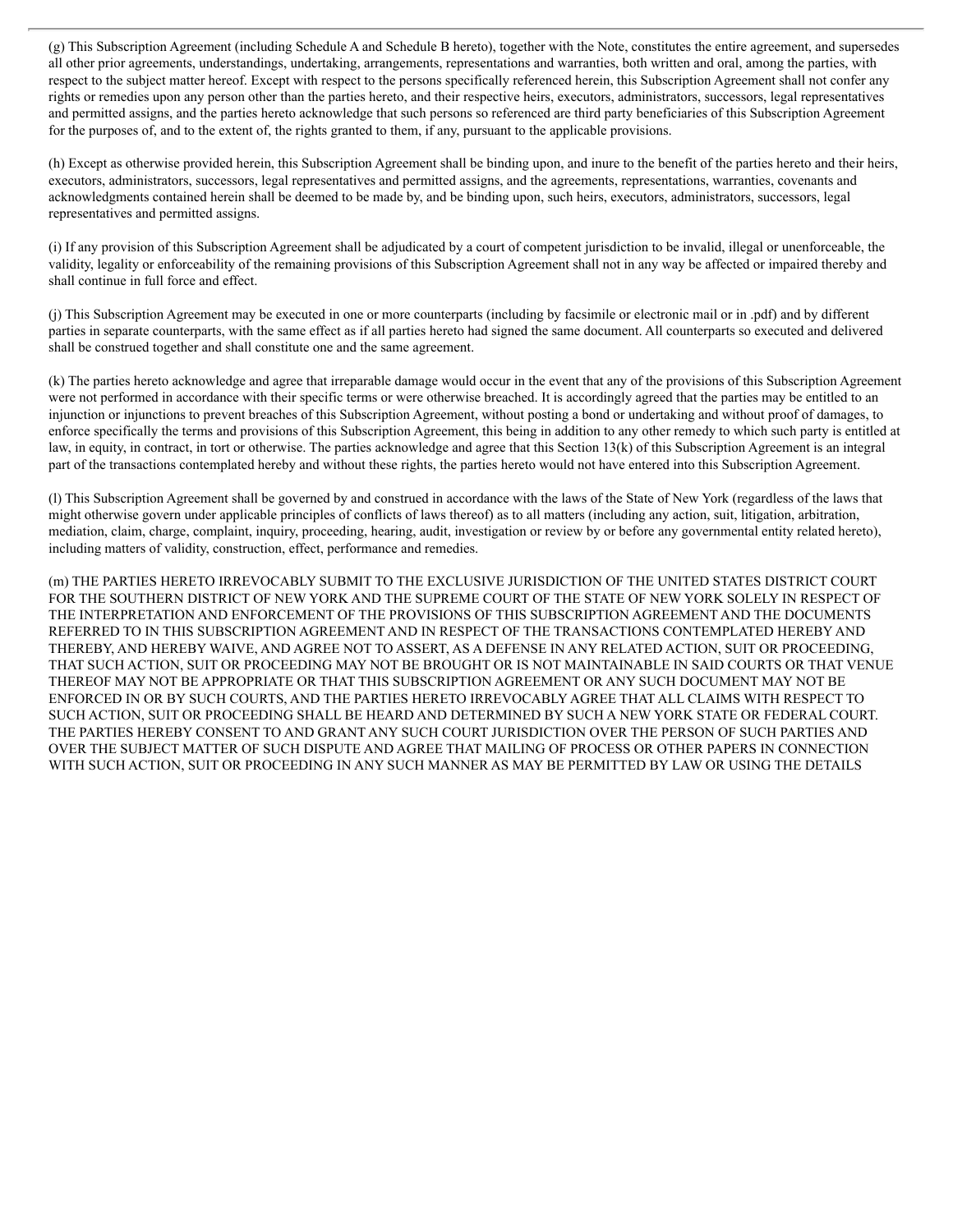(g) This Subscription Agreement (including Schedule A and Schedule B hereto), together with the Note, constitutes the entire agreement, and supersedes all other prior agreements, understandings, undertaking, arrangements, representations and warranties, both written and oral, among the parties, with respect to the subject matter hereof. Except with respect to the persons specifically referenced herein, this Subscription Agreement shall not confer any rights or remedies upon any person other than the parties hereto, and their respective heirs, executors, administrators, successors, legal representatives and permitted assigns, and the parties hereto acknowledge that such persons so referenced are third party beneficiaries of this Subscription Agreement for the purposes of, and to the extent of, the rights granted to them, if any, pursuant to the applicable provisions.

(h) Except as otherwise provided herein, this Subscription Agreement shall be binding upon, and inure to the benefit of the parties hereto and their heirs, executors, administrators, successors, legal representatives and permitted assigns, and the agreements, representations, warranties, covenants and acknowledgments contained herein shall be deemed to be made by, and be binding upon, such heirs, executors, administrators, successors, legal representatives and permitted assigns.

(i) If any provision of this Subscription Agreement shall be adjudicated by a court of competent jurisdiction to be invalid, illegal or unenforceable, the validity, legality or enforceability of the remaining provisions of this Subscription Agreement shall not in any way be affected or impaired thereby and shall continue in full force and effect.

(j) This Subscription Agreement may be executed in one or more counterparts (including by facsimile or electronic mail or in .pdf) and by different parties in separate counterparts, with the same effect as if all parties hereto had signed the same document. All counterparts so executed and delivered shall be construed together and shall constitute one and the same agreement.

(k) The parties hereto acknowledge and agree that irreparable damage would occur in the event that any of the provisions of this Subscription Agreement were not performed in accordance with their specific terms or were otherwise breached. It is accordingly agreed that the parties may be entitled to an injunction or injunctions to prevent breaches of this Subscription Agreement, without posting a bond or undertaking and without proof of damages, to enforce specifically the terms and provisions of this Subscription Agreement, this being in addition to any other remedy to which such party is entitled at law, in equity, in contract, in tort or otherwise. The parties acknowledge and agree that this Section 13(k) of this Subscription Agreement is an integral part of the transactions contemplated hereby and without these rights, the parties hereto would not have entered into this Subscription Agreement.

(l) This Subscription Agreement shall be governed by and construed in accordance with the laws of the State of New York (regardless of the laws that might otherwise govern under applicable principles of conflicts of laws thereof) as to all matters (including any action, suit, litigation, arbitration, mediation, claim, charge, complaint, inquiry, proceeding, hearing, audit, investigation or review by or before any governmental entity related hereto), including matters of validity, construction, effect, performance and remedies.

(m) THE PARTIES HERETO IRREVOCABLY SUBMIT TO THE EXCLUSIVE JURISDICTION OF THE UNITED STATES DISTRICT COURT FOR THE SOUTHERN DISTRICT OF NEW YORK AND THE SUPREME COURT OF THE STATE OF NEW YORK SOLELY IN RESPECT OF THE INTERPRETATION AND ENFORCEMENT OF THE PROVISIONS OF THIS SUBSCRIPTION AGREEMENT AND THE DOCUMENTS REFERRED TO IN THIS SUBSCRIPTION AGREEMENT AND IN RESPECT OF THE TRANSACTIONS CONTEMPLATED HEREBY AND THEREBY, AND HEREBY WAIVE, AND AGREE NOT TO ASSERT, AS A DEFENSE IN ANY RELATED ACTION, SUIT OR PROCEEDING, THAT SUCH ACTION, SUIT OR PROCEEDING MAY NOT BE BROUGHT OR IS NOT MAINTAINABLE IN SAID COURTS OR THAT VENUE THEREOF MAY NOT BE APPROPRIATE OR THAT THIS SUBSCRIPTION AGREEMENT OR ANY SUCH DOCUMENT MAY NOT BE ENFORCED IN OR BY SUCH COURTS, AND THE PARTIES HERETO IRREVOCABLY AGREE THAT ALL CLAIMS WITH RESPECT TO SUCH ACTION, SUIT OR PROCEEDING SHALL BE HEARD AND DETERMINED BY SUCH A NEW YORK STATE OR FEDERAL COURT. THE PARTIES HEREBY CONSENT TO AND GRANT ANY SUCH COURT JURISDICTION OVER THE PERSON OF SUCH PARTIES AND OVER THE SUBJECT MATTER OF SUCH DISPUTE AND AGREE THAT MAILING OF PROCESS OR OTHER PAPERS IN CONNECTION WITH SUCH ACTION, SUIT OR PROCEEDING IN ANY SUCH MANNER AS MAY BE PERMITTED BY LAW OR USING THE DETAILS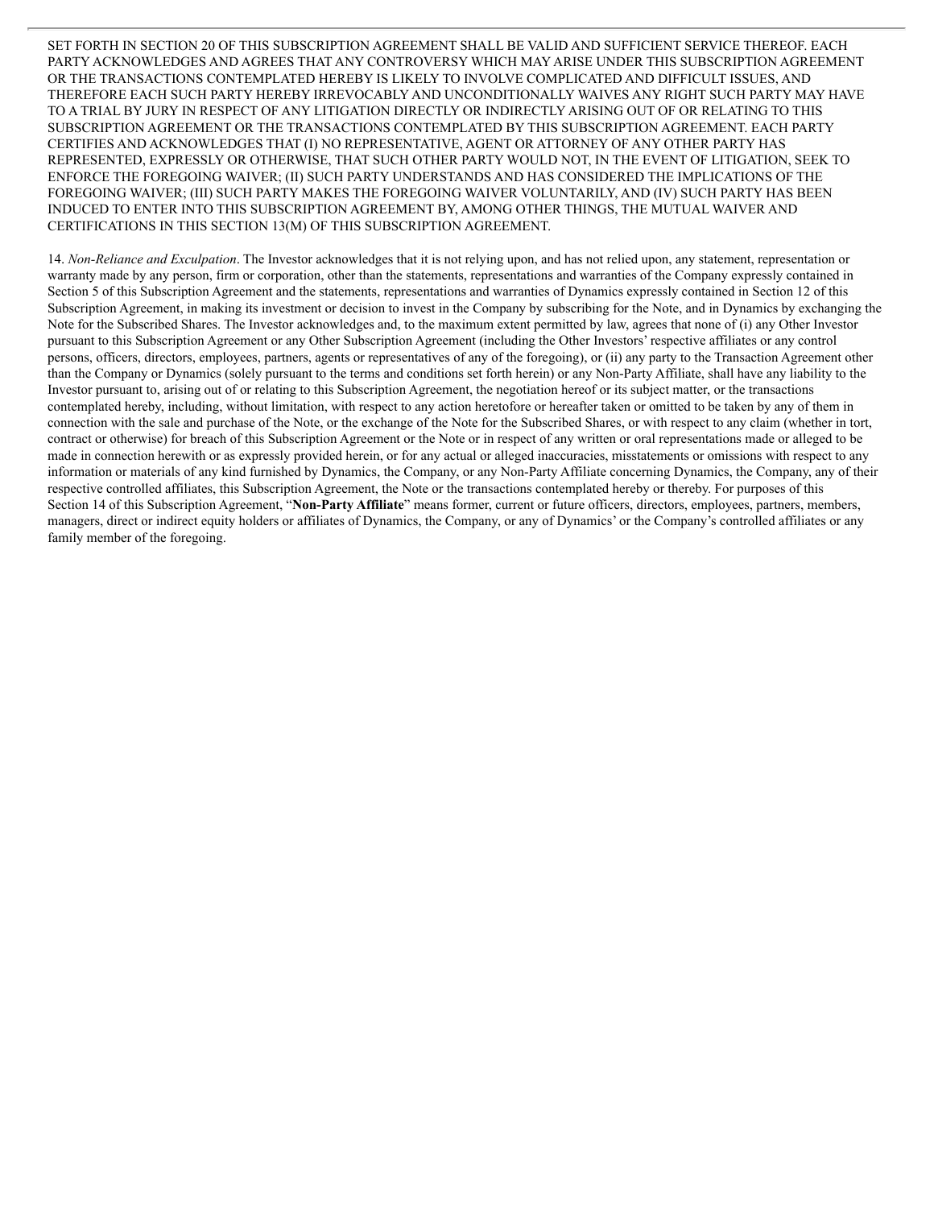SET FORTH IN SECTION 20 OF THIS SUBSCRIPTION AGREEMENT SHALL BE VALID AND SUFFICIENT SERVICE THEREOF. EACH PARTY ACKNOWLEDGES AND AGREES THAT ANY CONTROVERSY WHICH MAY ARISE UNDER THIS SUBSCRIPTION AGREEMENT OR THE TRANSACTIONS CONTEMPLATED HEREBY IS LIKELY TO INVOLVE COMPLICATED AND DIFFICULT ISSUES, AND THEREFORE EACH SUCH PARTY HEREBY IRREVOCABLY AND UNCONDITIONALLY WAIVES ANY RIGHT SUCH PARTY MAY HAVE TO A TRIAL BY JURY IN RESPECT OF ANY LITIGATION DIRECTLY OR INDIRECTLY ARISING OUT OF OR RELATING TO THIS SUBSCRIPTION AGREEMENT OR THE TRANSACTIONS CONTEMPLATED BY THIS SUBSCRIPTION AGREEMENT. EACH PARTY CERTIFIES AND ACKNOWLEDGES THAT (I) NO REPRESENTATIVE, AGENT OR ATTORNEY OF ANY OTHER PARTY HAS REPRESENTED, EXPRESSLY OR OTHERWISE, THAT SUCH OTHER PARTY WOULD NOT, IN THE EVENT OF LITIGATION, SEEK TO ENFORCE THE FOREGOING WAIVER; (II) SUCH PARTY UNDERSTANDS AND HAS CONSIDERED THE IMPLICATIONS OF THE FOREGOING WAIVER; (III) SUCH PARTY MAKES THE FOREGOING WAIVER VOLUNTARILY, AND (IV) SUCH PARTY HAS BEEN INDUCED TO ENTER INTO THIS SUBSCRIPTION AGREEMENT BY, AMONG OTHER THINGS, THE MUTUAL WAIVER AND CERTIFICATIONS IN THIS SECTION 13(M) OF THIS SUBSCRIPTION AGREEMENT.

14. *Non-Reliance and Exculpation*. The Investor acknowledges that it is not relying upon, and has not relied upon, any statement, representation or warranty made by any person, firm or corporation, other than the statements, representations and warranties of the Company expressly contained in Section 5 of this Subscription Agreement and the statements, representations and warranties of Dynamics expressly contained in Section 12 of this Subscription Agreement, in making its investment or decision to invest in the Company by subscribing for the Note, and in Dynamics by exchanging the Note for the Subscribed Shares. The Investor acknowledges and, to the maximum extent permitted by law, agrees that none of (i) any Other Investor pursuant to this Subscription Agreement or any Other Subscription Agreement (including the Other Investors' respective affiliates or any control persons, officers, directors, employees, partners, agents or representatives of any of the foregoing), or (ii) any party to the Transaction Agreement other than the Company or Dynamics (solely pursuant to the terms and conditions set forth herein) or any Non-Party Affiliate, shall have any liability to the Investor pursuant to, arising out of or relating to this Subscription Agreement, the negotiation hereof or its subject matter, or the transactions contemplated hereby, including, without limitation, with respect to any action heretofore or hereafter taken or omitted to be taken by any of them in connection with the sale and purchase of the Note, or the exchange of the Note for the Subscribed Shares, or with respect to any claim (whether in tort, contract or otherwise) for breach of this Subscription Agreement or the Note or in respect of any written or oral representations made or alleged to be made in connection herewith or as expressly provided herein, or for any actual or alleged inaccuracies, misstatements or omissions with respect to any information or materials of any kind furnished by Dynamics, the Company, or any Non-Party Affiliate concerning Dynamics, the Company, any of their respective controlled affiliates, this Subscription Agreement, the Note or the transactions contemplated hereby or thereby. For purposes of this Section 14 of this Subscription Agreement, "**Non-Party Affiliate**" means former, current or future officers, directors, employees, partners, members, managers, direct or indirect equity holders or affiliates of Dynamics, the Company, or any of Dynamics' or the Company's controlled affiliates or any family member of the foregoing.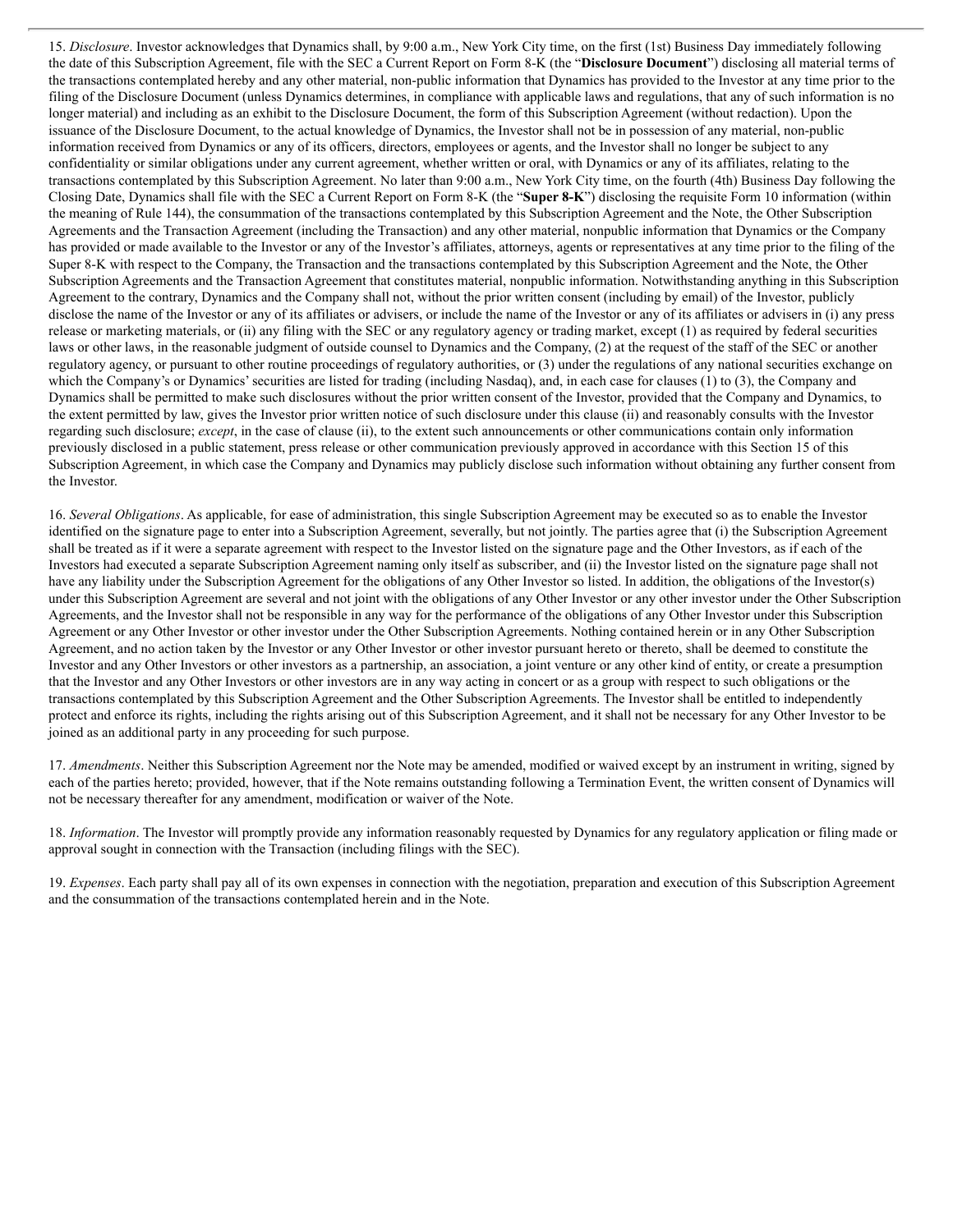15. *Disclosure*. Investor acknowledges that Dynamics shall, by 9:00 a.m., New York City time, on the first (1st) Business Day immediately following the date of this Subscription Agreement, file with the SEC a Current Report on Form 8-K (the "**Disclosure Document**") disclosing all material terms of the transactions contemplated hereby and any other material, non-public information that Dynamics has provided to the Investor at any time prior to the filing of the Disclosure Document (unless Dynamics determines, in compliance with applicable laws and regulations, that any of such information is no longer material) and including as an exhibit to the Disclosure Document, the form of this Subscription Agreement (without redaction). Upon the issuance of the Disclosure Document, to the actual knowledge of Dynamics, the Investor shall not be in possession of any material, non-public information received from Dynamics or any of its officers, directors, employees or agents, and the Investor shall no longer be subject to any confidentiality or similar obligations under any current agreement, whether written or oral, with Dynamics or any of its affiliates, relating to the transactions contemplated by this Subscription Agreement. No later than 9:00 a.m., New York City time, on the fourth (4th) Business Day following the Closing Date, Dynamics shall file with the SEC a Current Report on Form 8-K (the "**Super 8-K**") disclosing the requisite Form 10 information (within the meaning of Rule 144), the consummation of the transactions contemplated by this Subscription Agreement and the Note, the Other Subscription Agreements and the Transaction Agreement (including the Transaction) and any other material, nonpublic information that Dynamics or the Company has provided or made available to the Investor or any of the Investor's affiliates, attorneys, agents or representatives at any time prior to the filing of the Super 8-K with respect to the Company, the Transaction and the transactions contemplated by this Subscription Agreement and the Note, the Other Subscription Agreements and the Transaction Agreement that constitutes material, nonpublic information. Notwithstanding anything in this Subscription Agreement to the contrary, Dynamics and the Company shall not, without the prior written consent (including by email) of the Investor, publicly disclose the name of the Investor or any of its affiliates or advisers, or include the name of the Investor or any of its affiliates or advisers in (i) any press release or marketing materials, or (ii) any filing with the SEC or any regulatory agency or trading market, except (1) as required by federal securities laws or other laws, in the reasonable judgment of outside counsel to Dynamics and the Company, (2) at the request of the staff of the SEC or another regulatory agency, or pursuant to other routine proceedings of regulatory authorities, or (3) under the regulations of any national securities exchange on which the Company's or Dynamics' securities are listed for trading (including Nasdaq), and, in each case for clauses (1) to (3), the Company and Dynamics shall be permitted to make such disclosures without the prior written consent of the Investor, provided that the Company and Dynamics, to the extent permitted by law, gives the Investor prior written notice of such disclosure under this clause (ii) and reasonably consults with the Investor regarding such disclosure; *except*, in the case of clause (ii), to the extent such announcements or other communications contain only information previously disclosed in a public statement, press release or other communication previously approved in accordance with this Section 15 of this Subscription Agreement, in which case the Company and Dynamics may publicly disclose such information without obtaining any further consent from the Investor.

16. *Several Obligations*. As applicable, for ease of administration, this single Subscription Agreement may be executed so as to enable the Investor identified on the signature page to enter into a Subscription Agreement, severally, but not jointly. The parties agree that (i) the Subscription Agreement shall be treated as if it were a separate agreement with respect to the Investor listed on the signature page and the Other Investors, as if each of the Investors had executed a separate Subscription Agreement naming only itself as subscriber, and (ii) the Investor listed on the signature page shall not have any liability under the Subscription Agreement for the obligations of any Other Investor so listed. In addition, the obligations of the Investor(s) under this Subscription Agreement are several and not joint with the obligations of any Other Investor or any other investor under the Other Subscription Agreements, and the Investor shall not be responsible in any way for the performance of the obligations of any Other Investor under this Subscription Agreement or any Other Investor or other investor under the Other Subscription Agreements. Nothing contained herein or in any Other Subscription Agreement, and no action taken by the Investor or any Other Investor or other investor pursuant hereto or thereto, shall be deemed to constitute the Investor and any Other Investors or other investors as a partnership, an association, a joint venture or any other kind of entity, or create a presumption that the Investor and any Other Investors or other investors are in any way acting in concert or as a group with respect to such obligations or the transactions contemplated by this Subscription Agreement and the Other Subscription Agreements. The Investor shall be entitled to independently protect and enforce its rights, including the rights arising out of this Subscription Agreement, and it shall not be necessary for any Other Investor to be joined as an additional party in any proceeding for such purpose.

17. *Amendments*. Neither this Subscription Agreement nor the Note may be amended, modified or waived except by an instrument in writing, signed by each of the parties hereto; provided, however, that if the Note remains outstanding following a Termination Event, the written consent of Dynamics will not be necessary thereafter for any amendment, modification or waiver of the Note.

18. *Information*. The Investor will promptly provide any information reasonably requested by Dynamics for any regulatory application or filing made or approval sought in connection with the Transaction (including filings with the SEC).

19. *Expenses*. Each party shall pay all of its own expenses in connection with the negotiation, preparation and execution of this Subscription Agreement and the consummation of the transactions contemplated herein and in the Note.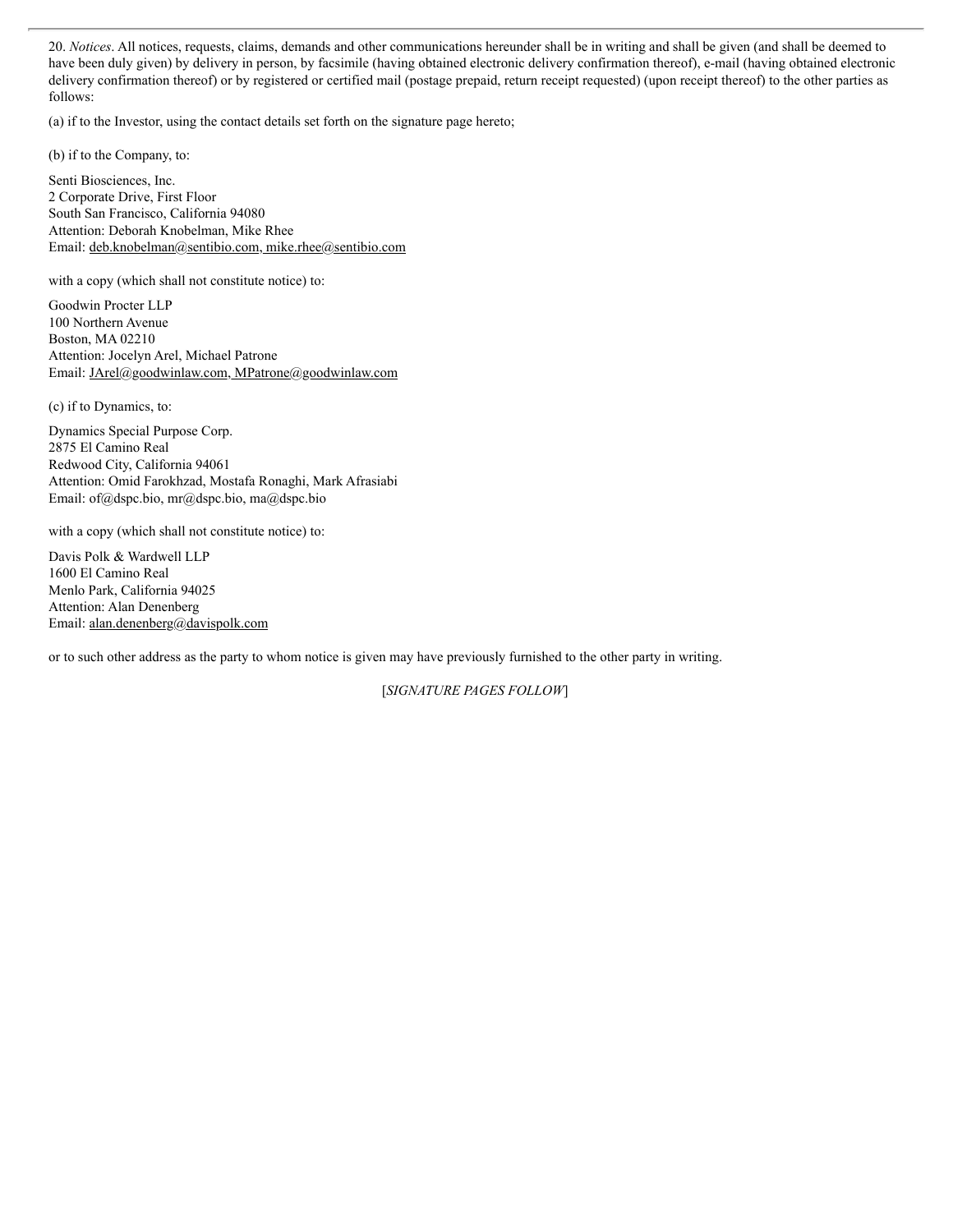20. *Notices*. All notices, requests, claims, demands and other communications hereunder shall be in writing and shall be given (and shall be deemed to have been duly given) by delivery in person, by facsimile (having obtained electronic delivery confirmation thereof), e-mail (having obtained electronic delivery confirmation thereof) or by registered or certified mail (postage prepaid, return receipt requested) (upon receipt thereof) to the other parties as follows:

(a) if to the Investor, using the contact details set forth on the signature page hereto;

(b) if to the Company, to:

Senti Biosciences, Inc.
2 Corporate Drive, First Floor
South San Francisco, California 94080
Attention: Deborah Knobelman, Mike Rhee
Email: deb.knobelman@sentibio.com, mike.rhee@sentibio.com

with a copy (which shall not constitute notice) to:

Goodwin Procter LLP
100 Northern Avenue
Boston, MA 02210
Attention: Jocelyn Arel, Michael Patrone
Email: JArel@goodwinlaw.com, MPatrone@goodwinlaw.com

(c) if to Dynamics, to:

Dynamics Special Purpose Corp.
2875 El Camino Real
Redwood City, California 94061
Attention: Omid Farokhzad, Mostafa Ronaghi, Mark Afrasiabi
Email: of@dspc.bio, mr@dspc.bio, ma@dspc.bio

with a copy (which shall not constitute notice) to:

Davis Polk & Wardwell LLP
1600 El Camino Real
Menlo Park, California 94025
Attention: Alan Denenberg
Email: alan.denenberg@davispolk.com

or to such other address as the party to whom notice is given may have previously furnished to the other party in writing.

[*SIGNATURE PAGES FOLLOW*]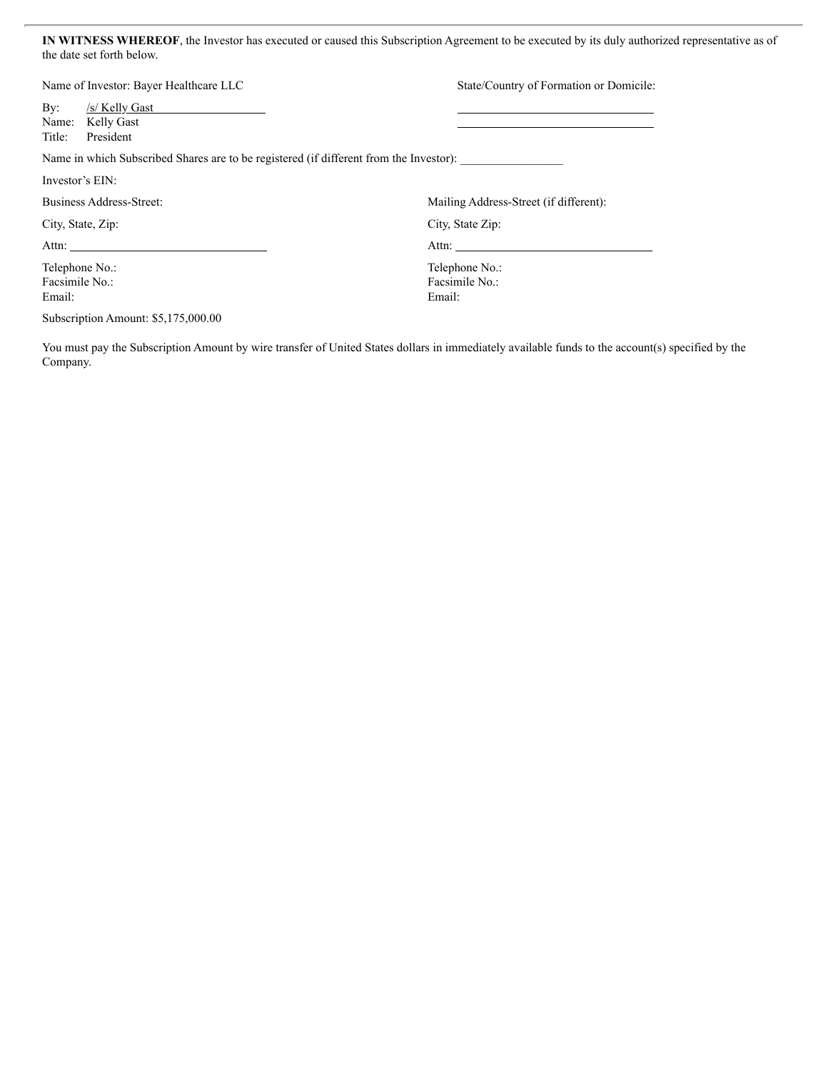**IN WITNESS WHEREOF**, the Investor has executed or caused this Subscription Agreement to be executed by its duly authorized representative as of the date set forth below.

Name of Investor: Bayer Healthcare LLC

By: /s/ Kelly Gast
Name: Kelly Gast
Title: President

State/Country of Formation or Domicile:

\_\_\_\_\_\_\_\_\_\_\_\_\_\_\_\_\_\_\_\_\_\_\_\_\_\_\_\_

\_\_\_\_\_\_\_\_\_\_\_\_\_\_\_\_\_\_\_\_\_\_\_\_\_\_\_\_

Name in which Subscribed Shares are to be registered (if different from the Investor): \_\_\_\_\_\_\_\_\_\_\_\_\_\_\_\_

Investor's EIN:

Business Address-Street:

City, State, Zip:

Attn: \_\_\_\_\_\_\_\_\_\_\_\_\_\_\_\_\_\_\_\_\_\_\_\_\_\_\_\_

Telephone No.:
Facsimile No.:
Email:

Mailing Address-Street (if different):

City, State Zip:

Attn: \_\_\_\_\_\_\_\_\_\_\_\_\_\_\_\_\_\_\_\_\_\_\_\_\_\_\_\_

Telephone No.:
Facsimile No.:
Email:

Subscription Amount: $5,175,000.00

You must pay the Subscription Amount by wire transfer of United States dollars in immediately available funds to the account(s) specified by the Company.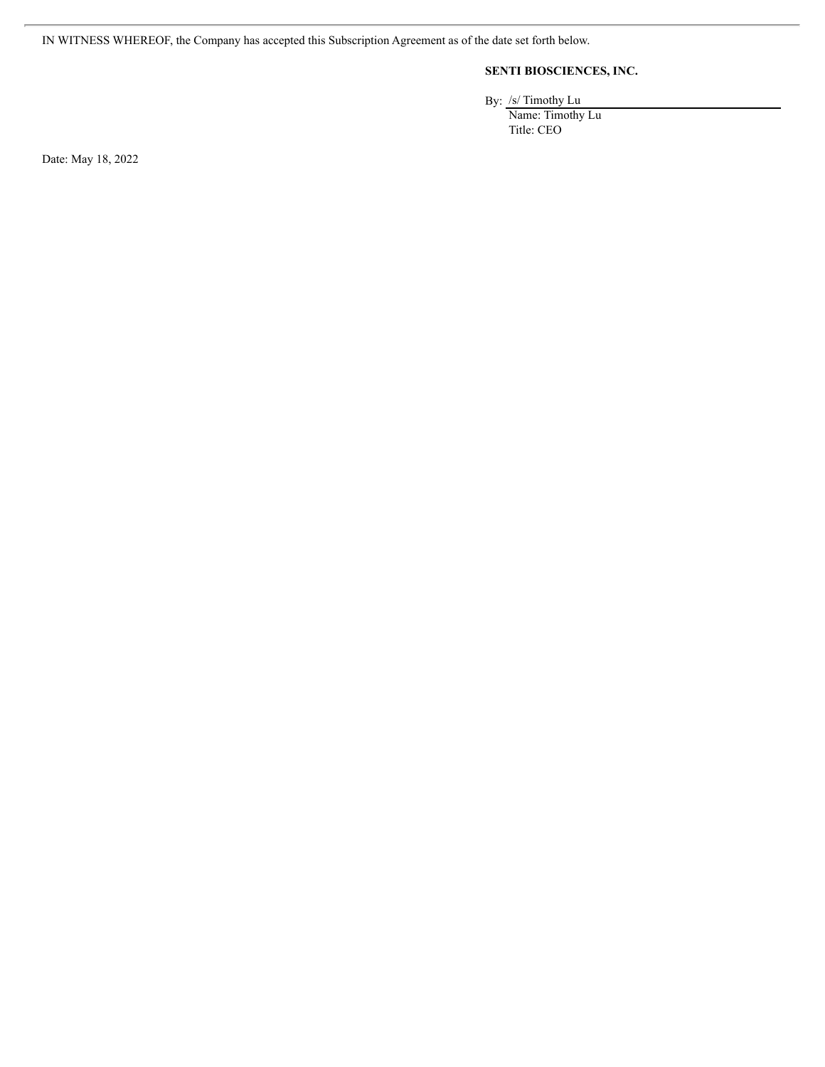IN WITNESS WHEREOF, the Company has accepted this Subscription Agreement as of the date set forth below.

**SENTI BIOSCIENCES, INC.**

By: /s/ Timothy Lu

Name: Timothy Lu

Title: CEO

Date: May 18, 2022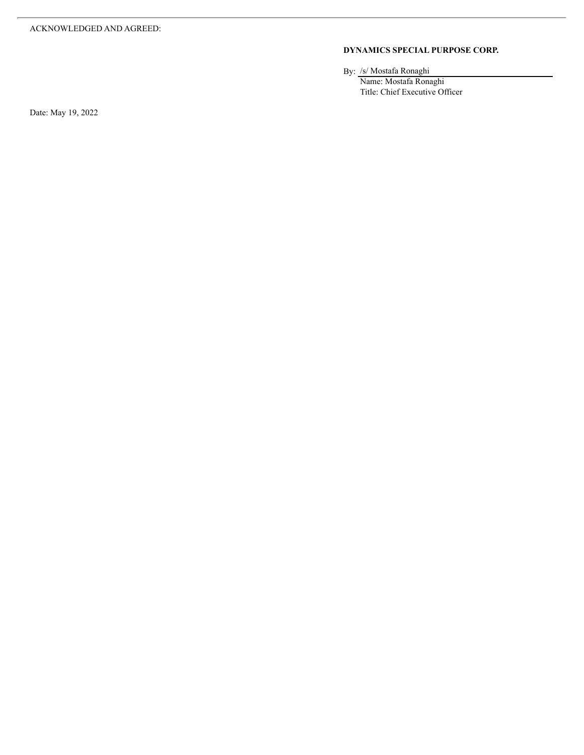ACKNOWLEDGED AND AGREED:

**DYNAMICS SPECIAL PURPOSE CORP.**

By: /s/ Mostafa Ronaghi
Name: Mostafa Ronaghi
Title: Chief Executive Officer

Date: May 19, 2022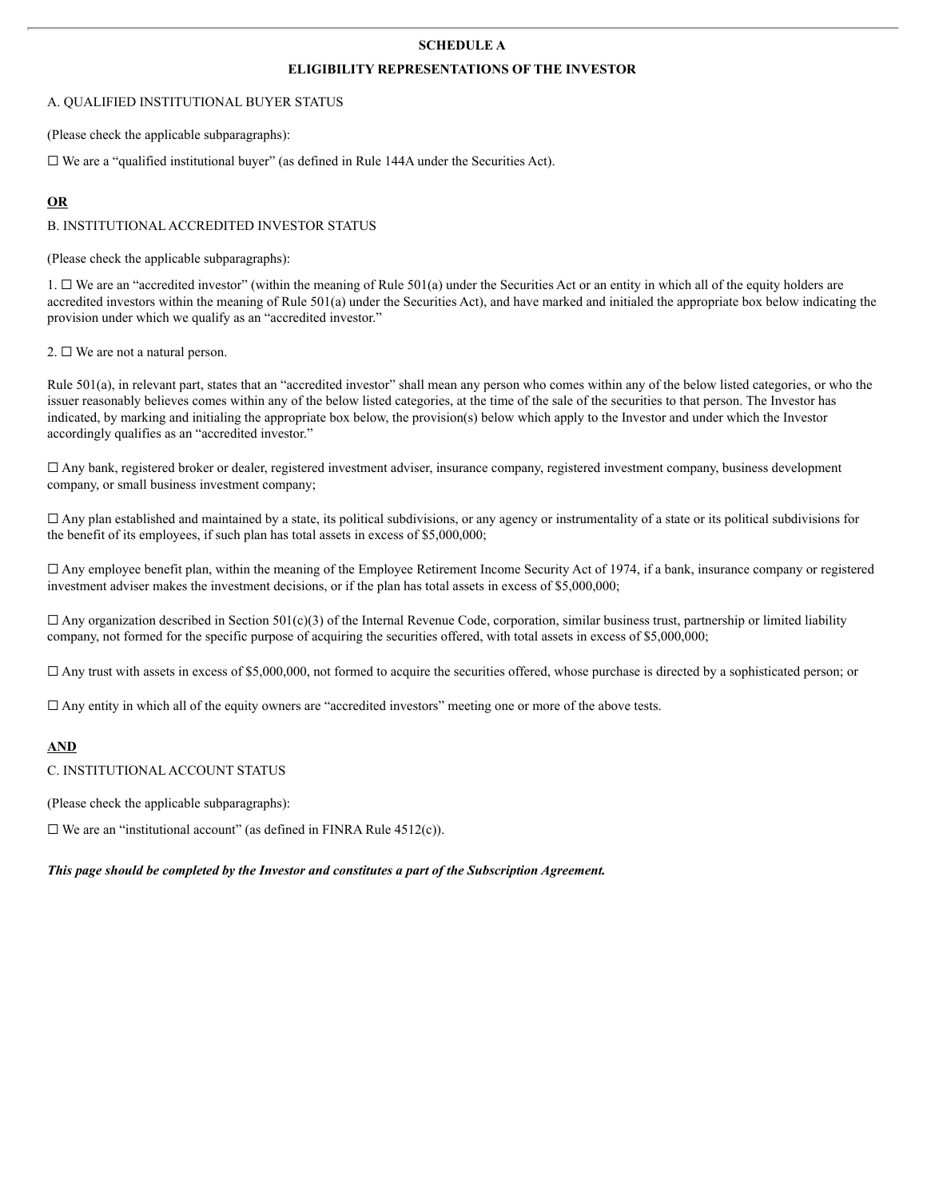**SCHEDULE A**

**ELIGIBILITY REPRESENTATIONS OF THE INVESTOR**

A. QUALIFIED INSTITUTIONAL BUYER STATUS

(Please check the applicable subparagraphs):

☐ We are a “qualified institutional buyer” (as defined in Rule 144A under the Securities Act).

**OR**

B. INSTITUTIONAL ACCREDITED INVESTOR STATUS

(Please check the applicable subparagraphs):

1. ☐ We are an “accredited investor” (within the meaning of Rule 501(a) under the Securities Act or an entity in which all of the equity holders are accredited investors within the meaning of Rule 501(a) under the Securities Act), and have marked and initialed the appropriate box below indicating the provision under which we qualify as an “accredited investor.”

2. ☐ We are not a natural person.

Rule 501(a), in relevant part, states that an “accredited investor” shall mean any person who comes within any of the below listed categories, or who the issuer reasonably believes comes within any of the below listed categories, at the time of the sale of the securities to that person. The Investor has indicated, by marking and initialing the appropriate box below, the provision(s) below which apply to the Investor and under which the Investor accordingly qualifies as an “accredited investor.”

☐ Any bank, registered broker or dealer, registered investment adviser, insurance company, registered investment company, business development company, or small business investment company;

☐ Any plan established and maintained by a state, its political subdivisions, or any agency or instrumentality of a state or its political subdivisions for the benefit of its employees, if such plan has total assets in excess of $5,000,000;

☐ Any employee benefit plan, within the meaning of the Employee Retirement Income Security Act of 1974, if a bank, insurance company or registered investment adviser makes the investment decisions, or if the plan has total assets in excess of $5,000,000;

☐ Any organization described in Section 501(c)(3) of the Internal Revenue Code, corporation, similar business trust, partnership or limited liability company, not formed for the specific purpose of acquiring the securities offered, with total assets in excess of $5,000,000;

☐ Any trust with assets in excess of $5,000,000, not formed to acquire the securities offered, whose purchase is directed by a sophisticated person; or

☐ Any entity in which all of the equity owners are “accredited investors” meeting one or more of the above tests.

**AND**

C. INSTITUTIONAL ACCOUNT STATUS

(Please check the applicable subparagraphs):

☐ We are an “institutional account” (as defined in FINRA Rule 4512(c)).

***This page should be completed by the Investor and constitutes a part of the Subscription Agreement.***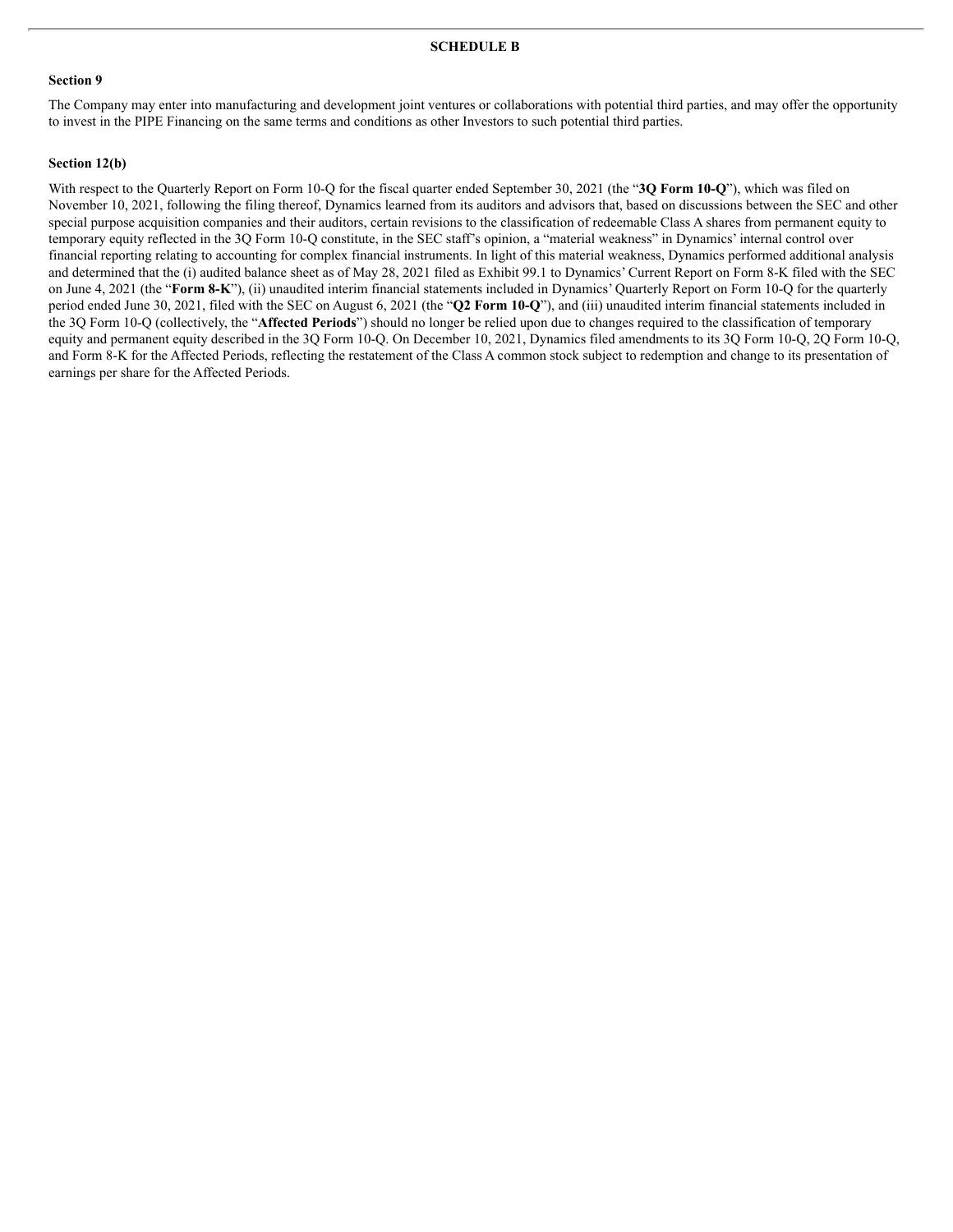# SCHEDULE B

## Section 9

The Company may enter into manufacturing and development joint ventures or collaborations with potential third parties, and may offer the opportunity to invest in the PIPE Financing on the same terms and conditions as other Investors to such potential third parties.

## Section 12(b)

With respect to the Quarterly Report on Form 10-Q for the fiscal quarter ended September 30, 2021 (the "**3Q Form 10-Q**"), which was filed on November 10, 2021, following the filing thereof, Dynamics learned from its auditors and advisors that, based on discussions between the SEC and other special purpose acquisition companies and their auditors, certain revisions to the classification of redeemable Class A shares from permanent equity to temporary equity reflected in the 3Q Form 10-Q constitute, in the SEC staff's opinion, a "material weakness" in Dynamics' internal control over financial reporting relating to accounting for complex financial instruments. In light of this material weakness, Dynamics performed additional analysis and determined that the (i) audited balance sheet as of May 28, 2021 filed as Exhibit 99.1 to Dynamics' Current Report on Form 8-K filed with the SEC on June 4, 2021 (the "**Form 8-K**"), (ii) unaudited interim financial statements included in Dynamics' Quarterly Report on Form 10-Q for the quarterly period ended June 30, 2021, filed with the SEC on August 6, 2021 (the "**Q2 Form 10-Q**"), and (iii) unaudited interim financial statements included in the 3Q Form 10-Q (collectively, the "**Affected Periods**") should no longer be relied upon due to changes required to the classification of temporary equity and permanent equity described in the 3Q Form 10-Q. On December 10, 2021, Dynamics filed amendments to its 3Q Form 10-Q, 2Q Form 10-Q, and Form 8-K for the Affected Periods, reflecting the restatement of the Class A common stock subject to redemption and change to its presentation of earnings per share for the Affected Periods.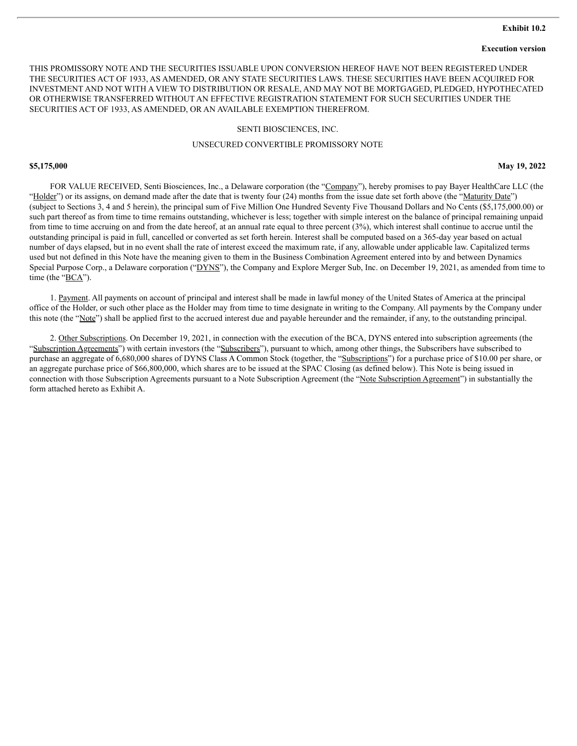**Exhibit 10.2**

**Execution version**

THIS PROMISSORY NOTE AND THE SECURITIES ISSUABLE UPON CONVERSION HEREOF HAVE NOT BEEN REGISTERED UNDER THE SECURITIES ACT OF 1933, AS AMENDED, OR ANY STATE SECURITIES LAWS. THESE SECURITIES HAVE BEEN ACQUIRED FOR INVESTMENT AND NOT WITH A VIEW TO DISTRIBUTION OR RESALE, AND MAY NOT BE MORTGAGED, PLEDGED, HYPOTHECATED OR OTHERWISE TRANSFERRED WITHOUT AN EFFECTIVE REGISTRATION STATEMENT FOR SUCH SECURITIES UNDER THE SECURITIES ACT OF 1933, AS AMENDED, OR AN AVAILABLE EXEMPTION THEREFROM.

SENTI BIOSCIENCES, INC.

UNSECURED CONVERTIBLE PROMISSORY NOTE

**$5,175,000** **May 19, 2022**

FOR VALUE RECEIVED, Senti Biosciences, Inc., a Delaware corporation (the "Company"), hereby promises to pay Bayer HealthCare LLC (the "Holder") or its assigns, on demand made after the date that is twenty four (24) months from the issue date set forth above (the "Maturity Date") (subject to Sections 3, 4 and 5 herein), the principal sum of Five Million One Hundred Seventy Five Thousand Dollars and No Cents ($5,175,000.00) or such part thereof as from time to time remains outstanding, whichever is less; together with simple interest on the balance of principal remaining unpaid from time to time accruing on and from the date hereof, at an annual rate equal to three percent (3%), which interest shall continue to accrue until the outstanding principal is paid in full, cancelled or converted as set forth herein. Interest shall be computed based on a 365-day year based on actual number of days elapsed, but in no event shall the rate of interest exceed the maximum rate, if any, allowable under applicable law. Capitalized terms used but not defined in this Note have the meaning given to them in the Business Combination Agreement entered into by and between Dynamics Special Purpose Corp., a Delaware corporation ("DYNS"), the Company and Explore Merger Sub, Inc. on December 19, 2021, as amended from time to time (the "BCA").

1. Payment. All payments on account of principal and interest shall be made in lawful money of the United States of America at the principal office of the Holder, or such other place as the Holder may from time to time designate in writing to the Company. All payments by the Company under this note (the "Note") shall be applied first to the accrued interest due and payable hereunder and the remainder, if any, to the outstanding principal.

2. Other Subscriptions. On December 19, 2021, in connection with the execution of the BCA, DYNS entered into subscription agreements (the "Subscription Agreements") with certain investors (the "Subscribers"), pursuant to which, among other things, the Subscribers have subscribed to purchase an aggregate of 6,680,000 shares of DYNS Class A Common Stock (together, the "Subscriptions") for a purchase price of $10.00 per share, or an aggregate purchase price of $66,800,000, which shares are to be issued at the SPAC Closing (as defined below). This Note is being issued in connection with those Subscription Agreements pursuant to a Note Subscription Agreement (the "Note Subscription Agreement") in substantially the form attached hereto as Exhibit A.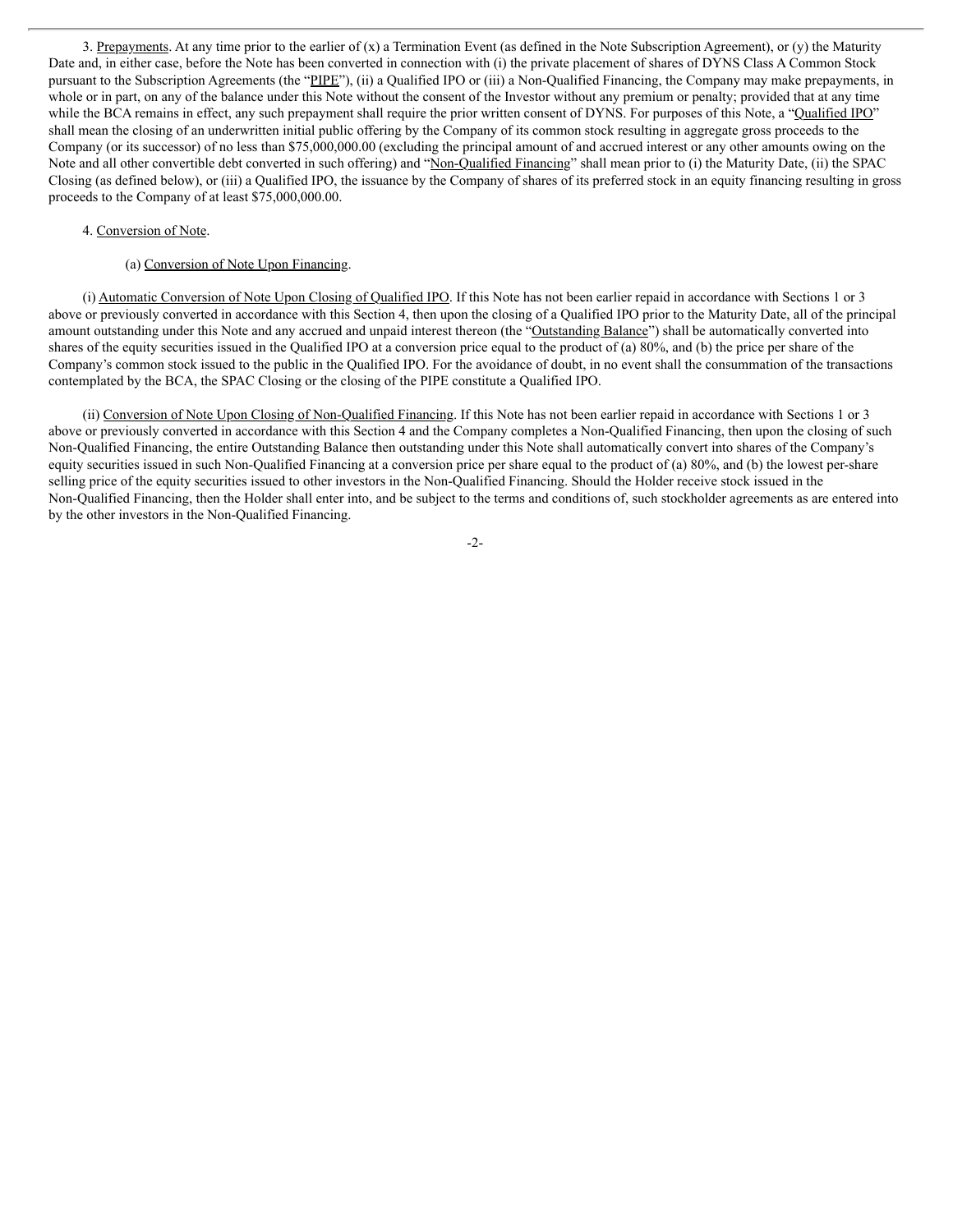3. Prepayments. At any time prior to the earlier of (x) a Termination Event (as defined in the Note Subscription Agreement), or (y) the Maturity Date and, in either case, before the Note has been converted in connection with (i) the private placement of shares of DYNS Class A Common Stock pursuant to the Subscription Agreements (the "PIPE"), (ii) a Qualified IPO or (iii) a Non-Qualified Financing, the Company may make prepayments, in whole or in part, on any of the balance under this Note without the consent of the Investor without any premium or penalty; provided that at any time while the BCA remains in effect, any such prepayment shall require the prior written consent of DYNS. For purposes of this Note, a "Qualified IPO" shall mean the closing of an underwritten initial public offering by the Company of its common stock resulting in aggregate gross proceeds to the Company (or its successor) of no less than $75,000,000.00 (excluding the principal amount of and accrued interest or any other amounts owing on the Note and all other convertible debt converted in such offering) and "Non-Qualified Financing" shall mean prior to (i) the Maturity Date, (ii) the SPAC Closing (as defined below), or (iii) a Qualified IPO, the issuance by the Company of shares of its preferred stock in an equity financing resulting in gross proceeds to the Company of at least $75,000,000.00.

4. Conversion of Note.

(a) Conversion of Note Upon Financing.

(i) Automatic Conversion of Note Upon Closing of Qualified IPO. If this Note has not been earlier repaid in accordance with Sections 1 or 3 above or previously converted in accordance with this Section 4, then upon the closing of a Qualified IPO prior to the Maturity Date, all of the principal amount outstanding under this Note and any accrued and unpaid interest thereon (the "Outstanding Balance") shall be automatically converted into shares of the equity securities issued in the Qualified IPO at a conversion price equal to the product of (a) 80%, and (b) the price per share of the Company's common stock issued to the public in the Qualified IPO. For the avoidance of doubt, in no event shall the consummation of the transactions contemplated by the BCA, the SPAC Closing or the closing of the PIPE constitute a Qualified IPO.

(ii) Conversion of Note Upon Closing of Non-Qualified Financing. If this Note has not been earlier repaid in accordance with Sections 1 or 3 above or previously converted in accordance with this Section 4 and the Company completes a Non-Qualified Financing, then upon the closing of such Non-Qualified Financing, the entire Outstanding Balance then outstanding under this Note shall automatically convert into shares of the Company's equity securities issued in such Non-Qualified Financing at a conversion price per share equal to the product of (a) 80%, and (b) the lowest per-share selling price of the equity securities issued to other investors in the Non-Qualified Financing. Should the Holder receive stock issued in the Non-Qualified Financing, then the Holder shall enter into, and be subject to the terms and conditions of, such stockholder agreements as are entered into by the other investors in the Non-Qualified Financing.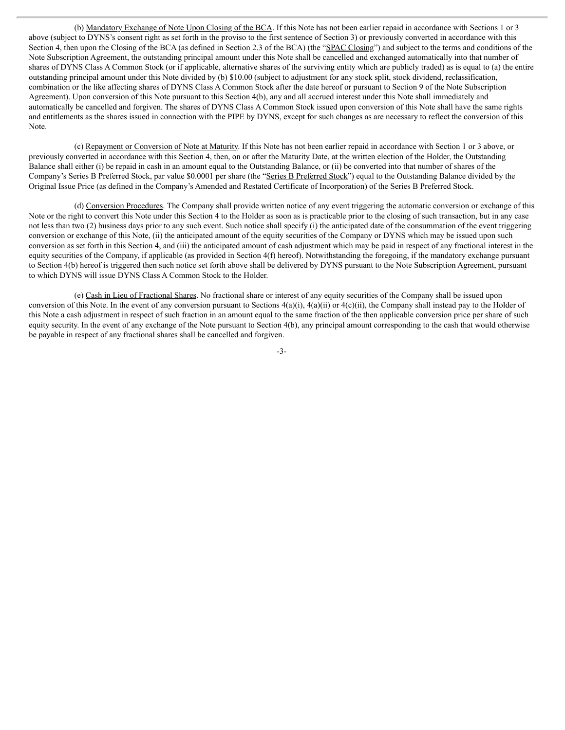(b) Mandatory Exchange of Note Upon Closing of the BCA. If this Note has not been earlier repaid in accordance with Sections 1 or 3 above (subject to DYNS's consent right as set forth in the proviso to the first sentence of Section 3) or previously converted in accordance with this Section 4, then upon the Closing of the BCA (as defined in Section 2.3 of the BCA) (the "SPAC Closing") and subject to the terms and conditions of the Note Subscription Agreement, the outstanding principal amount under this Note shall be cancelled and exchanged automatically into that number of shares of DYNS Class A Common Stock (or if applicable, alternative shares of the surviving entity which are publicly traded) as is equal to (a) the entire outstanding principal amount under this Note divided by (b) $10.00 (subject to adjustment for any stock split, stock dividend, reclassification, combination or the like affecting shares of DYNS Class A Common Stock after the date hereof or pursuant to Section 9 of the Note Subscription Agreement). Upon conversion of this Note pursuant to this Section 4(b), any and all accrued interest under this Note shall immediately and automatically be cancelled and forgiven. The shares of DYNS Class A Common Stock issued upon conversion of this Note shall have the same rights and entitlements as the shares issued in connection with the PIPE by DYNS, except for such changes as are necessary to reflect the conversion of this Note.

(c) Repayment or Conversion of Note at Maturity. If this Note has not been earlier repaid in accordance with Section 1 or 3 above, or previously converted in accordance with this Section 4, then, on or after the Maturity Date, at the written election of the Holder, the Outstanding Balance shall either (i) be repaid in cash in an amount equal to the Outstanding Balance, or (ii) be converted into that number of shares of the Company's Series B Preferred Stock, par value $0.0001 per share (the "Series B Preferred Stock") equal to the Outstanding Balance divided by the Original Issue Price (as defined in the Company's Amended and Restated Certificate of Incorporation) of the Series B Preferred Stock.

(d) Conversion Procedures. The Company shall provide written notice of any event triggering the automatic conversion or exchange of this Note or the right to convert this Note under this Section 4 to the Holder as soon as is practicable prior to the closing of such transaction, but in any case not less than two (2) business days prior to any such event. Such notice shall specify (i) the anticipated date of the consummation of the event triggering conversion or exchange of this Note, (ii) the anticipated amount of the equity securities of the Company or DYNS which may be issued upon such conversion as set forth in this Section 4, and (iii) the anticipated amount of cash adjustment which may be paid in respect of any fractional interest in the equity securities of the Company, if applicable (as provided in Section 4(f) hereof). Notwithstanding the foregoing, if the mandatory exchange pursuant to Section 4(b) hereof is triggered then such notice set forth above shall be delivered by DYNS pursuant to the Note Subscription Agreement, pursuant to which DYNS will issue DYNS Class A Common Stock to the Holder.

(e) Cash in Lieu of Fractional Shares. No fractional share or interest of any equity securities of the Company shall be issued upon conversion of this Note. In the event of any conversion pursuant to Sections 4(a)(i), 4(a)(ii) or 4(c)(ii), the Company shall instead pay to the Holder of this Note a cash adjustment in respect of such fraction in an amount equal to the same fraction of the then applicable conversion price per share of such equity security. In the event of any exchange of the Note pursuant to Section 4(b), any principal amount corresponding to the cash that would otherwise be payable in respect of any fractional shares shall be cancelled and forgiven.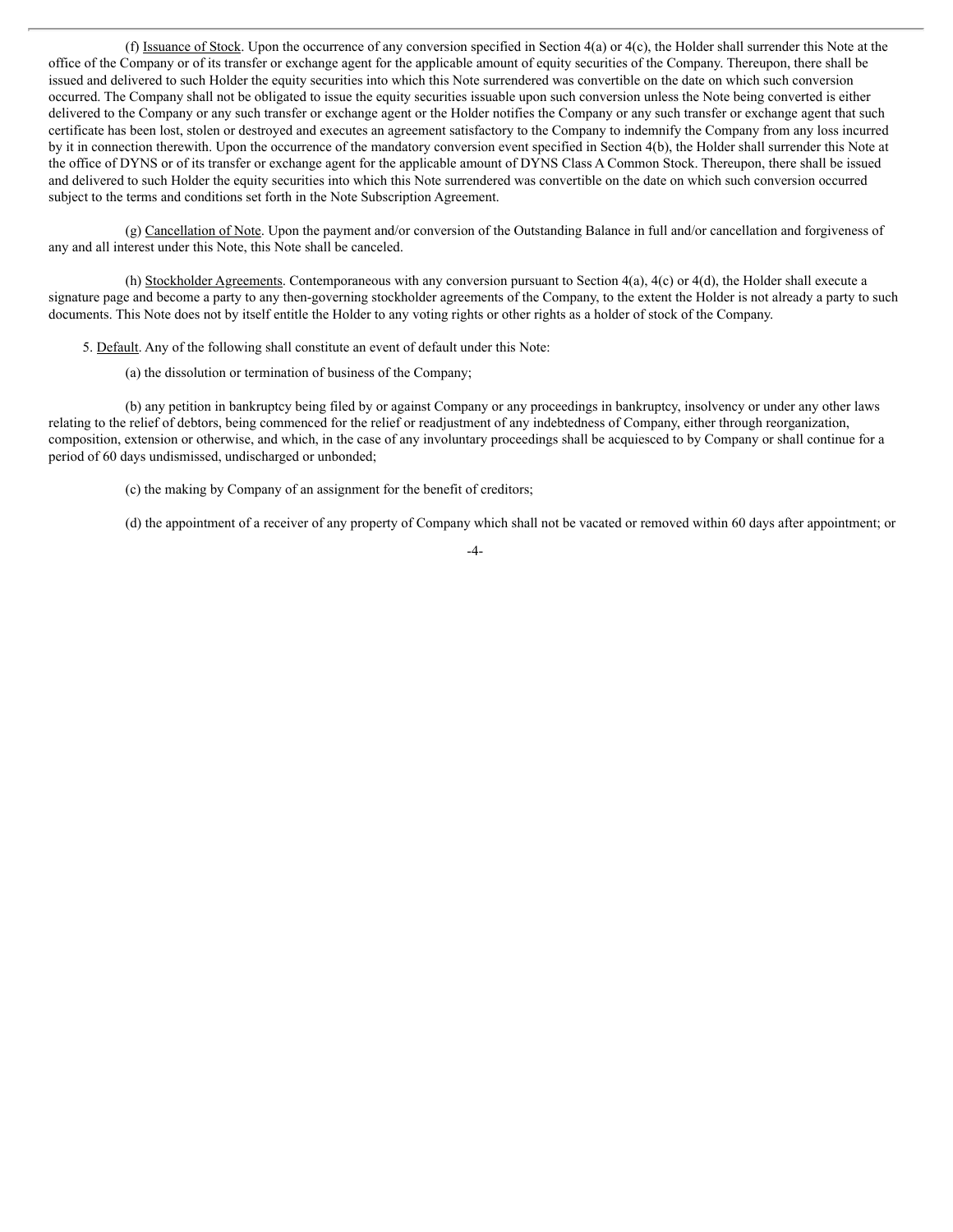(f) Issuance of Stock. Upon the occurrence of any conversion specified in Section 4(a) or 4(c), the Holder shall surrender this Note at the office of the Company or of its transfer or exchange agent for the applicable amount of equity securities of the Company. Thereupon, there shall be issued and delivered to such Holder the equity securities into which this Note surrendered was convertible on the date on which such conversion occurred. The Company shall not be obligated to issue the equity securities issuable upon such conversion unless the Note being converted is either delivered to the Company or any such transfer or exchange agent or the Holder notifies the Company or any such transfer or exchange agent that such certificate has been lost, stolen or destroyed and executes an agreement satisfactory to the Company to indemnify the Company from any loss incurred by it in connection therewith. Upon the occurrence of the mandatory conversion event specified in Section 4(b), the Holder shall surrender this Note at the office of DYNS or of its transfer or exchange agent for the applicable amount of DYNS Class A Common Stock. Thereupon, there shall be issued and delivered to such Holder the equity securities into which this Note surrendered was convertible on the date on which such conversion occurred subject to the terms and conditions set forth in the Note Subscription Agreement.

(g) Cancellation of Note. Upon the payment and/or conversion of the Outstanding Balance in full and/or cancellation and forgiveness of any and all interest under this Note, this Note shall be canceled.

(h) Stockholder Agreements. Contemporaneous with any conversion pursuant to Section 4(a), 4(c) or 4(d), the Holder shall execute a signature page and become a party to any then-governing stockholder agreements of the Company, to the extent the Holder is not already a party to such documents. This Note does not by itself entitle the Holder to any voting rights or other rights as a holder of stock of the Company.

5. Default. Any of the following shall constitute an event of default under this Note:

(a) the dissolution or termination of business of the Company;

(b) any petition in bankruptcy being filed by or against Company or any proceedings in bankruptcy, insolvency or under any other laws relating to the relief of debtors, being commenced for the relief or readjustment of any indebtedness of Company, either through reorganization, composition, extension or otherwise, and which, in the case of any involuntary proceedings shall be acquiesced to by Company or shall continue for a period of 60 days undismissed, undischarged or unbonded;

(c) the making by Company of an assignment for the benefit of creditors;

(d) the appointment of a receiver of any property of Company which shall not be vacated or removed within 60 days after appointment; or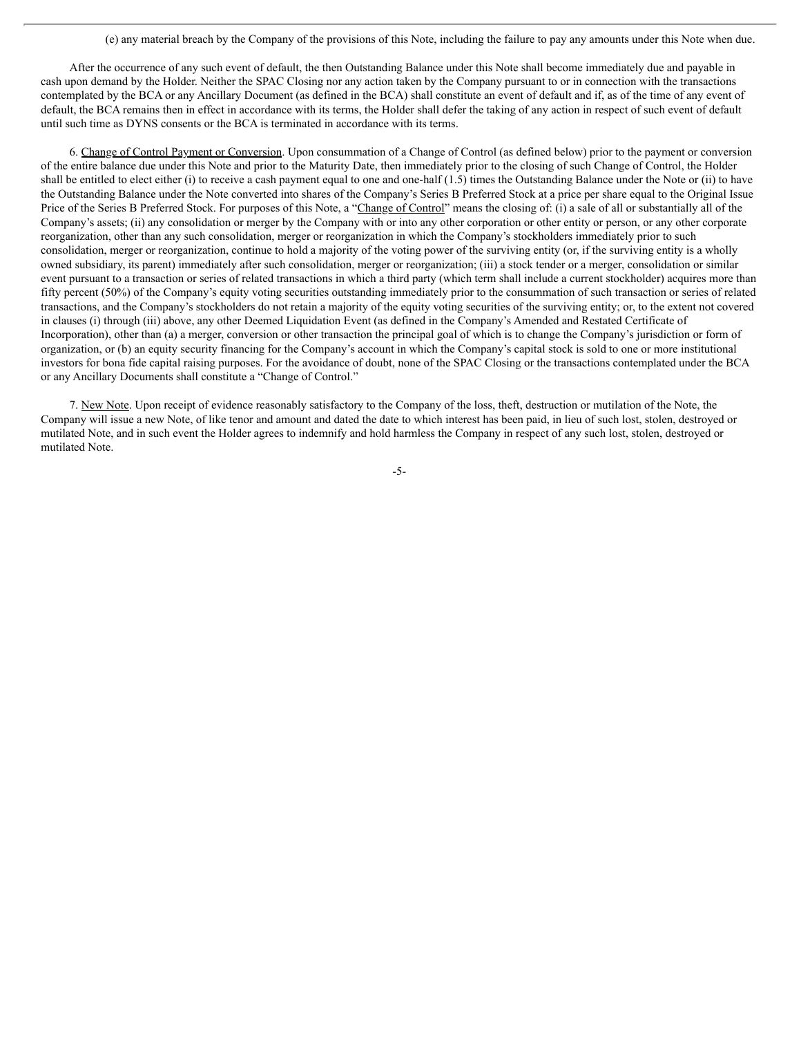(e) any material breach by the Company of the provisions of this Note, including the failure to pay any amounts under this Note when due.

After the occurrence of any such event of default, the then Outstanding Balance under this Note shall become immediately due and payable in cash upon demand by the Holder. Neither the SPAC Closing nor any action taken by the Company pursuant to or in connection with the transactions contemplated by the BCA or any Ancillary Document (as defined in the BCA) shall constitute an event of default and if, as of the time of any event of default, the BCA remains then in effect in accordance with its terms, the Holder shall defer the taking of any action in respect of such event of default until such time as DYNS consents or the BCA is terminated in accordance with its terms.

6. Change of Control Payment or Conversion. Upon consummation of a Change of Control (as defined below) prior to the payment or conversion of the entire balance due under this Note and prior to the Maturity Date, then immediately prior to the closing of such Change of Control, the Holder shall be entitled to elect either (i) to receive a cash payment equal to one and one-half (1.5) times the Outstanding Balance under the Note or (ii) to have the Outstanding Balance under the Note converted into shares of the Company's Series B Preferred Stock at a price per share equal to the Original Issue Price of the Series B Preferred Stock. For purposes of this Note, a "Change of Control" means the closing of: (i) a sale of all or substantially all of the Company's assets; (ii) any consolidation or merger by the Company with or into any other corporation or other entity or person, or any other corporate reorganization, other than any such consolidation, merger or reorganization in which the Company's stockholders immediately prior to such consolidation, merger or reorganization, continue to hold a majority of the voting power of the surviving entity (or, if the surviving entity is a wholly owned subsidiary, its parent) immediately after such consolidation, merger or reorganization; (iii) a stock tender or a merger, consolidation or similar event pursuant to a transaction or series of related transactions in which a third party (which term shall include a current stockholder) acquires more than fifty percent (50%) of the Company's equity voting securities outstanding immediately prior to the consummation of such transaction or series of related transactions, and the Company's stockholders do not retain a majority of the equity voting securities of the surviving entity; or, to the extent not covered in clauses (i) through (iii) above, any other Deemed Liquidation Event (as defined in the Company's Amended and Restated Certificate of Incorporation), other than (a) a merger, conversion or other transaction the principal goal of which is to change the Company's jurisdiction or form of organization, or (b) an equity security financing for the Company's account in which the Company's capital stock is sold to one or more institutional investors for bona fide capital raising purposes. For the avoidance of doubt, none of the SPAC Closing or the transactions contemplated under the BCA or any Ancillary Documents shall constitute a "Change of Control."

7. New Note. Upon receipt of evidence reasonably satisfactory to the Company of the loss, theft, destruction or mutilation of the Note, the Company will issue a new Note, of like tenor and amount and dated the date to which interest has been paid, in lieu of such lost, stolen, destroyed or mutilated Note, and in such event the Holder agrees to indemnify and hold harmless the Company in respect of any such lost, stolen, destroyed or mutilated Note.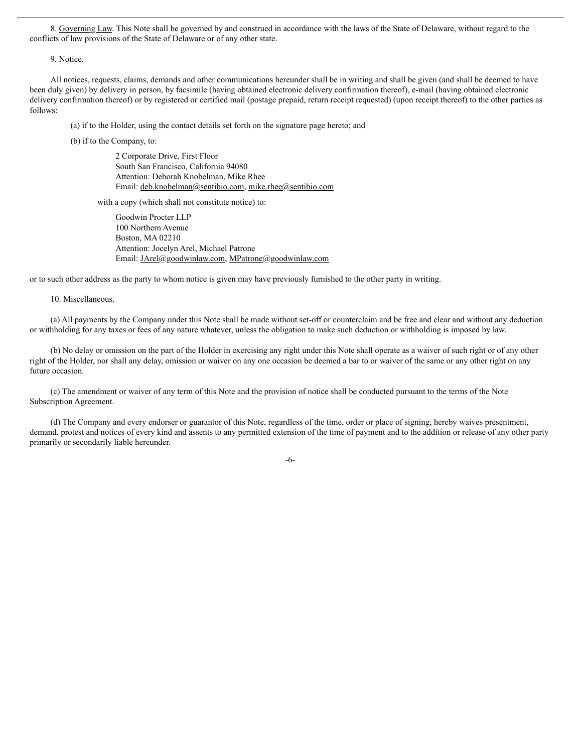8. Governing Law. This Note shall be governed by and construed in accordance with the laws of the State of Delaware, without regard to the conflicts of law provisions of the State of Delaware or of any other state.

9. Notice.

All notices, requests, claims, demands and other communications hereunder shall be in writing and shall be given (and shall be deemed to have been duly given) by delivery in person, by facsimile (having obtained electronic delivery confirmation thereof), e-mail (having obtained electronic delivery confirmation thereof) or by registered or certified mail (postage prepaid, return receipt requested) (upon receipt thereof) to the other parties as follows:

(a) if to the Holder, using the contact details set forth on the signature page hereto; and

(b) if to the Company, to:

2 Corporate Drive, First Floor
South San Francisco, California 94080
Attention: Deborah Knobelman, Mike Rhee
Email: deb.knobelman@sentibio.com, mike.rhee@sentibio.com

with a copy (which shall not constitute notice) to:

Goodwin Procter LLP
100 Northern Avenue
Boston, MA 02210
Attention: Jocelyn Arel, Michael Patrone
Email: JArel@goodwinlaw.com, MPatrone@goodwinlaw.com

or to such other address as the party to whom notice is given may have previously furnished to the other party in writing.

10. Miscellaneous.

(a) All payments by the Company under this Note shall be made without set-off or counterclaim and be free and clear and without any deduction or withholding for any taxes or fees of any nature whatever, unless the obligation to make such deduction or withholding is imposed by law.

(b) No delay or omission on the part of the Holder in exercising any right under this Note shall operate as a waiver of such right or of any other right of the Holder, nor shall any delay, omission or waiver on any one occasion be deemed a bar to or waiver of the same or any other right on any future occasion.

(c) The amendment or waiver of any term of this Note and the provision of notice shall be conducted pursuant to the terms of the Note Subscription Agreement.

(d) The Company and every endorser or guarantor of this Note, regardless of the time, order or place of signing, hereby waives presentment, demand, protest and notices of every kind and assents to any permitted extension of the time of payment and to the addition or release of any other party primarily or secondarily liable hereunder.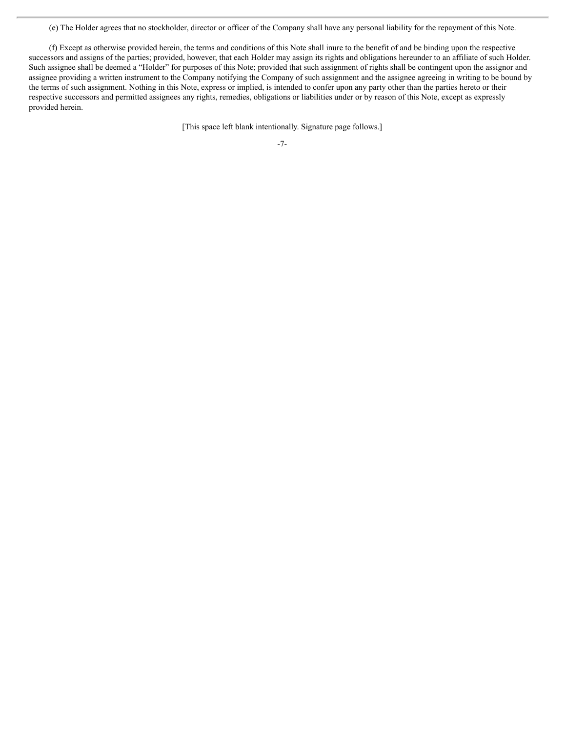(e) The Holder agrees that no stockholder, director or officer of the Company shall have any personal liability for the repayment of this Note.

(f) Except as otherwise provided herein, the terms and conditions of this Note shall inure to the benefit of and be binding upon the respective successors and assigns of the parties; provided, however, that each Holder may assign its rights and obligations hereunder to an affiliate of such Holder. Such assignee shall be deemed a "Holder" for purposes of this Note; provided that such assignment of rights shall be contingent upon the assignor and assignee providing a written instrument to the Company notifying the Company of such assignment and the assignee agreeing in writing to be bound by the terms of such assignment. Nothing in this Note, express or implied, is intended to confer upon any party other than the parties hereto or their respective successors and permitted assignees any rights, remedies, obligations or liabilities under or by reason of this Note, except as expressly provided herein.

[This space left blank intentionally. Signature page follows.]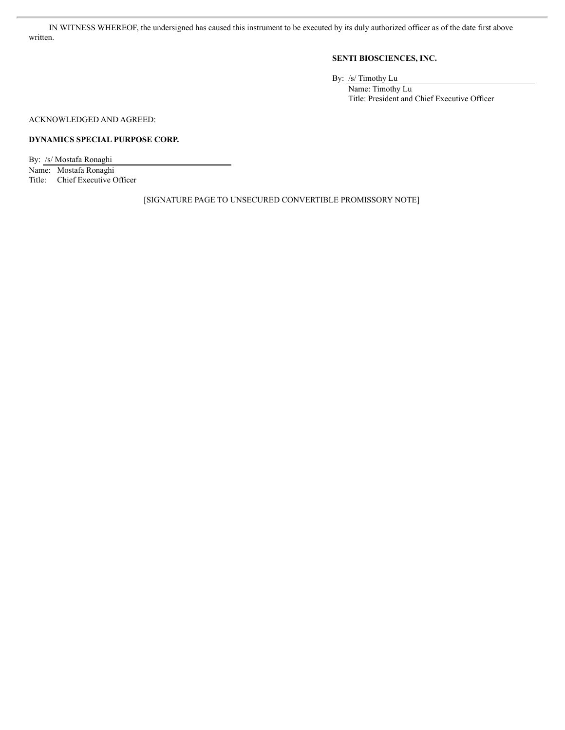IN WITNESS WHEREOF, the undersigned has caused this instrument to be executed by its duly authorized officer as of the date first above written.

**SENTI BIOSCIENCES, INC.**

By: /s/ Timothy Lu
Name: Timothy Lu
Title: President and Chief Executive Officer

ACKNOWLEDGED AND AGREED:

**DYNAMICS SPECIAL PURPOSE CORP.**

By: /s/ Mostafa Ronaghi
Name: Mostafa Ronaghi
Title: Chief Executive Officer

[SIGNATURE PAGE TO UNSECURED CONVERTIBLE PROMISSORY NOTE]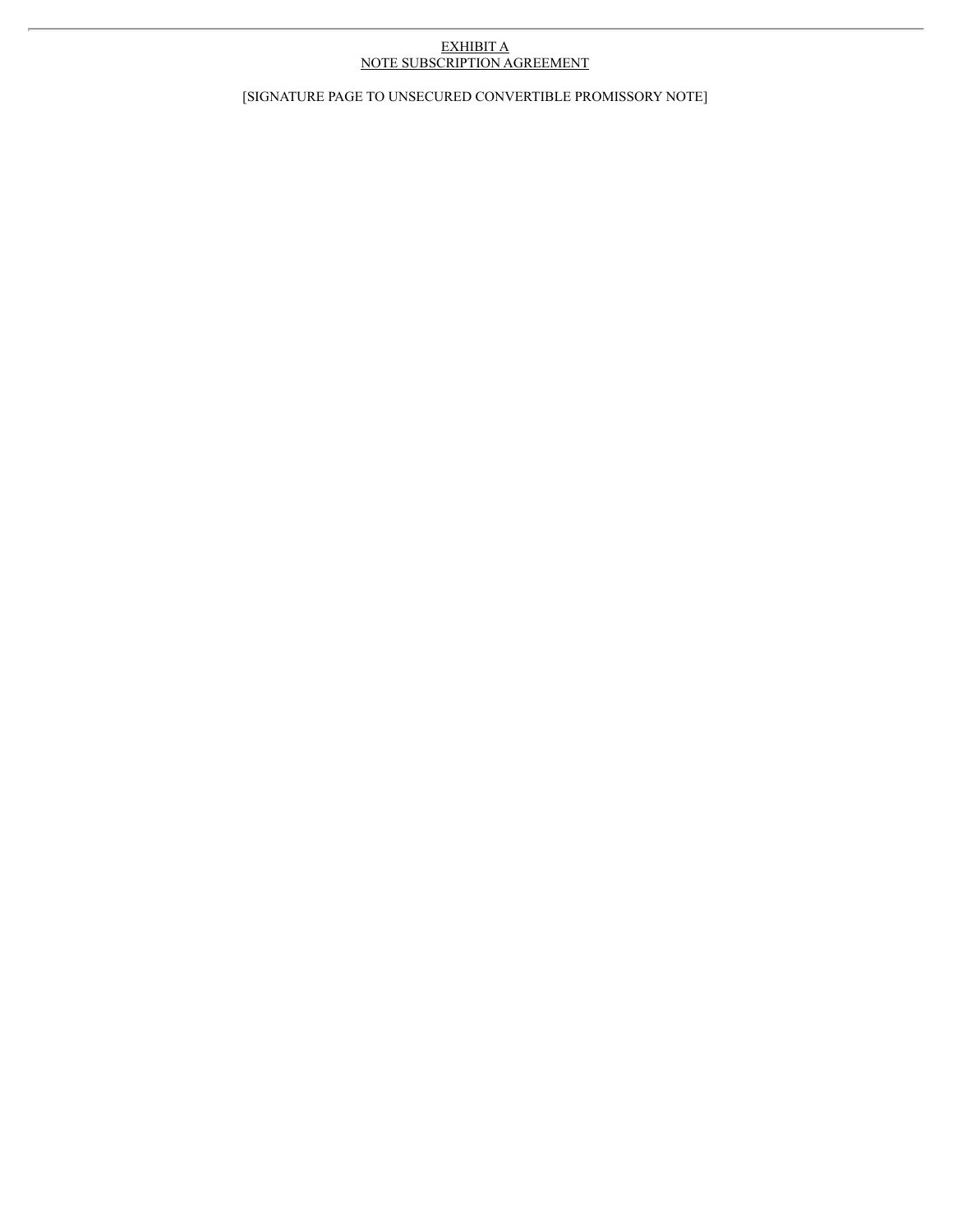EXHIBIT A
NOTE SUBSCRIPTION AGREEMENT

[SIGNATURE PAGE TO UNSECURED CONVERTIBLE PROMISSORY NOTE]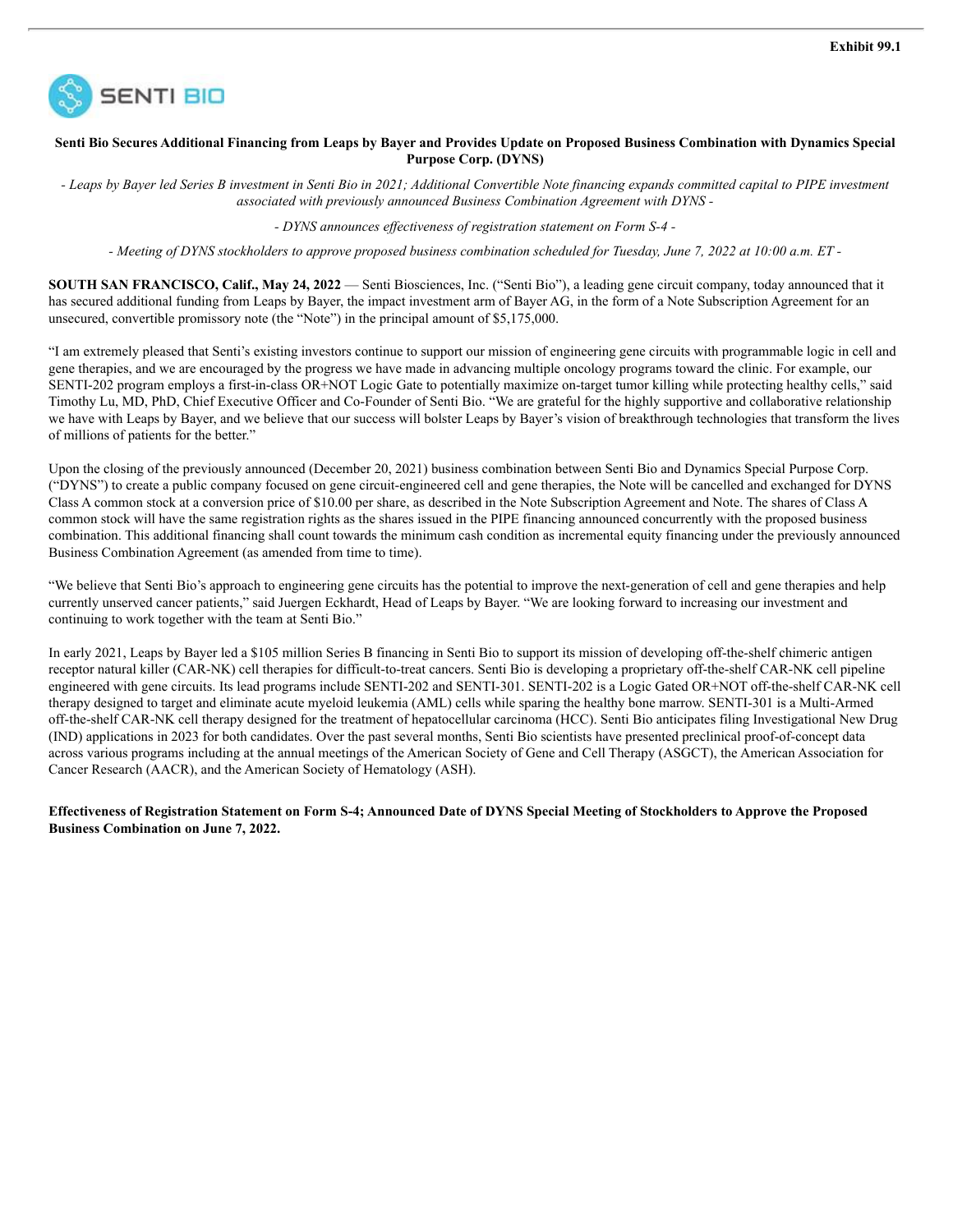**Exhibit 99.1**

SENTI BIO

**Senti Bio Secures Additional Financing from Leaps by Bayer and Provides Update on Proposed Business Combination with Dynamics Special Purpose Corp. (DYNS)**

*- Leaps by Bayer led Series B investment in Senti Bio in 2021; Additional Convertible Note financing expands committed capital to PIPE investment associated with previously announced Business Combination Agreement with DYNS -*

*- DYNS announces effectiveness of registration statement on Form S-4 -*

*- Meeting of DYNS stockholders to approve proposed business combination scheduled for Tuesday, June 7, 2022 at 10:00 a.m. ET -*

**SOUTH SAN FRANCISCO, Calif., May 24, 2022** — Senti Biosciences, Inc. ("Senti Bio"), a leading gene circuit company, today announced that it has secured additional funding from Leaps by Bayer, the impact investment arm of Bayer AG, in the form of a Note Subscription Agreement for an unsecured, convertible promissory note (the "Note") in the principal amount of $5,175,000.

"I am extremely pleased that Senti's existing investors continue to support our mission of engineering gene circuits with programmable logic in cell and gene therapies, and we are encouraged by the progress we have made in advancing multiple oncology programs toward the clinic. For example, our SENTI-202 program employs a first-in-class OR+NOT Logic Gate to potentially maximize on-target tumor killing while protecting healthy cells," said Timothy Lu, MD, PhD, Chief Executive Officer and Co-Founder of Senti Bio. "We are grateful for the highly supportive and collaborative relationship we have with Leaps by Bayer, and we believe that our success will bolster Leaps by Bayer's vision of breakthrough technologies that transform the lives of millions of patients for the better."

Upon the closing of the previously announced (December 20, 2021) business combination between Senti Bio and Dynamics Special Purpose Corp. ("DYNS") to create a public company focused on gene circuit-engineered cell and gene therapies, the Note will be cancelled and exchanged for DYNS Class A common stock at a conversion price of $10.00 per share, as described in the Note Subscription Agreement and Note. The shares of Class A common stock will have the same registration rights as the shares issued in the PIPE financing announced concurrently with the proposed business combination. This additional financing shall count towards the minimum cash condition as incremental equity financing under the previously announced Business Combination Agreement (as amended from time to time).

"We believe that Senti Bio's approach to engineering gene circuits has the potential to improve the next-generation of cell and gene therapies and help currently unserved cancer patients," said Juergen Eckhardt, Head of Leaps by Bayer. "We are looking forward to increasing our investment and continuing to work together with the team at Senti Bio."

In early 2021, Leaps by Bayer led a $105 million Series B financing in Senti Bio to support its mission of developing off-the-shelf chimeric antigen receptor natural killer (CAR-NK) cell therapies for difficult-to-treat cancers. Senti Bio is developing a proprietary off-the-shelf CAR-NK cell pipeline engineered with gene circuits. Its lead programs include SENTI-202 and SENTI-301. SENTI-202 is a Logic Gated OR+NOT off-the-shelf CAR-NK cell therapy designed to target and eliminate acute myeloid leukemia (AML) cells while sparing the healthy bone marrow. SENTI-301 is a Multi-Armed off-the-shelf CAR-NK cell therapy designed for the treatment of hepatocellular carcinoma (HCC). Senti Bio anticipates filing Investigational New Drug (IND) applications in 2023 for both candidates. Over the past several months, Senti Bio scientists have presented preclinical proof-of-concept data across various programs including at the annual meetings of the American Society of Gene and Cell Therapy (ASGCT), the American Association for Cancer Research (AACR), and the American Society of Hematology (ASH).

**Effectiveness of Registration Statement on Form S-4; Announced Date of DYNS Special Meeting of Stockholders to Approve the Proposed Business Combination on June 7, 2022.**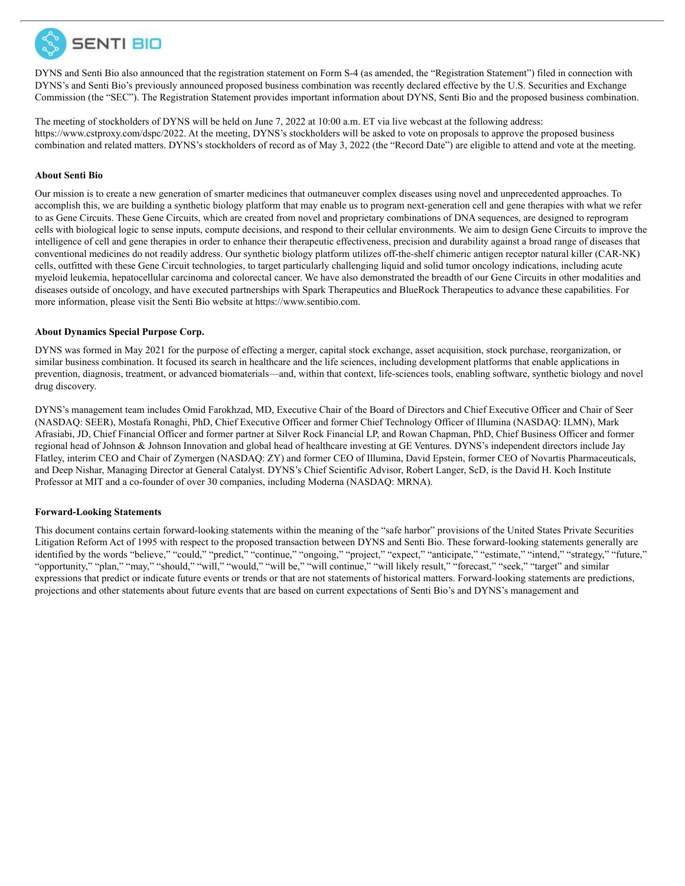DYNS and Senti Bio also announced that the registration statement on Form S-4 (as amended, the "Registration Statement") filed in connection with DYNS's and Senti Bio's previously announced proposed business combination was recently declared effective by the U.S. Securities and Exchange Commission (the "SEC"). The Registration Statement provides important information about DYNS, Senti Bio and the proposed business combination.

The meeting of stockholders of DYNS will be held on June 7, 2022 at 10:00 a.m. ET via live webcast at the following address: https://www.cstproxy.com/dspc/2022. At the meeting, DYNS's stockholders will be asked to vote on proposals to approve the proposed business combination and related matters. DYNS's stockholders of record as of May 3, 2022 (the "Record Date") are eligible to attend and vote at the meeting.

**About Senti Bio**

Our mission is to create a new generation of smarter medicines that outmaneuver complex diseases using novel and unprecedented approaches. To accomplish this, we are building a synthetic biology platform that may enable us to program next-generation cell and gene therapies with what we refer to as Gene Circuits. These Gene Circuits, which are created from novel and proprietary combinations of DNA sequences, are designed to reprogram cells with biological logic to sense inputs, compute decisions, and respond to their cellular environments. We aim to design Gene Circuits to improve the intelligence of cell and gene therapies in order to enhance their therapeutic effectiveness, precision and durability against a broad range of diseases that conventional medicines do not readily address. Our synthetic biology platform utilizes off-the-shelf chimeric antigen receptor natural killer (CAR-NK) cells, outfitted with these Gene Circuit technologies, to target particularly challenging liquid and solid tumor oncology indications, including acute myeloid leukemia, hepatocellular carcinoma and colorectal cancer. We have also demonstrated the breadth of our Gene Circuits in other modalities and diseases outside of oncology, and have executed partnerships with Spark Therapeutics and BlueRock Therapeutics to advance these capabilities. For more information, please visit the Senti Bio website at https://www.sentibio.com.

**About Dynamics Special Purpose Corp.**

DYNS was formed in May 2021 for the purpose of effecting a merger, capital stock exchange, asset acquisition, stock purchase, reorganization, or similar business combination. It focused its search in healthcare and the life sciences, including development platforms that enable applications in prevention, diagnosis, treatment, or advanced biomaterials—and, within that context, life-sciences tools, enabling software, synthetic biology and novel drug discovery.

DYNS's management team includes Omid Farokhzad, MD, Executive Chair of the Board of Directors and Chief Executive Officer and Chair of Seer (NASDAQ: SEER), Mostafa Ronaghi, PhD, Chief Executive Officer and former Chief Technology Officer of Illumina (NASDAQ: ILMN), Mark Afrasiabi, JD, Chief Financial Officer and former partner at Silver Rock Financial LP, and Rowan Chapman, PhD, Chief Business Officer and former regional head of Johnson & Johnson Innovation and global head of healthcare investing at GE Ventures. DYNS's independent directors include Jay Flatley, interim CEO and Chair of Zymergen (NASDAQ: ZY) and former CEO of Illumina, David Epstein, former CEO of Novartis Pharmaceuticals, and Deep Nishar, Managing Director at General Catalyst. DYNS's Chief Scientific Advisor, Robert Langer, ScD, is the David H. Koch Institute Professor at MIT and a co-founder of over 30 companies, including Moderna (NASDAQ: MRNA).

**Forward-Looking Statements**

This document contains certain forward-looking statements within the meaning of the "safe harbor" provisions of the United States Private Securities Litigation Reform Act of 1995 with respect to the proposed transaction between DYNS and Senti Bio. These forward-looking statements generally are identified by the words "believe," "could," "predict," "continue," "ongoing," "project," "expect," "anticipate," "estimate," "intend," "strategy," "future," "opportunity," "plan," "may," "should," "will," "would," "will be," "will continue," "will likely result," "forecast," "seek," "target" and similar expressions that predict or indicate future events or trends or that are not statements of historical matters. Forward-looking statements are predictions, projections and other statements about future events that are based on current expectations of Senti Bio's and DYNS's management and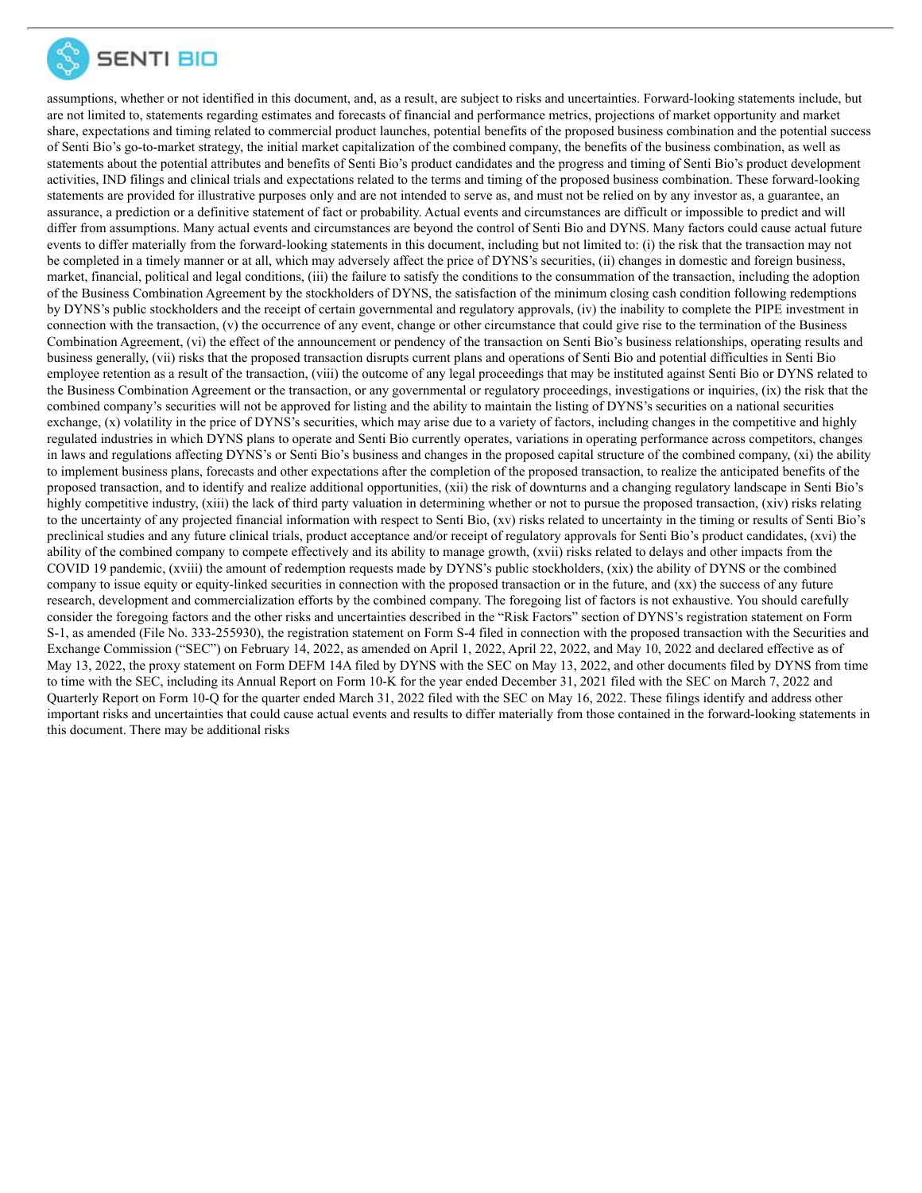assumptions, whether or not identified in this document, and, as a result, are subject to risks and uncertainties. Forward-looking statements include, but are not limited to, statements regarding estimates and forecasts of financial and performance metrics, projections of market opportunity and market share, expectations and timing related to commercial product launches, potential benefits of the proposed business combination and the potential success of Senti Bio's go-to-market strategy, the initial market capitalization of the combined company, the benefits of the business combination, as well as statements about the potential attributes and benefits of Senti Bio's product candidates and the progress and timing of Senti Bio's product development activities, IND filings and clinical trials and expectations related to the terms and timing of the proposed business combination. These forward-looking statements are provided for illustrative purposes only and are not intended to serve as, and must not be relied on by any investor as, a guarantee, an assurance, a prediction or a definitive statement of fact or probability. Actual events and circumstances are difficult or impossible to predict and will differ from assumptions. Many actual events and circumstances are beyond the control of Senti Bio and DYNS. Many factors could cause actual future events to differ materially from the forward-looking statements in this document, including but not limited to: (i) the risk that the transaction may not be completed in a timely manner or at all, which may adversely affect the price of DYNS's securities, (ii) changes in domestic and foreign business, market, financial, political and legal conditions, (iii) the failure to satisfy the conditions to the consummation of the transaction, including the adoption of the Business Combination Agreement by the stockholders of DYNS, the satisfaction of the minimum closing cash condition following redemptions by DYNS's public stockholders and the receipt of certain governmental and regulatory approvals, (iv) the inability to complete the PIPE investment in connection with the transaction, (v) the occurrence of any event, change or other circumstance that could give rise to the termination of the Business Combination Agreement, (vi) the effect of the announcement or pendency of the transaction on Senti Bio's business relationships, operating results and business generally, (vii) risks that the proposed transaction disrupts current plans and operations of Senti Bio and potential difficulties in Senti Bio employee retention as a result of the transaction, (viii) the outcome of any legal proceedings that may be instituted against Senti Bio or DYNS related to the Business Combination Agreement or the transaction, or any governmental or regulatory proceedings, investigations or inquiries, (ix) the risk that the combined company's securities will not be approved for listing and the ability to maintain the listing of DYNS's securities on a national securities exchange, (x) volatility in the price of DYNS's securities, which may arise due to a variety of factors, including changes in the competitive and highly regulated industries in which DYNS plans to operate and Senti Bio currently operates, variations in operating performance across competitors, changes in laws and regulations affecting DYNS's or Senti Bio's business and changes in the proposed capital structure of the combined company, (xi) the ability to implement business plans, forecasts and other expectations after the completion of the proposed transaction, to realize the anticipated benefits of the proposed transaction, and to identify and realize additional opportunities, (xii) the risk of downturns and a changing regulatory landscape in Senti Bio's highly competitive industry, (xiii) the lack of third party valuation in determining whether or not to pursue the proposed transaction, (xiv) risks relating to the uncertainty of any projected financial information with respect to Senti Bio, (xv) risks related to uncertainty in the timing or results of Senti Bio's preclinical studies and any future clinical trials, product acceptance and/or receipt of regulatory approvals for Senti Bio's product candidates, (xvi) the ability of the combined company to compete effectively and its ability to manage growth, (xvii) risks related to delays and other impacts from the COVID 19 pandemic, (xviii) the amount of redemption requests made by DYNS's public stockholders, (xix) the ability of DYNS or the combined company to issue equity or equity-linked securities in connection with the proposed transaction or in the future, and (xx) the success of any future research, development and commercialization efforts by the combined company. The foregoing list of factors is not exhaustive. You should carefully consider the foregoing factors and the other risks and uncertainties described in the "Risk Factors" section of DYNS's registration statement on Form S-1, as amended (File No. 333-255930), the registration statement on Form S-4 filed in connection with the proposed transaction with the Securities and Exchange Commission ("SEC") on February 14, 2022, as amended on April 1, 2022, April 22, 2022, and May 10, 2022 and declared effective as of May 13, 2022, the proxy statement on Form DEFM 14A filed by DYNS with the SEC on May 13, 2022, and other documents filed by DYNS from time to time with the SEC, including its Annual Report on Form 10-K for the year ended December 31, 2021 filed with the SEC on March 7, 2022 and Quarterly Report on Form 10-Q for the quarter ended March 31, 2022 filed with the SEC on May 16, 2022. These filings identify and address other important risks and uncertainties that could cause actual events and results to differ materially from those contained in the forward-looking statements in this document. There may be additional risks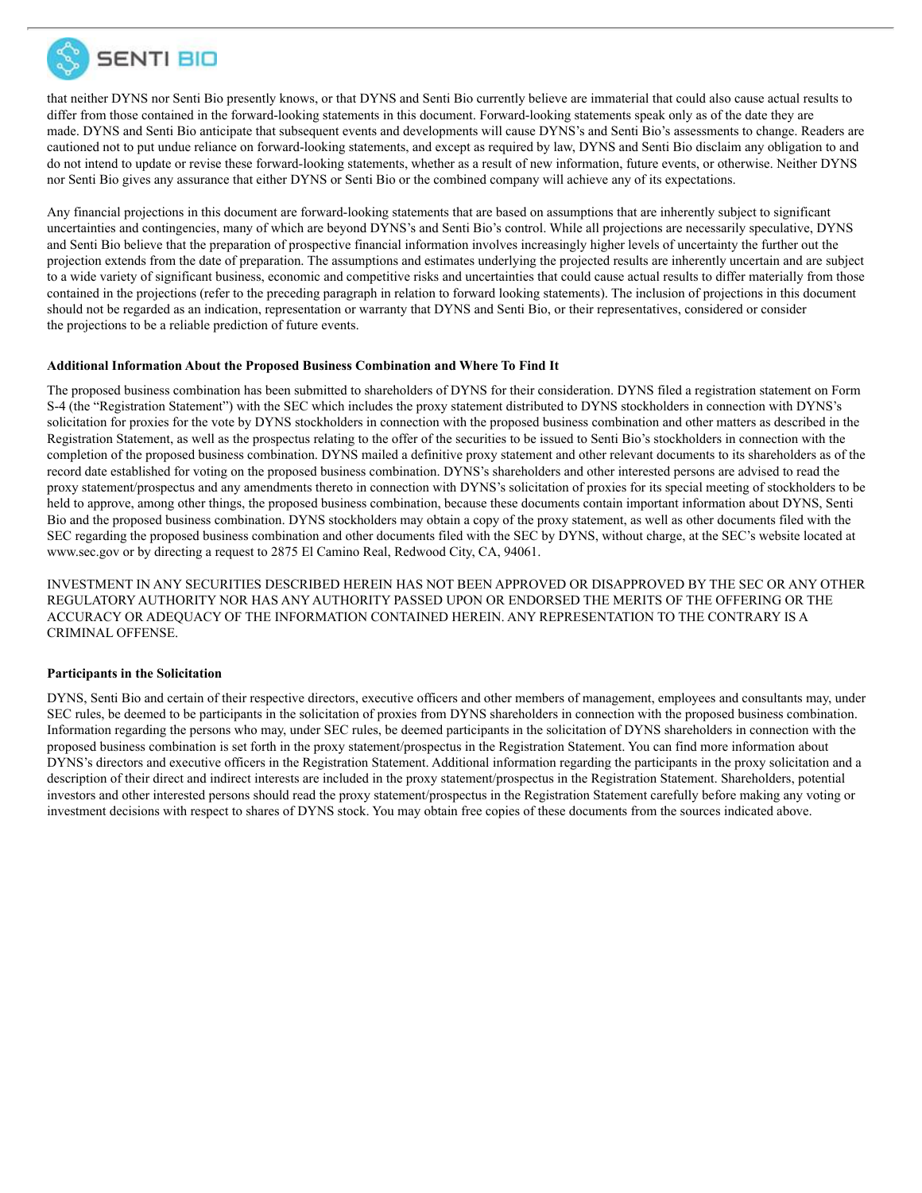that neither DYNS nor Senti Bio presently knows, or that DYNS and Senti Bio currently believe are immaterial that could also cause actual results to differ from those contained in the forward-looking statements in this document. Forward-looking statements speak only as of the date they are made. DYNS and Senti Bio anticipate that subsequent events and developments will cause DYNS's and Senti Bio's assessments to change. Readers are cautioned not to put undue reliance on forward-looking statements, and except as required by law, DYNS and Senti Bio disclaim any obligation to and do not intend to update or revise these forward-looking statements, whether as a result of new information, future events, or otherwise. Neither DYNS nor Senti Bio gives any assurance that either DYNS or Senti Bio or the combined company will achieve any of its expectations.

Any financial projections in this document are forward-looking statements that are based on assumptions that are inherently subject to significant uncertainties and contingencies, many of which are beyond DYNS's and Senti Bio's control. While all projections are necessarily speculative, DYNS and Senti Bio believe that the preparation of prospective financial information involves increasingly higher levels of uncertainty the further out the projection extends from the date of preparation. The assumptions and estimates underlying the projected results are inherently uncertain and are subject to a wide variety of significant business, economic and competitive risks and uncertainties that could cause actual results to differ materially from those contained in the projections (refer to the preceding paragraph in relation to forward looking statements). The inclusion of projections in this document should not be regarded as an indication, representation or warranty that DYNS and Senti Bio, or their representatives, considered or consider the projections to be a reliable prediction of future events.

**Additional Information About the Proposed Business Combination and Where To Find It**

The proposed business combination has been submitted to shareholders of DYNS for their consideration. DYNS filed a registration statement on Form S-4 (the "Registration Statement") with the SEC which includes the proxy statement distributed to DYNS stockholders in connection with DYNS's solicitation for proxies for the vote by DYNS stockholders in connection with the proposed business combination and other matters as described in the Registration Statement, as well as the prospectus relating to the offer of the securities to be issued to Senti Bio's stockholders in connection with the completion of the proposed business combination. DYNS mailed a definitive proxy statement and other relevant documents to its shareholders as of the record date established for voting on the proposed business combination. DYNS's shareholders and other interested persons are advised to read the proxy statement/prospectus and any amendments thereto in connection with DYNS's solicitation of proxies for its special meeting of stockholders to be held to approve, among other things, the proposed business combination, because these documents contain important information about DYNS, Senti Bio and the proposed business combination. DYNS stockholders may obtain a copy of the proxy statement, as well as other documents filed with the SEC regarding the proposed business combination and other documents filed with the SEC by DYNS, without charge, at the SEC's website located at www.sec.gov or by directing a request to 2875 El Camino Real, Redwood City, CA, 94061.

INVESTMENT IN ANY SECURITIES DESCRIBED HEREIN HAS NOT BEEN APPROVED OR DISAPPROVED BY THE SEC OR ANY OTHER REGULATORY AUTHORITY NOR HAS ANY AUTHORITY PASSED UPON OR ENDORSED THE MERITS OF THE OFFERING OR THE ACCURACY OR ADEQUACY OF THE INFORMATION CONTAINED HEREIN. ANY REPRESENTATION TO THE CONTRARY IS A CRIMINAL OFFENSE.

**Participants in the Solicitation**

DYNS, Senti Bio and certain of their respective directors, executive officers and other members of management, employees and consultants may, under SEC rules, be deemed to be participants in the solicitation of proxies from DYNS shareholders in connection with the proposed business combination. Information regarding the persons who may, under SEC rules, be deemed participants in the solicitation of DYNS shareholders in connection with the proposed business combination is set forth in the proxy statement/prospectus in the Registration Statement. You can find more information about DYNS's directors and executive officers in the Registration Statement. Additional information regarding the participants in the proxy solicitation and a description of their direct and indirect interests are included in the proxy statement/prospectus in the Registration Statement. Shareholders, potential investors and other interested persons should read the proxy statement/prospectus in the Registration Statement carefully before making any voting or investment decisions with respect to shares of DYNS stock. You may obtain free copies of these documents from the sources indicated above.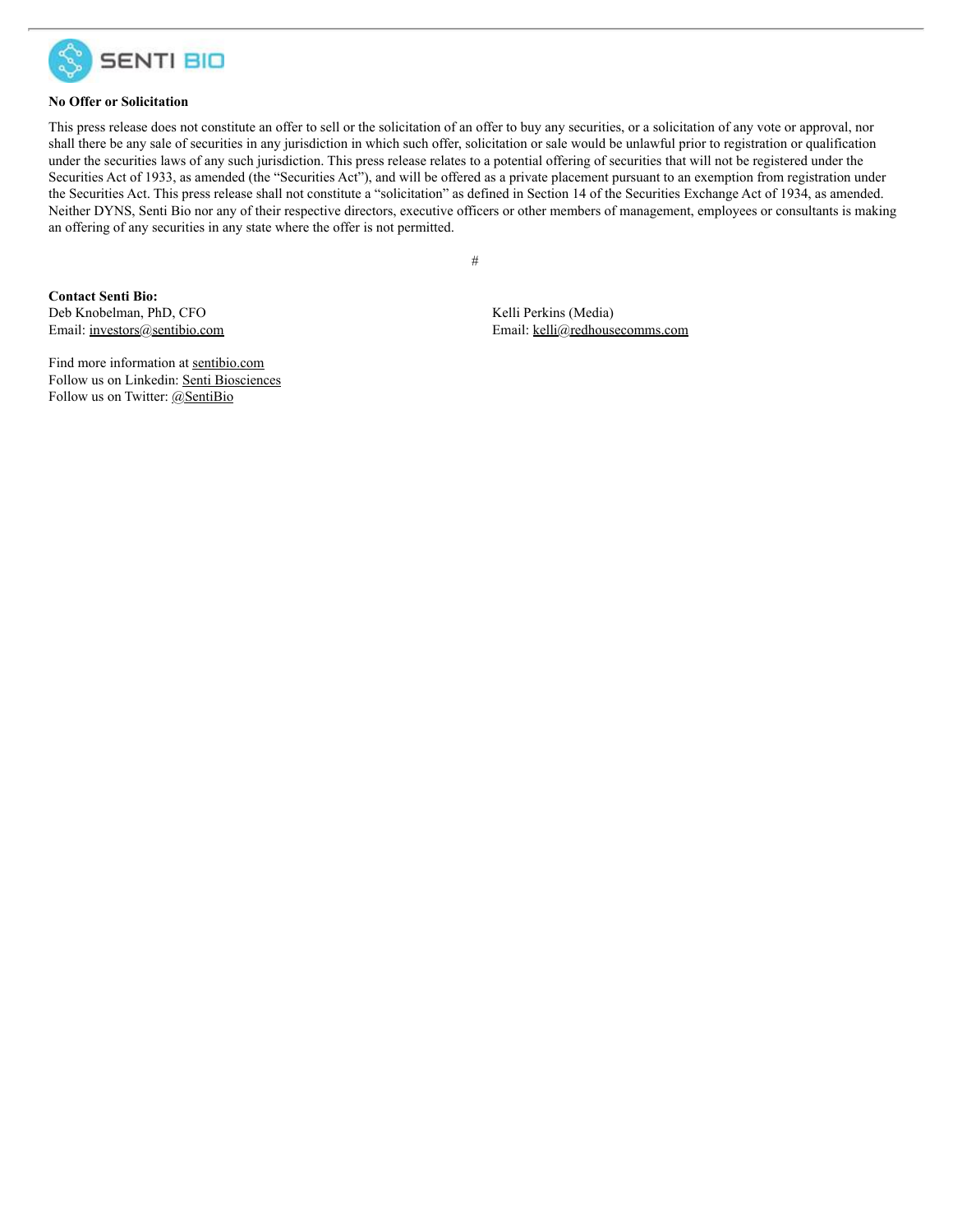**No Offer or Solicitation**

This press release does not constitute an offer to sell or the solicitation of an offer to buy any securities, or a solicitation of any vote or approval, nor shall there be any sale of securities in any jurisdiction in which such offer, solicitation or sale would be unlawful prior to registration or qualification under the securities laws of any such jurisdiction. This press release relates to a potential offering of securities that will not be registered under the Securities Act of 1933, as amended (the "Securities Act"), and will be offered as a private placement pursuant to an exemption from registration under the Securities Act. This press release shall not constitute a "solicitation" as defined in Section 14 of the Securities Exchange Act of 1934, as amended. Neither DYNS, Senti Bio nor any of their respective directors, executive officers or other members of management, employees or consultants is making an offering of any securities in any state where the offer is not permitted.

#

**Contact Senti Bio:**
Deb Knobelman, PhD, CFO
Email: investors@sentibio.com

Kelli Perkins (Media)
Email: kelli@redhousecomms.com

Find more information at sentibio.com
Follow us on Linkedin: Senti Biosciences
Follow us on Twitter: @SentiBio